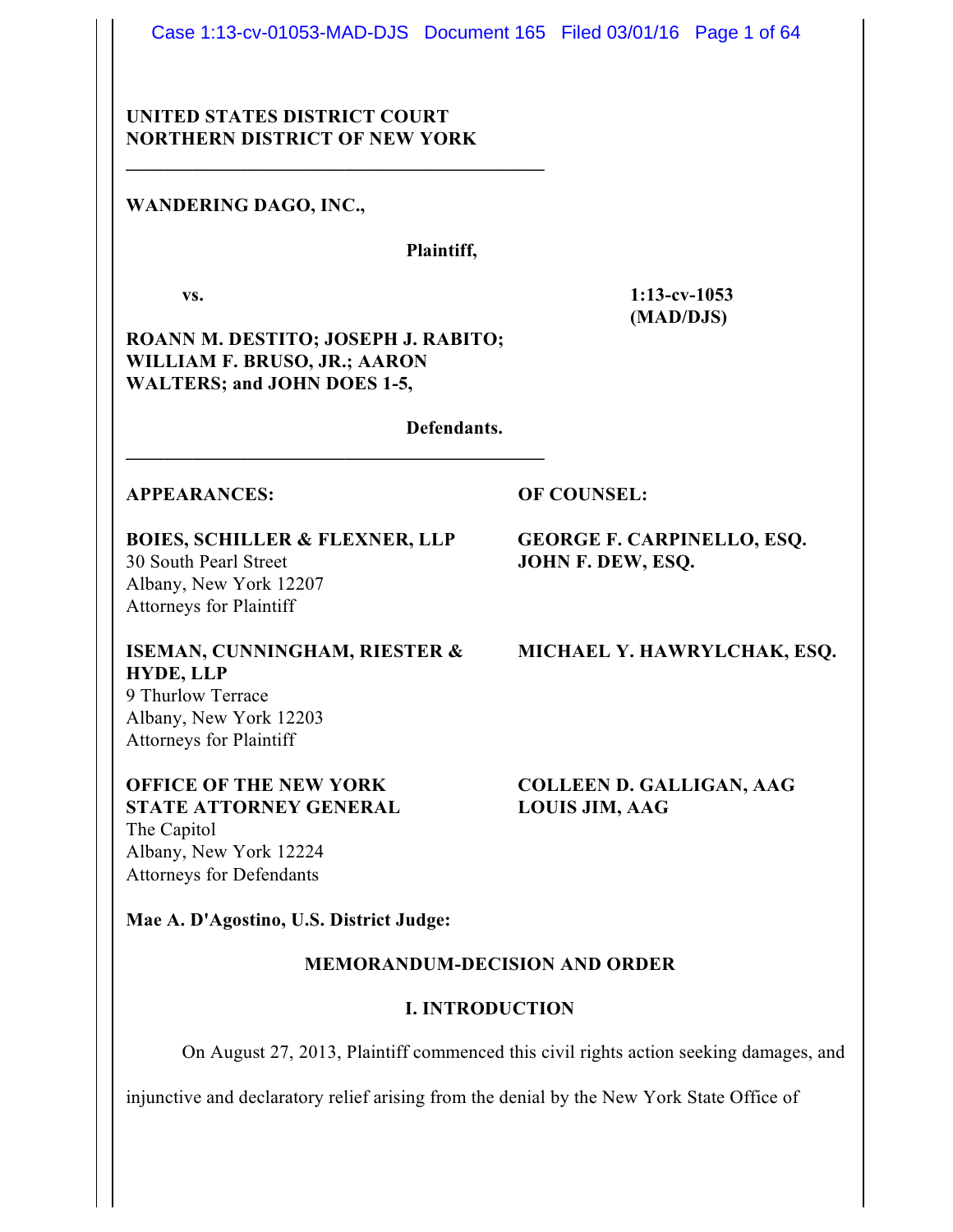UNITED STATES DISTRICT COURT
NORTHERN DISTRICT OF NEW YORK

---

**WANDERING DAGO, INC.,**

**Plaintiff,**

**vs.** **1:13-cv-1053 (MAD/DJS)**

**ROANN M. DESTITO; JOSEPH J. RABITO; WILLIAM F. BRUSO, JR.; AARON WALTERS; and JOHN DOES 1-5,**

**Defendants.**

---

**APPEARANCES:** **OF COUNSEL:**

**BOIES, SCHILLER & FLEXNER, LLP**
30 South Pearl Street
Albany, New York 12207
Attorneys for Plaintiff

**GEORGE F. CARPINELLO, ESQ.**
**JOHN F. DEW, ESQ.**

**ISEMAN, CUNNINGHAM, RIESTER & HYDE, LLP**
9 Thurlow Terrace
Albany, New York 12203
Attorneys for Plaintiff

**MICHAEL Y. HAWRYLCHAK, ESQ.**

**OFFICE OF THE NEW YORK STATE ATTORNEY GENERAL**
The Capitol
Albany, New York 12224
Attorneys for Defendants

**COLLEEN D. GALLIGAN, AAG**
**LOUIS JIM, AAG**

**Mae A. D'Agostino, U.S. District Judge:**

## MEMORANDUM-DECISION AND ORDER

### I. INTRODUCTION

On August 27, 2013, Plaintiff commenced this civil rights action seeking damages, and injunctive and declaratory relief arising from the denial by the New York State Office of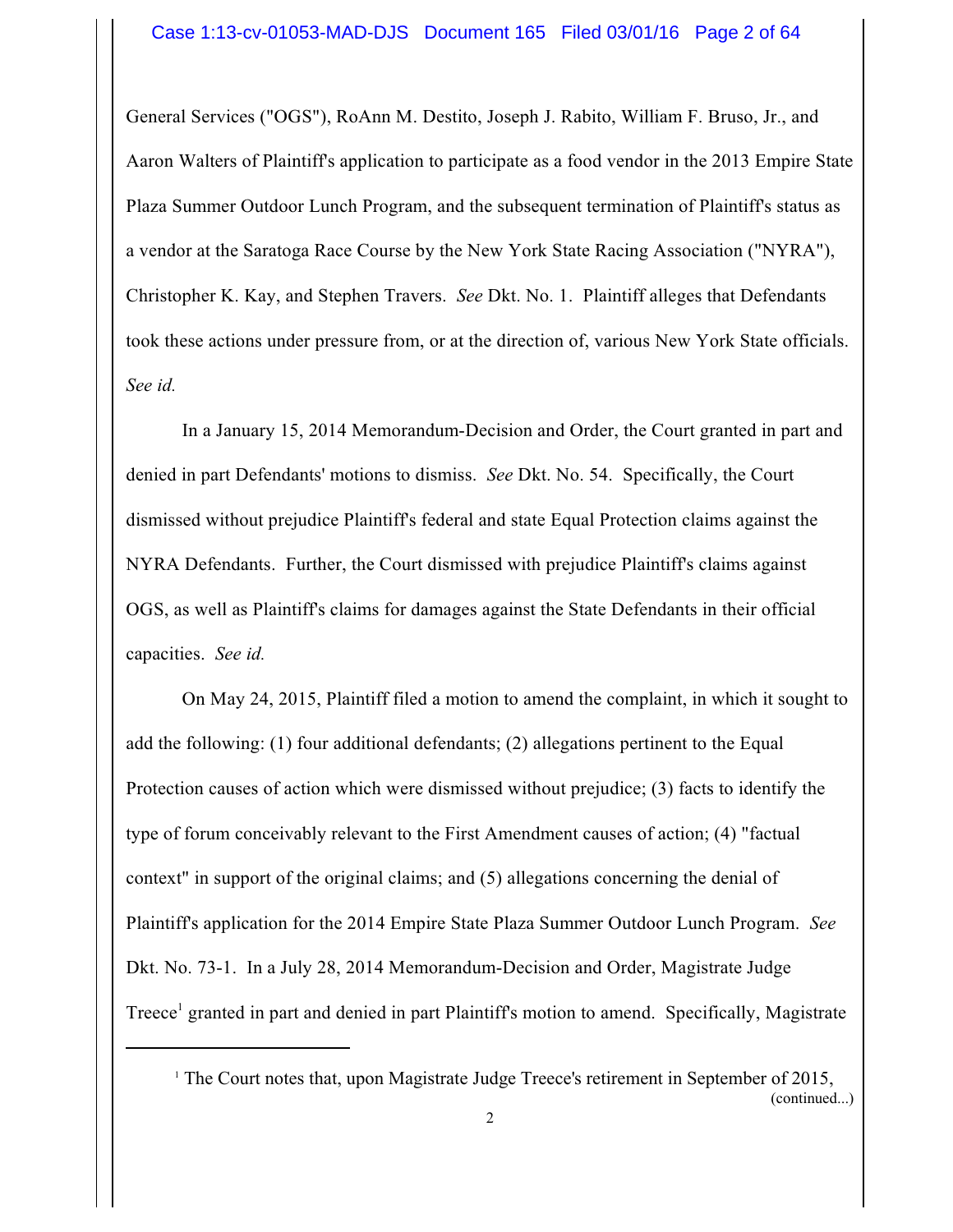General Services ("OGS"), RoAnn M. Destito, Joseph J. Rabito, William F. Bruso, Jr., and Aaron Walters of Plaintiff's application to participate as a food vendor in the 2013 Empire State Plaza Summer Outdoor Lunch Program, and the subsequent termination of Plaintiff's status as a vendor at the Saratoga Race Course by the New York State Racing Association ("NYRA"), Christopher K. Kay, and Stephen Travers. *See* Dkt. No. 1. Plaintiff alleges that Defendants took these actions under pressure from, or at the direction of, various New York State officials. *See id.*

In a January 15, 2014 Memorandum-Decision and Order, the Court granted in part and denied in part Defendants' motions to dismiss. *See* Dkt. No. 54. Specifically, the Court dismissed without prejudice Plaintiff's federal and state Equal Protection claims against the NYRA Defendants. Further, the Court dismissed with prejudice Plaintiff's claims against OGS, as well as Plaintiff's claims for damages against the State Defendants in their official capacities. *See id.*

On May 24, 2015, Plaintiff filed a motion to amend the complaint, in which it sought to add the following: (1) four additional defendants; (2) allegations pertinent to the Equal Protection causes of action which were dismissed without prejudice; (3) facts to identify the type of forum conceivably relevant to the First Amendment causes of action; (4) "factual context" in support of the original claims; and (5) allegations concerning the denial of Plaintiff's application for the 2014 Empire State Plaza Summer Outdoor Lunch Program. *See* Dkt. No. 73-1. In a July 28, 2014 Memorandum-Decision and Order, Magistrate Judge Treece[1] granted in part and denied in part Plaintiff's motion to amend. Specifically, Magistrate

[1] The Court notes that, upon Magistrate Judge Treece's retirement in September of 2015, (continued...)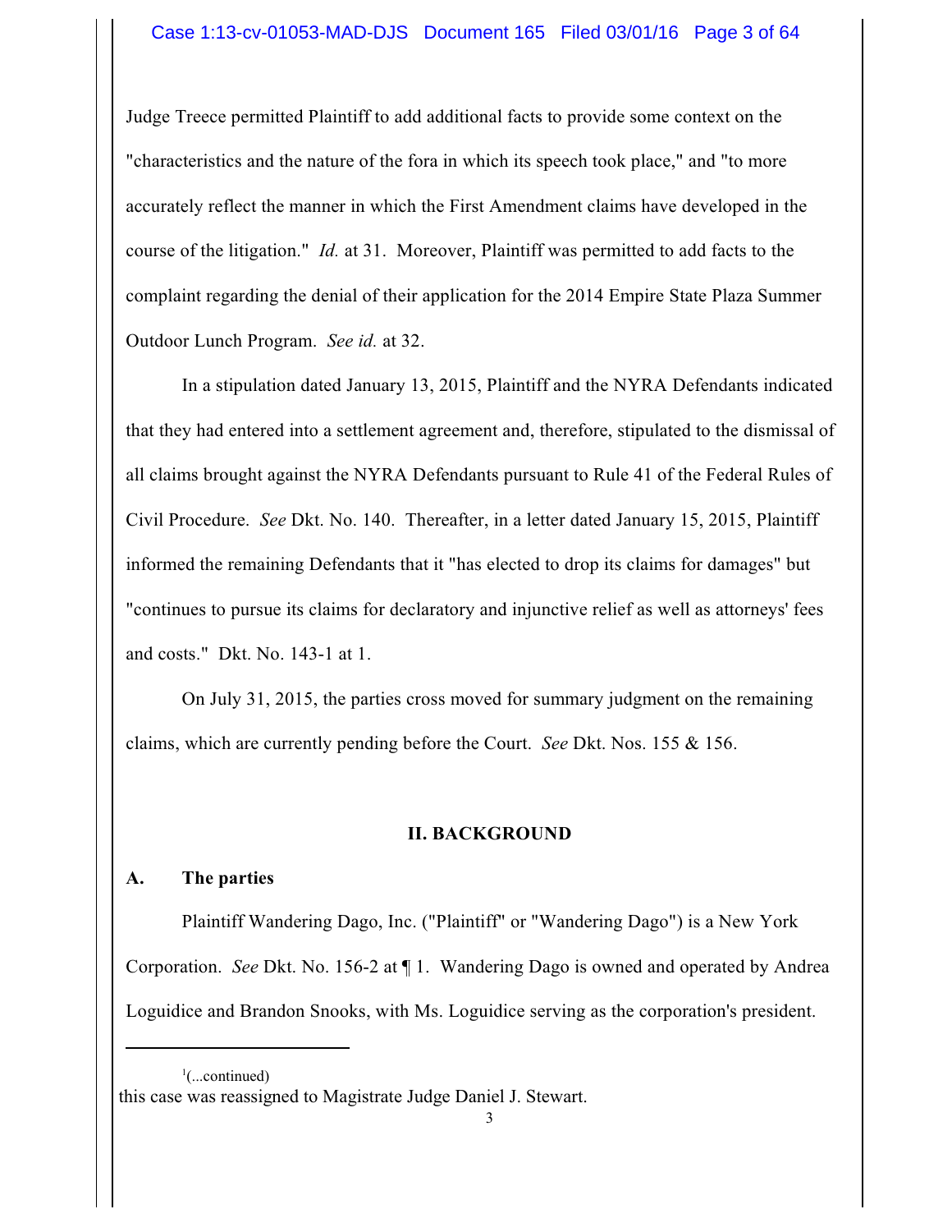Judge Treece permitted Plaintiff to add additional facts to provide some context on the "characteristics and the nature of the fora in which its speech took place," and "to more accurately reflect the manner in which the First Amendment claims have developed in the course of the litigation." *Id.* at 31. Moreover, Plaintiff was permitted to add facts to the complaint regarding the denial of their application for the 2014 Empire State Plaza Summer Outdoor Lunch Program. *See id.* at 32.

In a stipulation dated January 13, 2015, Plaintiff and the NYRA Defendants indicated that they had entered into a settlement agreement and, therefore, stipulated to the dismissal of all claims brought against the NYRA Defendants pursuant to Rule 41 of the Federal Rules of Civil Procedure. *See* Dkt. No. 140. Thereafter, in a letter dated January 15, 2015, Plaintiff informed the remaining Defendants that it "has elected to drop its claims for damages" but "continues to pursue its claims for declaratory and injunctive relief as well as attorneys' fees and costs." Dkt. No. 143-1 at 1.

On July 31, 2015, the parties cross moved for summary judgment on the remaining claims, which are currently pending before the Court. *See* Dkt. Nos. 155 & 156.

## II. BACKGROUND

### A. The parties

Plaintiff Wandering Dago, Inc. ("Plaintiff" or "Wandering Dago") is a New York Corporation. *See* Dkt. No. 156-2 at ¶ 1. Wandering Dago is owned and operated by Andrea Loguidice and Brandon Snooks, with Ms. Loguidice serving as the corporation's president.

---

[1](...continued)
this case was reassigned to Magistrate Judge Daniel J. Stewart.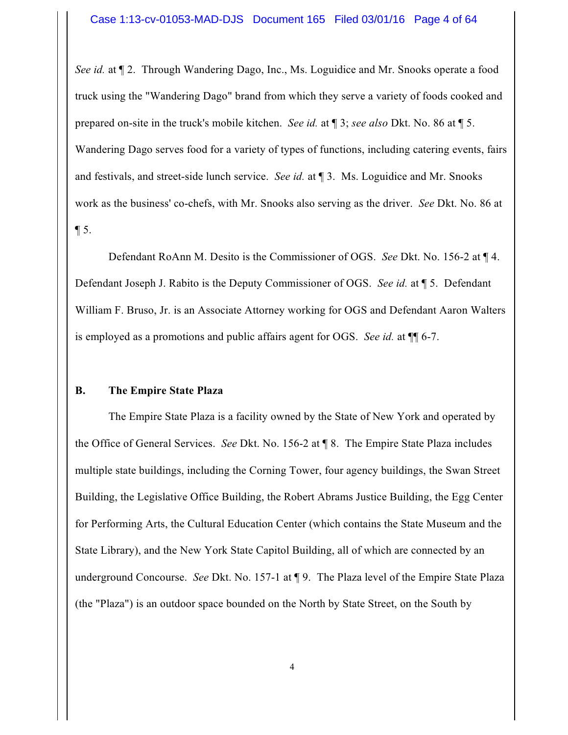*See id.* at ¶ 2. Through Wandering Dago, Inc., Ms. Loguidice and Mr. Snooks operate a food truck using the "Wandering Dago" brand from which they serve a variety of foods cooked and prepared on-site in the truck's mobile kitchen. *See id.* at ¶ 3; *see also* Dkt. No. 86 at ¶ 5. Wandering Dago serves food for a variety of types of functions, including catering events, fairs and festivals, and street-side lunch service. *See id.* at ¶ 3. Ms. Loguidice and Mr. Snooks work as the business' co-chefs, with Mr. Snooks also serving as the driver. *See* Dkt. No. 86 at ¶ 5.

Defendant RoAnn M. Desito is the Commissioner of OGS. *See* Dkt. No. 156-2 at ¶ 4. Defendant Joseph J. Rabito is the Deputy Commissioner of OGS. *See id.* at ¶ 5. Defendant William F. Bruso, Jr. is an Associate Attorney working for OGS and Defendant Aaron Walters is employed as a promotions and public affairs agent for OGS. *See id.* at ¶¶ 6-7.

### B. The Empire State Plaza

The Empire State Plaza is a facility owned by the State of New York and operated by the Office of General Services. *See* Dkt. No. 156-2 at ¶ 8. The Empire State Plaza includes multiple state buildings, including the Corning Tower, four agency buildings, the Swan Street Building, the Legislative Office Building, the Robert Abrams Justice Building, the Egg Center for Performing Arts, the Cultural Education Center (which contains the State Museum and the State Library), and the New York State Capitol Building, all of which are connected by an underground Concourse. *See* Dkt. No. 157-1 at ¶ 9. The Plaza level of the Empire State Plaza (the "Plaza") is an outdoor space bounded on the North by State Street, on the South by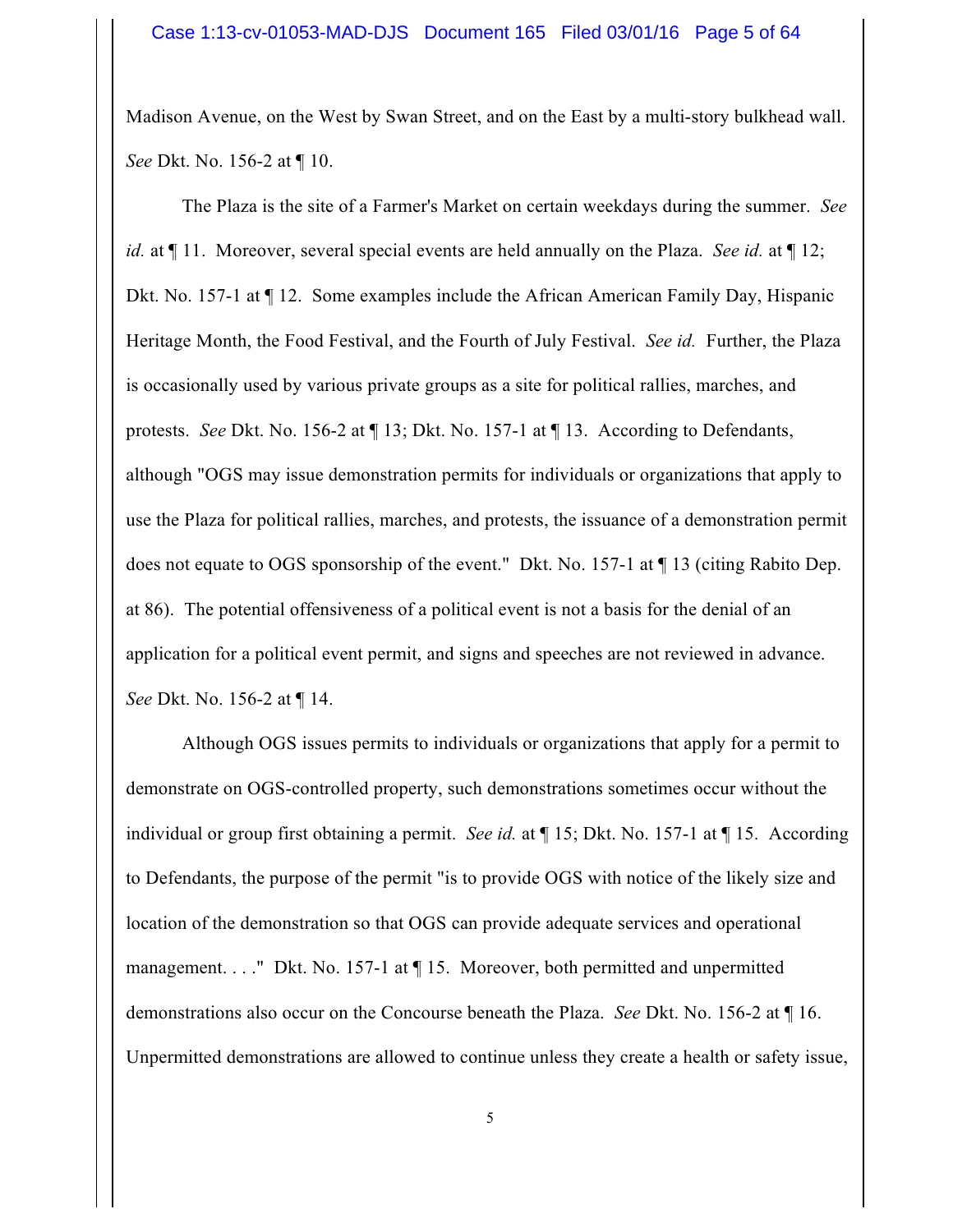Madison Avenue, on the West by Swan Street, and on the East by a multi-story bulkhead wall. *See* Dkt. No. 156-2 at ¶ 10.

The Plaza is the site of a Farmer's Market on certain weekdays during the summer. *See id.* at ¶ 11. Moreover, several special events are held annually on the Plaza. *See id.* at ¶ 12; Dkt. No. 157-1 at ¶ 12. Some examples include the African American Family Day, Hispanic Heritage Month, the Food Festival, and the Fourth of July Festival. *See id.* Further, the Plaza is occasionally used by various private groups as a site for political rallies, marches, and protests. *See* Dkt. No. 156-2 at ¶ 13; Dkt. No. 157-1 at ¶ 13. According to Defendants, although "OGS may issue demonstration permits for individuals or organizations that apply to use the Plaza for political rallies, marches, and protests, the issuance of a demonstration permit does not equate to OGS sponsorship of the event." Dkt. No. 157-1 at ¶ 13 (citing Rabito Dep. at 86). The potential offensiveness of a political event is not a basis for the denial of an application for a political event permit, and signs and speeches are not reviewed in advance. *See* Dkt. No. 156-2 at ¶ 14.

Although OGS issues permits to individuals or organizations that apply for a permit to demonstrate on OGS-controlled property, such demonstrations sometimes occur without the individual or group first obtaining a permit. *See id.* at ¶ 15; Dkt. No. 157-1 at ¶ 15. According to Defendants, the purpose of the permit "is to provide OGS with notice of the likely size and location of the demonstration so that OGS can provide adequate services and operational management. . . ." Dkt. No. 157-1 at ¶ 15. Moreover, both permitted and unpermitted demonstrations also occur on the Concourse beneath the Plaza. *See* Dkt. No. 156-2 at ¶ 16. Unpermitted demonstrations are allowed to continue unless they create a health or safety issue,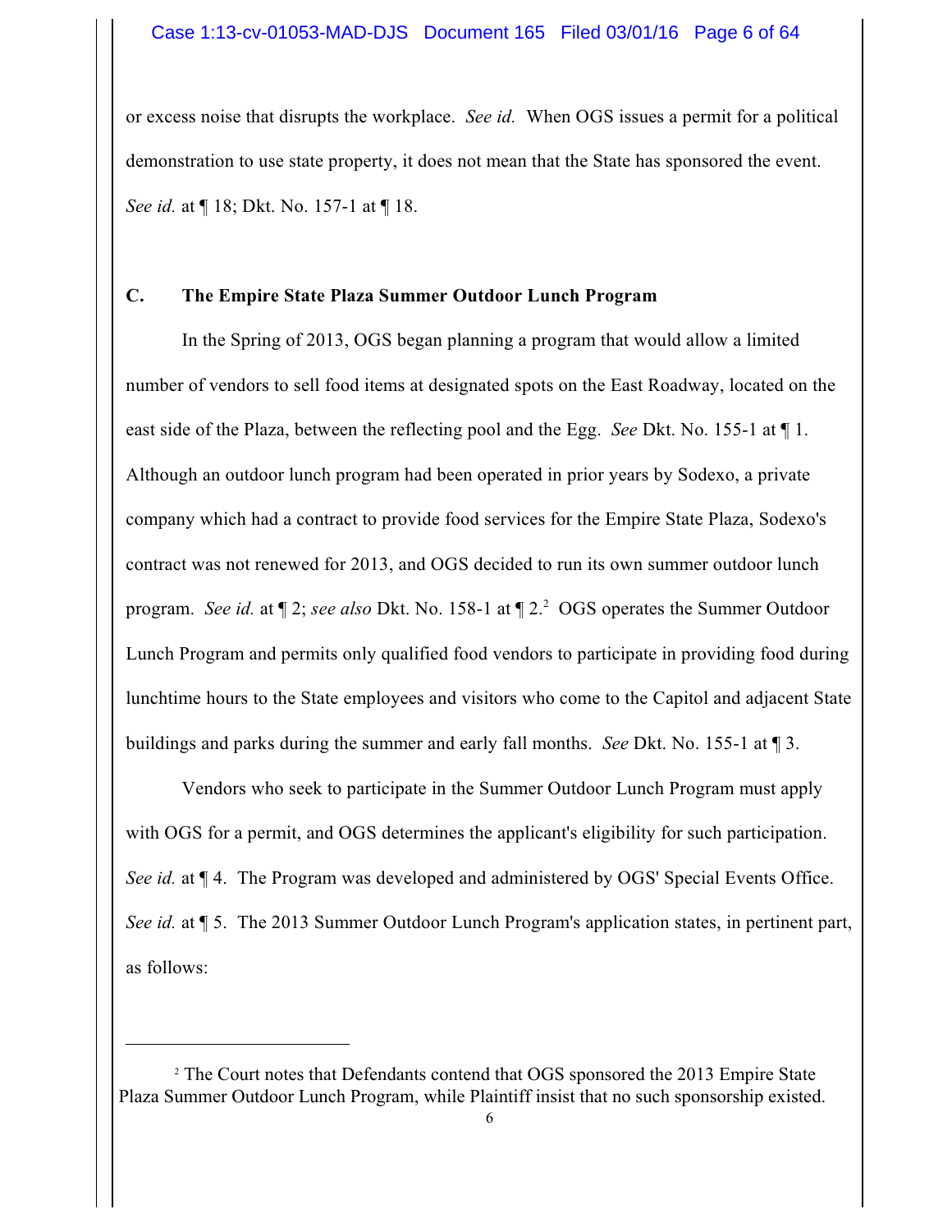or excess noise that disrupts the workplace. *See id.* When OGS issues a permit for a political demonstration to use state property, it does not mean that the State has sponsored the event. *See id.* at ¶ 18; Dkt. No. 157-1 at ¶ 18.

**C. The Empire State Plaza Summer Outdoor Lunch Program**

In the Spring of 2013, OGS began planning a program that would allow a limited number of vendors to sell food items at designated spots on the East Roadway, located on the east side of the Plaza, between the reflecting pool and the Egg. *See* Dkt. No. 155-1 at ¶ 1. Although an outdoor lunch program had been operated in prior years by Sodexo, a private company which had a contract to provide food services for the Empire State Plaza, Sodexo's contract was not renewed for 2013, and OGS decided to run its own summer outdoor lunch program. *See id.* at ¶ 2; *see also* Dkt. No. 158-1 at ¶ 2.[2] OGS operates the Summer Outdoor Lunch Program and permits only qualified food vendors to participate in providing food during lunchtime hours to the State employees and visitors who come to the Capitol and adjacent State buildings and parks during the summer and early fall months. *See* Dkt. No. 155-1 at ¶ 3.

Vendors who seek to participate in the Summer Outdoor Lunch Program must apply with OGS for a permit, and OGS determines the applicant's eligibility for such participation. *See id.* at ¶ 4. The Program was developed and administered by OGS' Special Events Office. *See id.* at ¶ 5. The 2013 Summer Outdoor Lunch Program's application states, in pertinent part, as follows:

[2] The Court notes that Defendants contend that OGS sponsored the 2013 Empire State Plaza Summer Outdoor Lunch Program, while Plaintiff insist that no such sponsorship existed.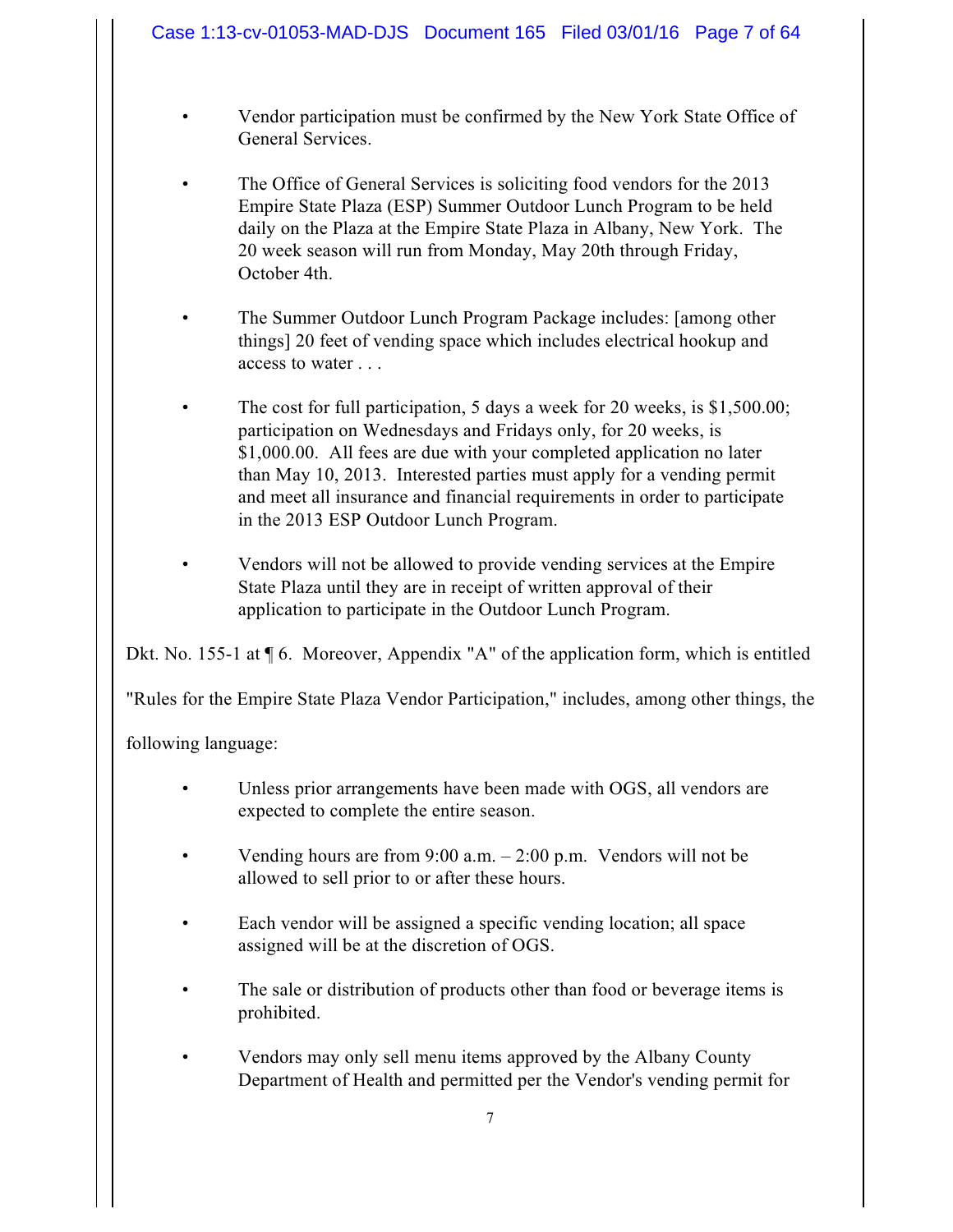- Vendor participation must be confirmed by the New York State Office of General Services.

- The Office of General Services is soliciting food vendors for the 2013 Empire State Plaza (ESP) Summer Outdoor Lunch Program to be held daily on the Plaza at the Empire State Plaza in Albany, New York. The 20 week season will run from Monday, May 20th through Friday, October 4th.

- The Summer Outdoor Lunch Program Package includes: [among other things] 20 feet of vending space which includes electrical hookup and access to water . . .

- The cost for full participation, 5 days a week for 20 weeks, is $1,500.00; participation on Wednesdays and Fridays only, for 20 weeks, is $1,000.00. All fees are due with your completed application no later than May 10, 2013. Interested parties must apply for a vending permit and meet all insurance and financial requirements in order to participate in the 2013 ESP Outdoor Lunch Program.

- Vendors will not be allowed to provide vending services at the Empire State Plaza until they are in receipt of written approval of their application to participate in the Outdoor Lunch Program.

Dkt. No. 155-1 at ¶ 6. Moreover, Appendix "A" of the application form, which is entitled "Rules for the Empire State Plaza Vendor Participation," includes, among other things, the following language:

- Unless prior arrangements have been made with OGS, all vendors are expected to complete the entire season.

- Vending hours are from 9:00 a.m. – 2:00 p.m. Vendors will not be allowed to sell prior to or after these hours.

- Each vendor will be assigned a specific vending location; all space assigned will be at the discretion of OGS.

- The sale or distribution of products other than food or beverage items is prohibited.

- Vendors may only sell menu items approved by the Albany County Department of Health and permitted per the Vendor's vending permit for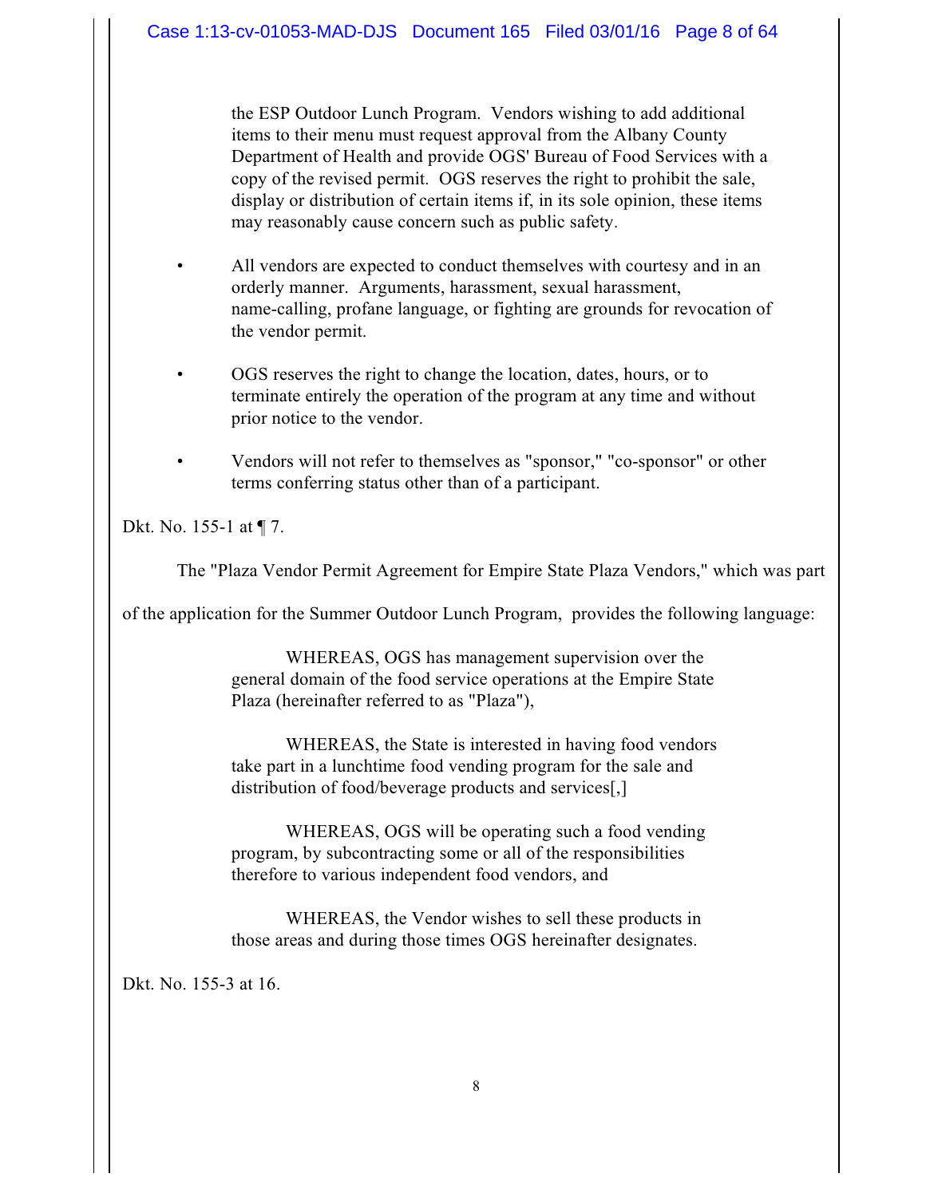> the ESP Outdoor Lunch Program. Vendors wishing to add additional items to their menu must request approval from the Albany County Department of Health and provide OGS' Bureau of Food Services with a copy of the revised permit. OGS reserves the right to prohibit the sale, display or distribution of certain items if, in its sole opinion, these items may reasonably cause concern such as public safety.
>
> - All vendors are expected to conduct themselves with courtesy and in an orderly manner. Arguments, harassment, sexual harassment, name-calling, profane language, or fighting are grounds for revocation of the vendor permit.
>
> - OGS reserves the right to change the location, dates, hours, or to terminate entirely the operation of the program at any time and without prior notice to the vendor.
>
> - Vendors will not refer to themselves as "sponsor," "co-sponsor" or other terms conferring status other than of a participant.

Dkt. No. 155-1 at ¶ 7.

The "Plaza Vendor Permit Agreement for Empire State Plaza Vendors," which was part of the application for the Summer Outdoor Lunch Program, provides the following language:

> WHEREAS, OGS has management supervision over the general domain of the food service operations at the Empire State Plaza (hereinafter referred to as "Plaza"),
>
> WHEREAS, the State is interested in having food vendors take part in a lunchtime food vending program for the sale and distribution of food/beverage products and services[,]
>
> WHEREAS, OGS will be operating such a food vending program, by subcontracting some or all of the responsibilities therefore to various independent food vendors, and
>
> WHEREAS, the Vendor wishes to sell these products in those areas and during those times OGS hereinafter designates.

Dkt. No. 155-3 at 16.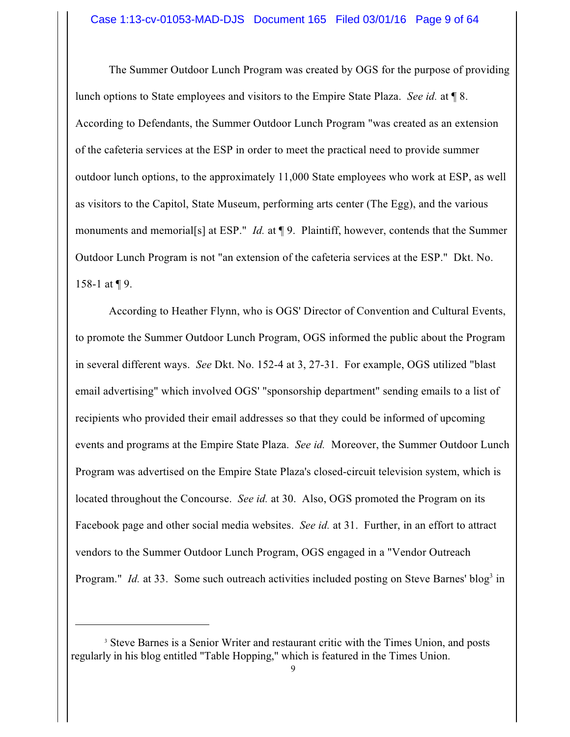The Summer Outdoor Lunch Program was created by OGS for the purpose of providing lunch options to State employees and visitors to the Empire State Plaza. *See id.* at ¶ 8. According to Defendants, the Summer Outdoor Lunch Program "was created as an extension of the cafeteria services at the ESP in order to meet the practical need to provide summer outdoor lunch options, to the approximately 11,000 State employees who work at ESP, as well as visitors to the Capitol, State Museum, performing arts center (The Egg), and the various monuments and memorial[s] at ESP." *Id.* at ¶ 9. Plaintiff, however, contends that the Summer Outdoor Lunch Program is not "an extension of the cafeteria services at the ESP." Dkt. No. 158-1 at ¶ 9.

According to Heather Flynn, who is OGS' Director of Convention and Cultural Events, to promote the Summer Outdoor Lunch Program, OGS informed the public about the Program in several different ways. *See* Dkt. No. 152-4 at 3, 27-31. For example, OGS utilized "blast email advertising" which involved OGS' "sponsorship department" sending emails to a list of recipients who provided their email addresses so that they could be informed of upcoming events and programs at the Empire State Plaza. *See id.* Moreover, the Summer Outdoor Lunch Program was advertised on the Empire State Plaza's closed-circuit television system, which is located throughout the Concourse. *See id.* at 30. Also, OGS promoted the Program on its Facebook page and other social media websites. *See id.* at 31. Further, in an effort to attract vendors to the Summer Outdoor Lunch Program, OGS engaged in a "Vendor Outreach Program." *Id.* at 33. Some such outreach activities included posting on Steve Barnes' blog[3] in

[3] Steve Barnes is a Senior Writer and restaurant critic with the Times Union, and posts regularly in his blog entitled "Table Hopping," which is featured in the Times Union.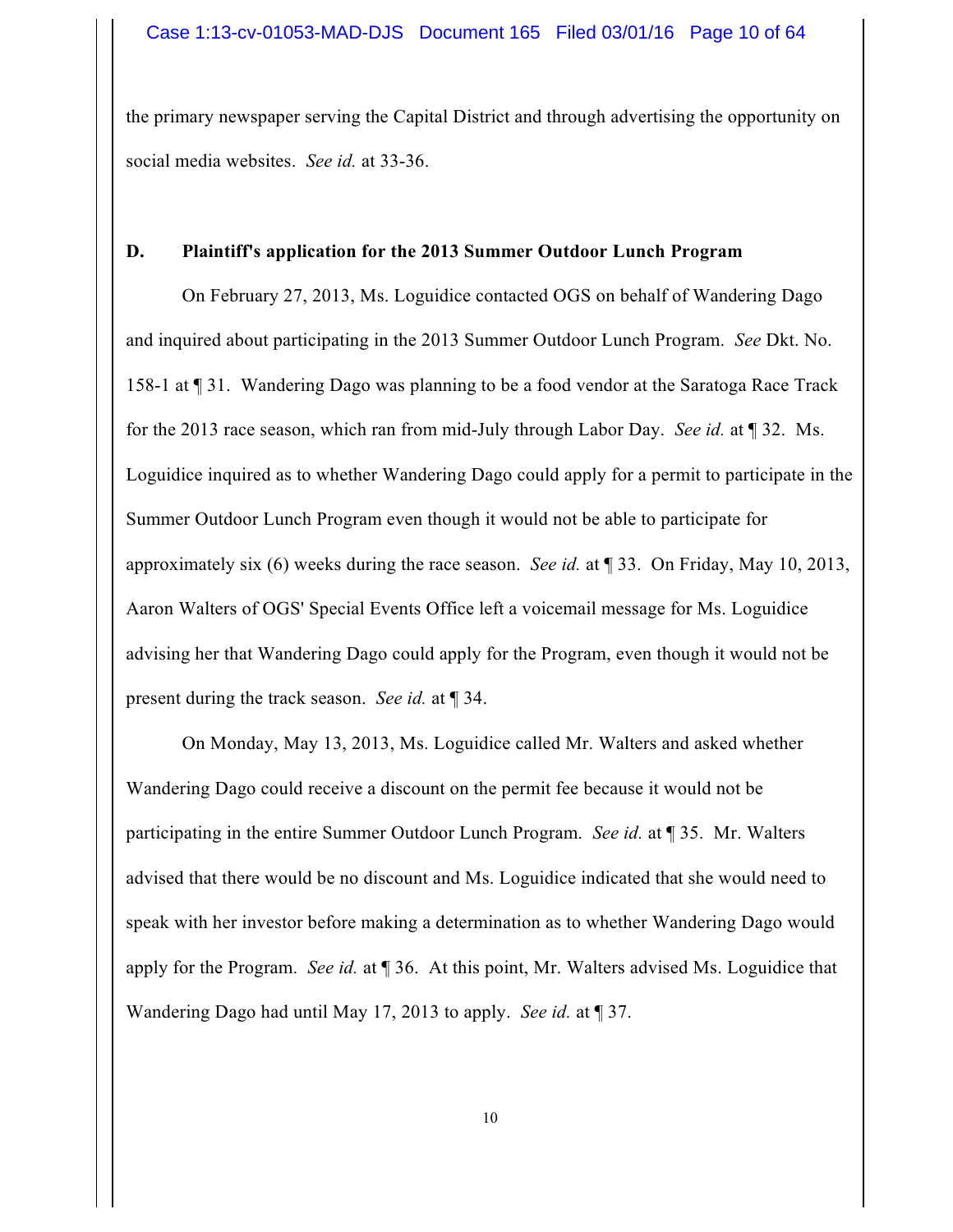the primary newspaper serving the Capital District and through advertising the opportunity on social media websites. *See id.* at 33-36.

## D. Plaintiff's application for the 2013 Summer Outdoor Lunch Program

On February 27, 2013, Ms. Loguidice contacted OGS on behalf of Wandering Dago and inquired about participating in the 2013 Summer Outdoor Lunch Program. *See* Dkt. No. 158-1 at ¶ 31. Wandering Dago was planning to be a food vendor at the Saratoga Race Track for the 2013 race season, which ran from mid-July through Labor Day. *See id.* at ¶ 32. Ms. Loguidice inquired as to whether Wandering Dago could apply for a permit to participate in the Summer Outdoor Lunch Program even though it would not be able to participate for approximately six (6) weeks during the race season. *See id.* at ¶ 33. On Friday, May 10, 2013, Aaron Walters of OGS' Special Events Office left a voicemail message for Ms. Loguidice advising her that Wandering Dago could apply for the Program, even though it would not be present during the track season. *See id.* at ¶ 34.

On Monday, May 13, 2013, Ms. Loguidice called Mr. Walters and asked whether Wandering Dago could receive a discount on the permit fee because it would not be participating in the entire Summer Outdoor Lunch Program. *See id.* at ¶ 35. Mr. Walters advised that there would be no discount and Ms. Loguidice indicated that she would need to speak with her investor before making a determination as to whether Wandering Dago would apply for the Program. *See id.* at ¶ 36. At this point, Mr. Walters advised Ms. Loguidice that Wandering Dago had until May 17, 2013 to apply. *See id.* at ¶ 37.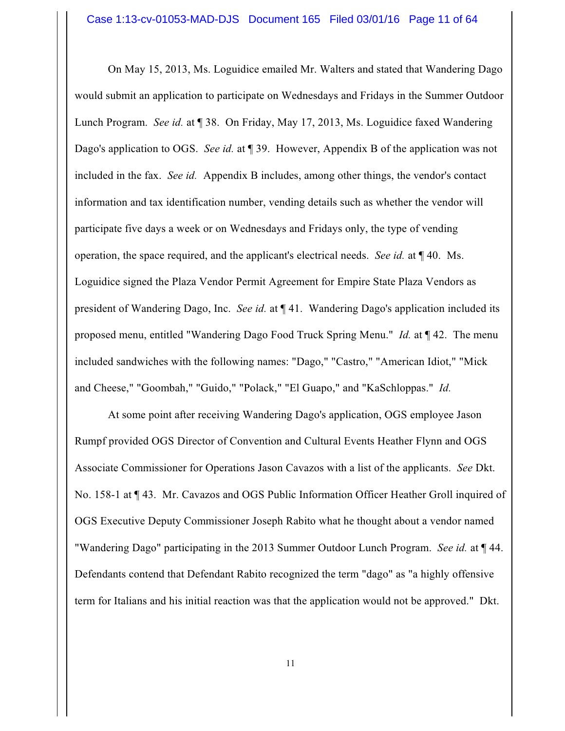On May 15, 2013, Ms. Loguidice emailed Mr. Walters and stated that Wandering Dago would submit an application to participate on Wednesdays and Fridays in the Summer Outdoor Lunch Program. *See id.* at ¶ 38. On Friday, May 17, 2013, Ms. Loguidice faxed Wandering Dago's application to OGS. *See id.* at ¶ 39. However, Appendix B of the application was not included in the fax. *See id.* Appendix B includes, among other things, the vendor's contact information and tax identification number, vending details such as whether the vendor will participate five days a week or on Wednesdays and Fridays only, the type of vending operation, the space required, and the applicant's electrical needs. *See id.* at ¶ 40. Ms. Loguidice signed the Plaza Vendor Permit Agreement for Empire State Plaza Vendors as president of Wandering Dago, Inc. *See id.* at ¶ 41. Wandering Dago's application included its proposed menu, entitled "Wandering Dago Food Truck Spring Menu." *Id.* at ¶ 42. The menu included sandwiches with the following names: "Dago," "Castro," "American Idiot," "Mick and Cheese," "Goombah," "Guido," "Polack," "El Guapo," and "KaSchloppas." *Id.*

At some point after receiving Wandering Dago's application, OGS employee Jason Rumpf provided OGS Director of Convention and Cultural Events Heather Flynn and OGS Associate Commissioner for Operations Jason Cavazos with a list of the applicants. *See* Dkt. No. 158-1 at ¶ 43. Mr. Cavazos and OGS Public Information Officer Heather Groll inquired of OGS Executive Deputy Commissioner Joseph Rabito what he thought about a vendor named "Wandering Dago" participating in the 2013 Summer Outdoor Lunch Program. *See id.* at ¶ 44. Defendants contend that Defendant Rabito recognized the term "dago" as "a highly offensive term for Italians and his initial reaction was that the application would not be approved." Dkt.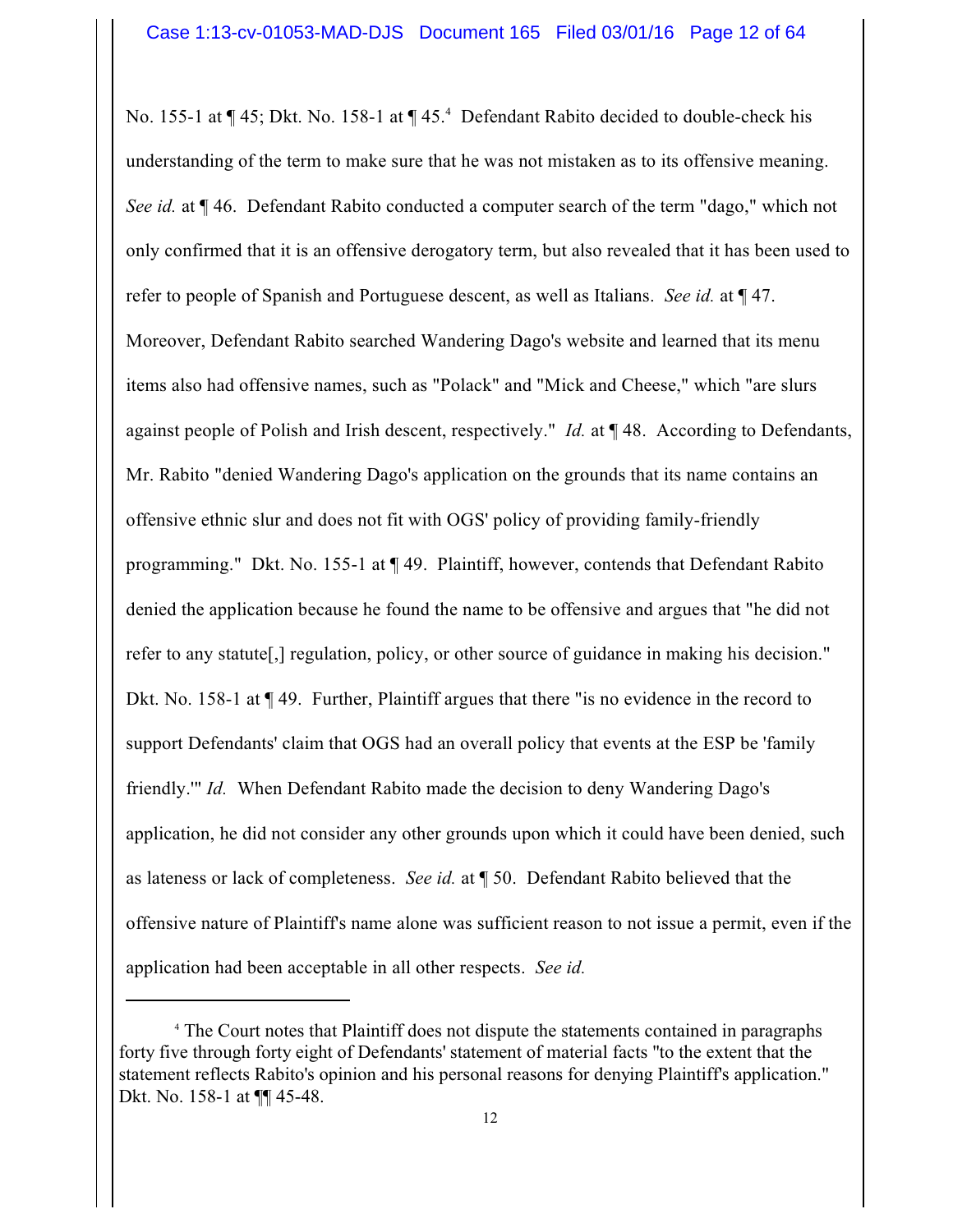No. 155-1 at ¶ 45; Dkt. No. 158-1 at ¶ 45.[4] Defendant Rabito decided to double-check his understanding of the term to make sure that he was not mistaken as to its offensive meaning. *See id.* at ¶ 46. Defendant Rabito conducted a computer search of the term "dago," which not only confirmed that it is an offensive derogatory term, but also revealed that it has been used to refer to people of Spanish and Portuguese descent, as well as Italians. *See id.* at ¶ 47. Moreover, Defendant Rabito searched Wandering Dago's website and learned that its menu items also had offensive names, such as "Polack" and "Mick and Cheese," which "are slurs against people of Polish and Irish descent, respectively." *Id.* at ¶ 48. According to Defendants, Mr. Rabito "denied Wandering Dago's application on the grounds that its name contains an offensive ethnic slur and does not fit with OGS' policy of providing family-friendly programming." Dkt. No. 155-1 at ¶ 49. Plaintiff, however, contends that Defendant Rabito denied the application because he found the name to be offensive and argues that "he did not refer to any statute[,] regulation, policy, or other source of guidance in making his decision." Dkt. No. 158-1 at ¶ 49. Further, Plaintiff argues that there "is no evidence in the record to support Defendants' claim that OGS had an overall policy that events at the ESP be 'family friendly.'" *Id.* When Defendant Rabito made the decision to deny Wandering Dago's application, he did not consider any other grounds upon which it could have been denied, such as lateness or lack of completeness. *See id.* at ¶ 50. Defendant Rabito believed that the offensive nature of Plaintiff's name alone was sufficient reason to not issue a permit, even if the application had been acceptable in all other respects. *See id.*

---

[4] The Court notes that Plaintiff does not dispute the statements contained in paragraphs forty five through forty eight of Defendants' statement of material facts "to the extent that the statement reflects Rabito's opinion and his personal reasons for denying Plaintiff's application." Dkt. No. 158-1 at ¶¶ 45-48.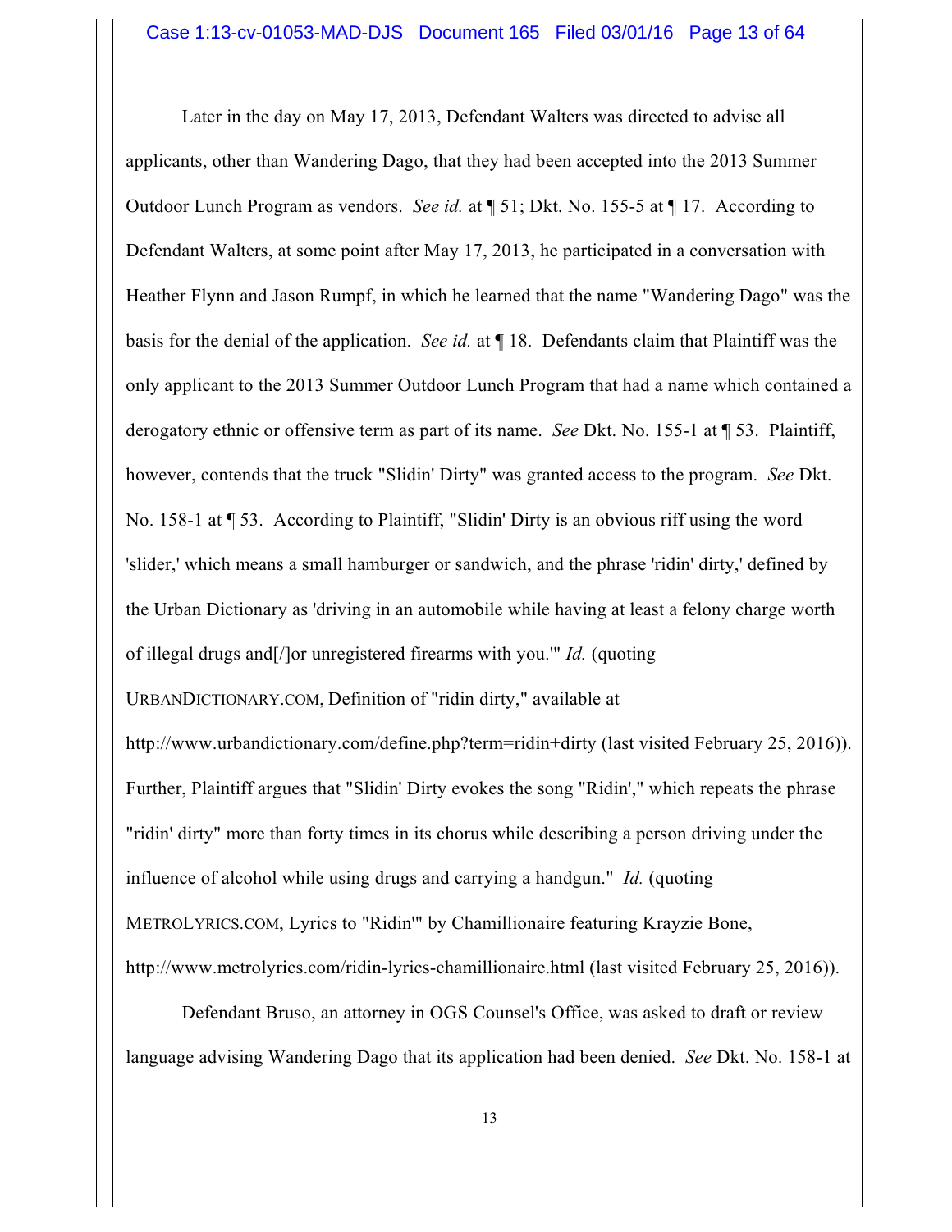Later in the day on May 17, 2013, Defendant Walters was directed to advise all applicants, other than Wandering Dago, that they had been accepted into the 2013 Summer Outdoor Lunch Program as vendors. *See id.* at ¶ 51; Dkt. No. 155-5 at ¶ 17. According to Defendant Walters, at some point after May 17, 2013, he participated in a conversation with Heather Flynn and Jason Rumpf, in which he learned that the name "Wandering Dago" was the basis for the denial of the application. *See id.* at ¶ 18. Defendants claim that Plaintiff was the only applicant to the 2013 Summer Outdoor Lunch Program that had a name which contained a derogatory ethnic or offensive term as part of its name. *See* Dkt. No. 155-1 at ¶ 53. Plaintiff, however, contends that the truck "Slidin' Dirty" was granted access to the program. *See* Dkt. No. 158-1 at ¶ 53. According to Plaintiff, "Slidin' Dirty is an obvious riff using the word 'slider,' which means a small hamburger or sandwich, and the phrase 'ridin' dirty,' defined by the Urban Dictionary as 'driving in an automobile while having at least a felony charge worth of illegal drugs and[/]or unregistered firearms with you.'" *Id.* (quoting URBANDICTIONARY.COM, Definition of "ridin dirty," available at http://www.urbandictionary.com/define.php?term=ridin+dirty (last visited February 25, 2016)). Further, Plaintiff argues that "Slidin' Dirty evokes the song "Ridin'," which repeats the phrase "ridin' dirty" more than forty times in its chorus while describing a person driving under the influence of alcohol while using drugs and carrying a handgun." *Id.* (quoting METROLYRICS.COM, Lyrics to "Ridin'" by Chamillionaire featuring Krayzie Bone, http://www.metrolyrics.com/ridin-lyrics-chamillionaire.html (last visited February 25, 2016)).

Defendant Bruso, an attorney in OGS Counsel's Office, was asked to draft or review language advising Wandering Dago that its application had been denied. *See* Dkt. No. 158-1 at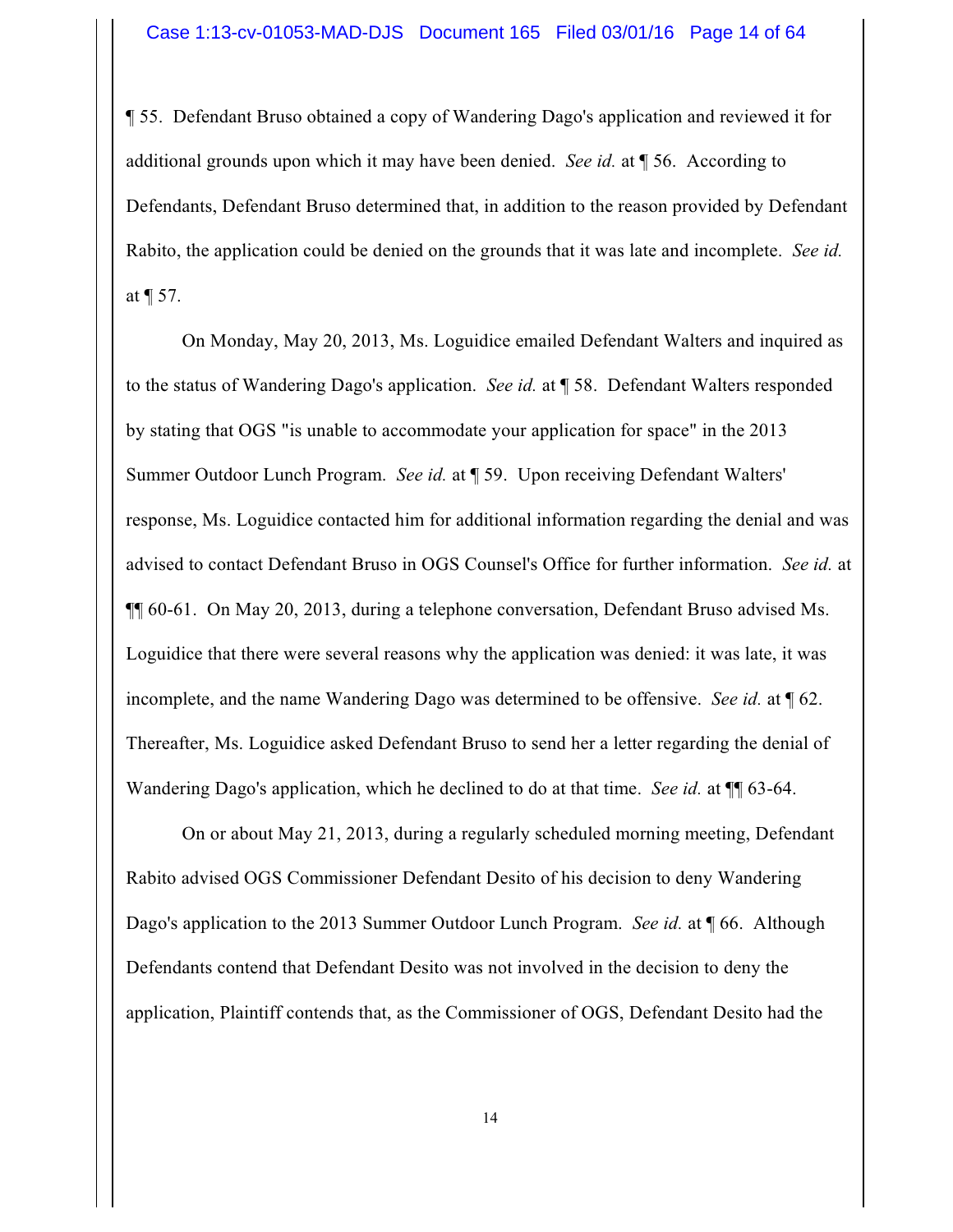¶ 55. Defendant Bruso obtained a copy of Wandering Dago's application and reviewed it for additional grounds upon which it may have been denied. *See id.* at ¶ 56. According to Defendants, Defendant Bruso determined that, in addition to the reason provided by Defendant Rabito, the application could be denied on the grounds that it was late and incomplete. *See id.* at ¶ 57.

On Monday, May 20, 2013, Ms. Loguidice emailed Defendant Walters and inquired as to the status of Wandering Dago's application. *See id.* at ¶ 58. Defendant Walters responded by stating that OGS "is unable to accommodate your application for space" in the 2013 Summer Outdoor Lunch Program. *See id.* at ¶ 59. Upon receiving Defendant Walters' response, Ms. Loguidice contacted him for additional information regarding the denial and was advised to contact Defendant Bruso in OGS Counsel's Office for further information. *See id.* at ¶¶ 60-61. On May 20, 2013, during a telephone conversation, Defendant Bruso advised Ms. Loguidice that there were several reasons why the application was denied: it was late, it was incomplete, and the name Wandering Dago was determined to be offensive. *See id.* at ¶ 62. Thereafter, Ms. Loguidice asked Defendant Bruso to send her a letter regarding the denial of Wandering Dago's application, which he declined to do at that time. *See id.* at ¶¶ 63-64.

On or about May 21, 2013, during a regularly scheduled morning meeting, Defendant Rabito advised OGS Commissioner Defendant Desito of his decision to deny Wandering Dago's application to the 2013 Summer Outdoor Lunch Program. *See id.* at ¶ 66. Although Defendants contend that Defendant Desito was not involved in the decision to deny the application, Plaintiff contends that, as the Commissioner of OGS, Defendant Desito had the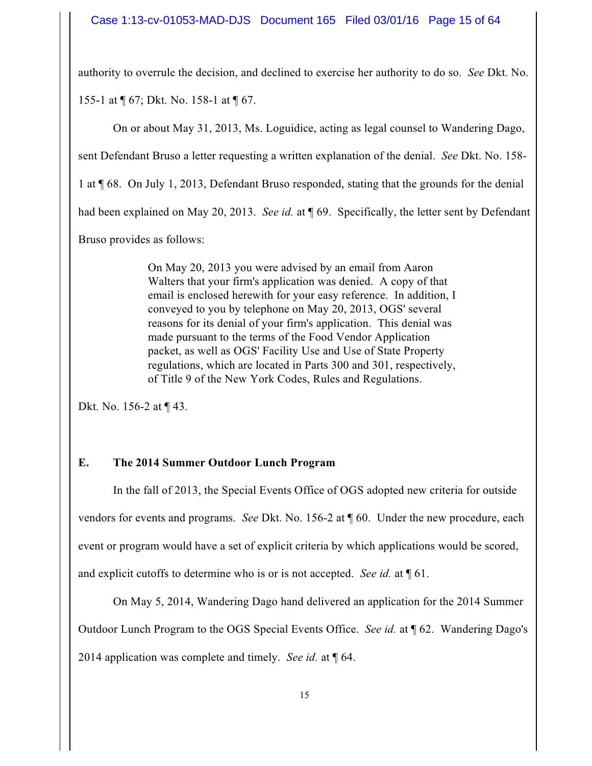authority to overrule the decision, and declined to exercise her authority to do so. *See* Dkt. No. 155-1 at ¶ 67; Dkt. No. 158-1 at ¶ 67.

On or about May 31, 2013, Ms. Loguidice, acting as legal counsel to Wandering Dago, sent Defendant Bruso a letter requesting a written explanation of the denial. *See* Dkt. No. 158-1 at ¶ 68. On July 1, 2013, Defendant Bruso responded, stating that the grounds for the denial had been explained on May 20, 2013. *See id.* at ¶ 69. Specifically, the letter sent by Defendant Bruso provides as follows:

> On May 20, 2013 you were advised by an email from Aaron Walters that your firm's application was denied. A copy of that email is enclosed herewith for your easy reference. In addition, I conveyed to you by telephone on May 20, 2013, OGS' several reasons for its denial of your firm's application. This denial was made pursuant to the terms of the Food Vendor Application packet, as well as OGS' Facility Use and Use of State Property regulations, which are located in Parts 300 and 301, respectively, of Title 9 of the New York Codes, Rules and Regulations.

Dkt. No. 156-2 at ¶ 43.

### E. The 2014 Summer Outdoor Lunch Program

In the fall of 2013, the Special Events Office of OGS adopted new criteria for outside vendors for events and programs. *See* Dkt. No. 156-2 at ¶ 60. Under the new procedure, each event or program would have a set of explicit criteria by which applications would be scored, and explicit cutoffs to determine who is or is not accepted. *See id.* at ¶ 61.

On May 5, 2014, Wandering Dago hand delivered an application for the 2014 Summer Outdoor Lunch Program to the OGS Special Events Office. *See id.* at ¶ 62. Wandering Dago's 2014 application was complete and timely. *See id.* at ¶ 64.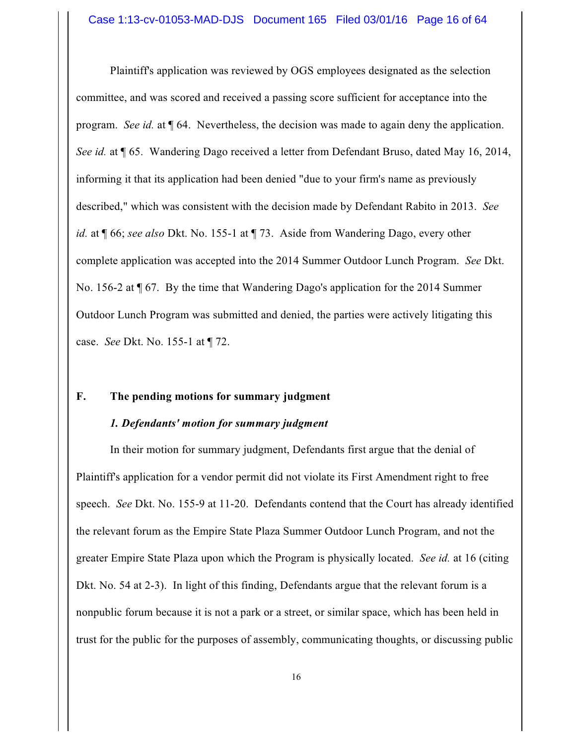Plaintiff's application was reviewed by OGS employees designated as the selection committee, and was scored and received a passing score sufficient for acceptance into the program. *See id.* at ¶ 64. Nevertheless, the decision was made to again deny the application. *See id.* at ¶ 65. Wandering Dago received a letter from Defendant Bruso, dated May 16, 2014, informing it that its application had been denied "due to your firm's name as previously described," which was consistent with the decision made by Defendant Rabito in 2013. *See id.* at ¶ 66; *see also* Dkt. No. 155-1 at ¶ 73. Aside from Wandering Dago, every other complete application was accepted into the 2014 Summer Outdoor Lunch Program. *See* Dkt. No. 156-2 at ¶ 67. By the time that Wandering Dago's application for the 2014 Summer Outdoor Lunch Program was submitted and denied, the parties were actively litigating this case. *See* Dkt. No. 155-1 at ¶ 72.

## F. The pending motions for summary judgment

### *1. Defendants' motion for summary judgment*

In their motion for summary judgment, Defendants first argue that the denial of Plaintiff's application for a vendor permit did not violate its First Amendment right to free speech. *See* Dkt. No. 155-9 at 11-20. Defendants contend that the Court has already identified the relevant forum as the Empire State Plaza Summer Outdoor Lunch Program, and not the greater Empire State Plaza upon which the Program is physically located. *See id.* at 16 (citing Dkt. No. 54 at 2-3). In light of this finding, Defendants argue that the relevant forum is a nonpublic forum because it is not a park or a street, or similar space, which has been held in trust for the public for the purposes of assembly, communicating thoughts, or discussing public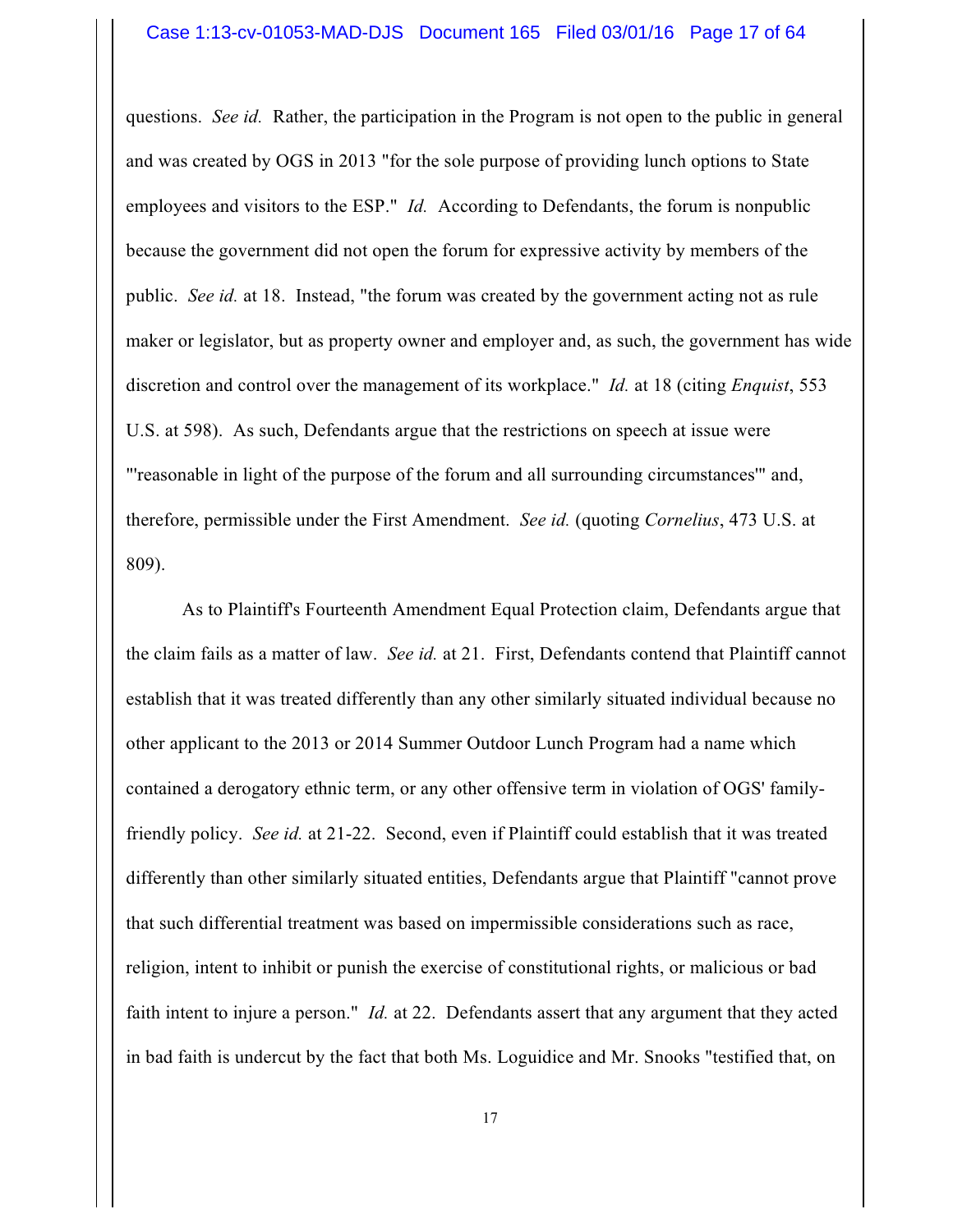questions. *See id.* Rather, the participation in the Program is not open to the public in general and was created by OGS in 2013 "for the sole purpose of providing lunch options to State employees and visitors to the ESP." *Id.* According to Defendants, the forum is nonpublic because the government did not open the forum for expressive activity by members of the public. *See id.* at 18. Instead, "the forum was created by the government acting not as rule maker or legislator, but as property owner and employer and, as such, the government has wide discretion and control over the management of its workplace." *Id.* at 18 (citing *Enquist*, 553 U.S. at 598). As such, Defendants argue that the restrictions on speech at issue were "'reasonable in light of the purpose of the forum and all surrounding circumstances'" and, therefore, permissible under the First Amendment. *See id.* (quoting *Cornelius*, 473 U.S. at 809).

As to Plaintiff's Fourteenth Amendment Equal Protection claim, Defendants argue that the claim fails as a matter of law. *See id.* at 21. First, Defendants contend that Plaintiff cannot establish that it was treated differently than any other similarly situated individual because no other applicant to the 2013 or 2014 Summer Outdoor Lunch Program had a name which contained a derogatory ethnic term, or any other offensive term in violation of OGS' family-friendly policy. *See id.* at 21-22. Second, even if Plaintiff could establish that it was treated differently than other similarly situated entities, Defendants argue that Plaintiff "cannot prove that such differential treatment was based on impermissible considerations such as race, religion, intent to inhibit or punish the exercise of constitutional rights, or malicious or bad faith intent to injure a person." *Id.* at 22. Defendants assert that any argument that they acted in bad faith is undercut by the fact that both Ms. Loguidice and Mr. Snooks "testified that, on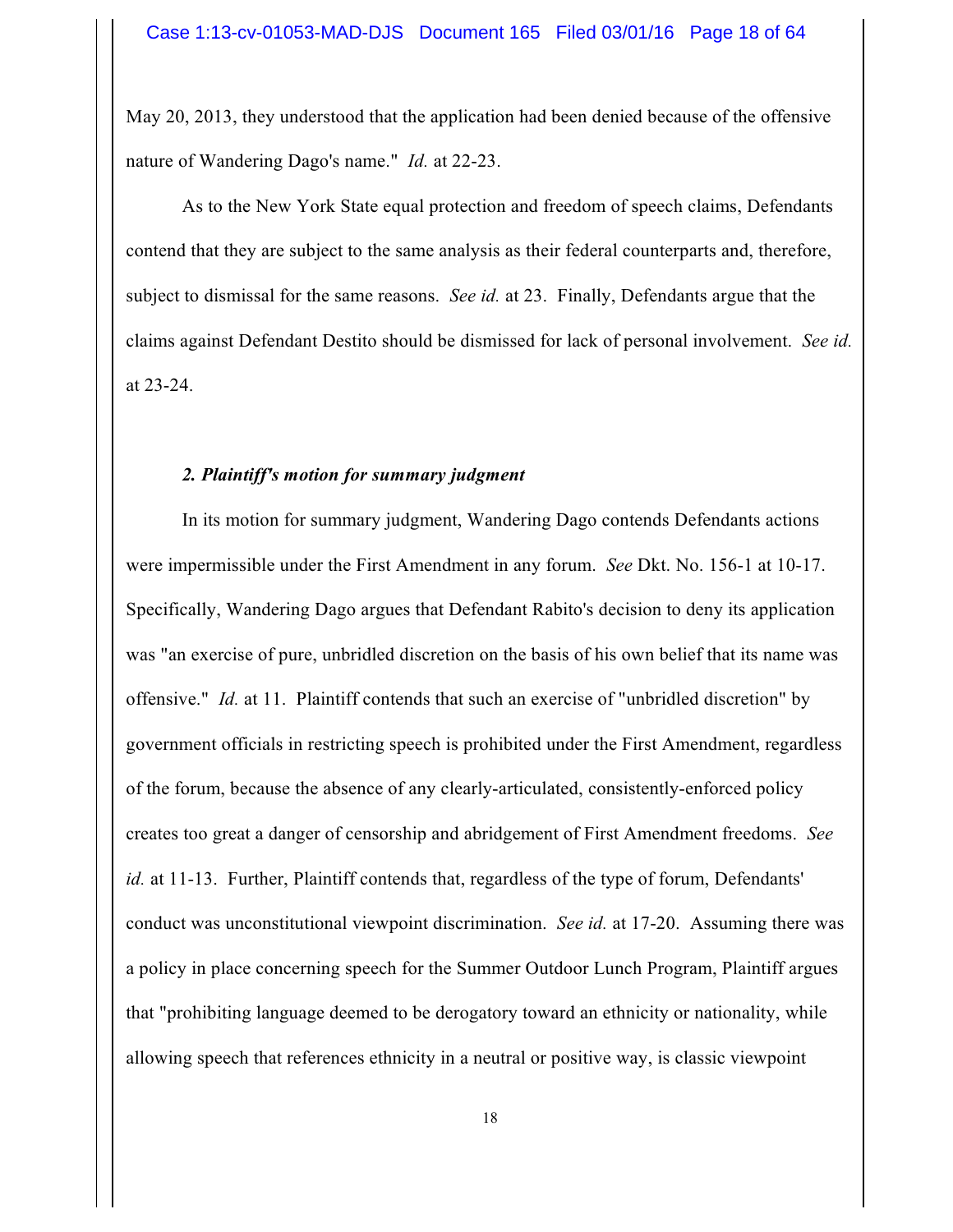May 20, 2013, they understood that the application had been denied because of the offensive nature of Wandering Dago's name." *Id.* at 22-23.

As to the New York State equal protection and freedom of speech claims, Defendants contend that they are subject to the same analysis as their federal counterparts and, therefore, subject to dismissal for the same reasons. *See id.* at 23. Finally, Defendants argue that the claims against Defendant Destito should be dismissed for lack of personal involvement. *See id.* at 23-24.

### *2. Plaintiff's motion for summary judgment*

In its motion for summary judgment, Wandering Dago contends Defendants actions were impermissible under the First Amendment in any forum. *See* Dkt. No. 156-1 at 10-17. Specifically, Wandering Dago argues that Defendant Rabito's decision to deny its application was "an exercise of pure, unbridled discretion on the basis of his own belief that its name was offensive." *Id.* at 11. Plaintiff contends that such an exercise of "unbridled discretion" by government officials in restricting speech is prohibited under the First Amendment, regardless of the forum, because the absence of any clearly-articulated, consistently-enforced policy creates too great a danger of censorship and abridgement of First Amendment freedoms. *See id.* at 11-13. Further, Plaintiff contends that, regardless of the type of forum, Defendants' conduct was unconstitutional viewpoint discrimination. *See id.* at 17-20. Assuming there was a policy in place concerning speech for the Summer Outdoor Lunch Program, Plaintiff argues that "prohibiting language deemed to be derogatory toward an ethnicity or nationality, while allowing speech that references ethnicity in a neutral or positive way, is classic viewpoint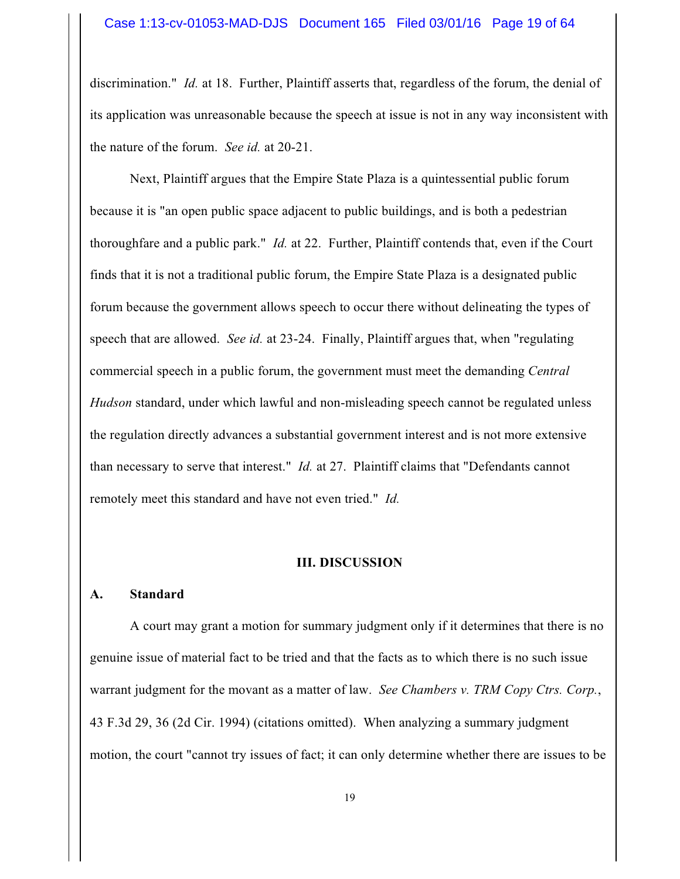discrimination." *Id.* at 18. Further, Plaintiff asserts that, regardless of the forum, the denial of its application was unreasonable because the speech at issue is not in any way inconsistent with the nature of the forum. *See id.* at 20-21.

Next, Plaintiff argues that the Empire State Plaza is a quintessential public forum because it is "an open public space adjacent to public buildings, and is both a pedestrian thoroughfare and a public park." *Id.* at 22. Further, Plaintiff contends that, even if the Court finds that it is not a traditional public forum, the Empire State Plaza is a designated public forum because the government allows speech to occur there without delineating the types of speech that are allowed. *See id.* at 23-24. Finally, Plaintiff argues that, when "regulating commercial speech in a public forum, the government must meet the demanding *Central Hudson* standard, under which lawful and non-misleading speech cannot be regulated unless the regulation directly advances a substantial government interest and is not more extensive than necessary to serve that interest." *Id.* at 27. Plaintiff claims that "Defendants cannot remotely meet this standard and have not even tried." *Id.*

## III. DISCUSSION

### A. Standard

A court may grant a motion for summary judgment only if it determines that there is no genuine issue of material fact to be tried and that the facts as to which there is no such issue warrant judgment for the movant as a matter of law. *See Chambers v. TRM Copy Ctrs. Corp.*, 43 F.3d 29, 36 (2d Cir. 1994) (citations omitted). When analyzing a summary judgment motion, the court "cannot try issues of fact; it can only determine whether there are issues to be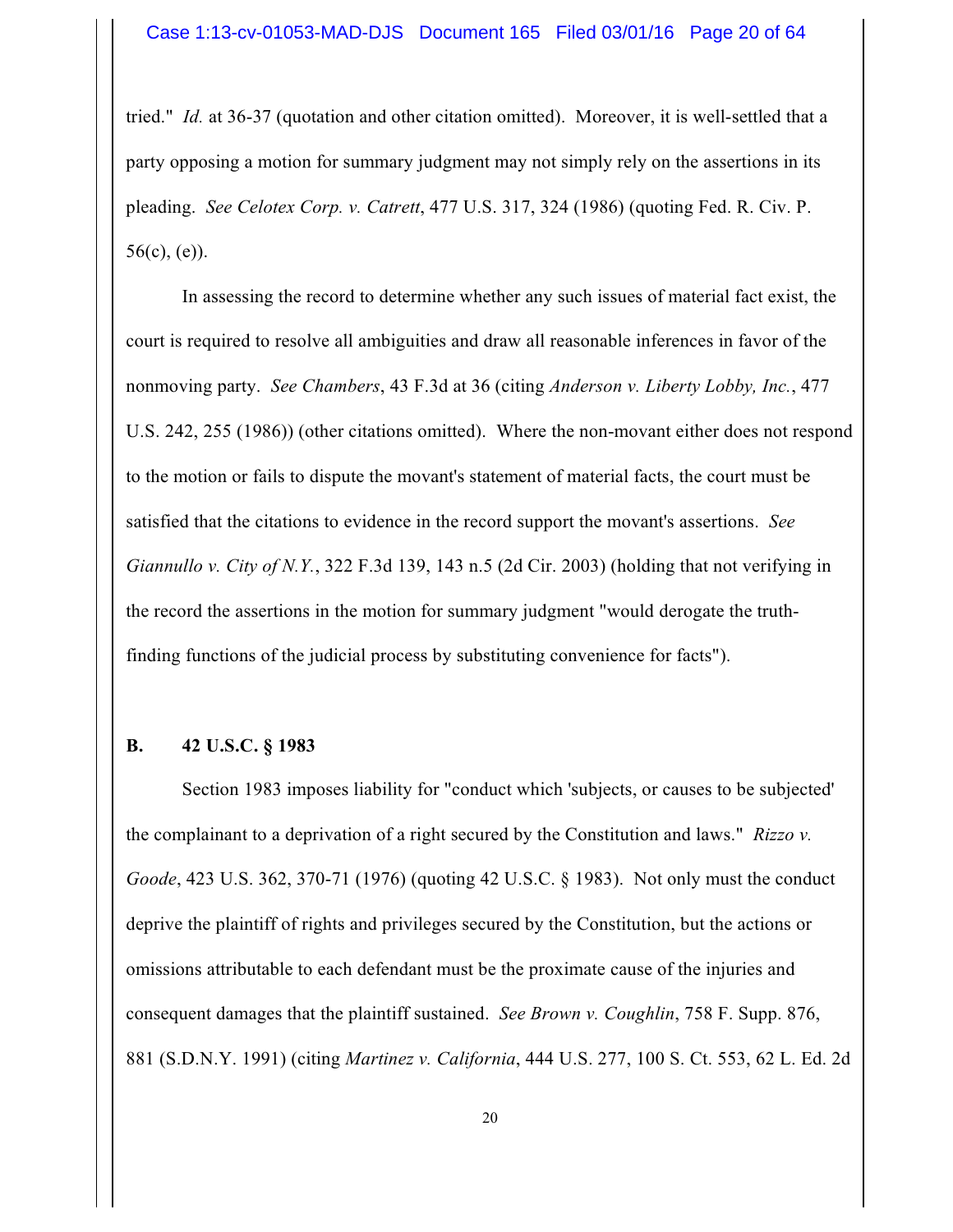tried." *Id.* at 36-37 (quotation and other citation omitted). Moreover, it is well-settled that a party opposing a motion for summary judgment may not simply rely on the assertions in its pleading. *See Celotex Corp. v. Catrett*, 477 U.S. 317, 324 (1986) (quoting Fed. R. Civ. P. 56(c), (e)).

In assessing the record to determine whether any such issues of material fact exist, the court is required to resolve all ambiguities and draw all reasonable inferences in favor of the nonmoving party. *See Chambers*, 43 F.3d at 36 (citing *Anderson v. Liberty Lobby, Inc.*, 477 U.S. 242, 255 (1986)) (other citations omitted). Where the non-movant either does not respond to the motion or fails to dispute the movant's statement of material facts, the court must be satisfied that the citations to evidence in the record support the movant's assertions. *See Giannullo v. City of N.Y.*, 322 F.3d 139, 143 n.5 (2d Cir. 2003) (holding that not verifying in the record the assertions in the motion for summary judgment "would derogate the truth-finding functions of the judicial process by substituting convenience for facts").

## B. 42 U.S.C. § 1983

Section 1983 imposes liability for "conduct which 'subjects, or causes to be subjected' the complainant to a deprivation of a right secured by the Constitution and laws." *Rizzo v. Goode*, 423 U.S. 362, 370-71 (1976) (quoting 42 U.S.C. § 1983). Not only must the conduct deprive the plaintiff of rights and privileges secured by the Constitution, but the actions or omissions attributable to each defendant must be the proximate cause of the injuries and consequent damages that the plaintiff sustained. *See Brown v. Coughlin*, 758 F. Supp. 876, 881 (S.D.N.Y. 1991) (citing *Martinez v. California*, 444 U.S. 277, 100 S. Ct. 553, 62 L. Ed. 2d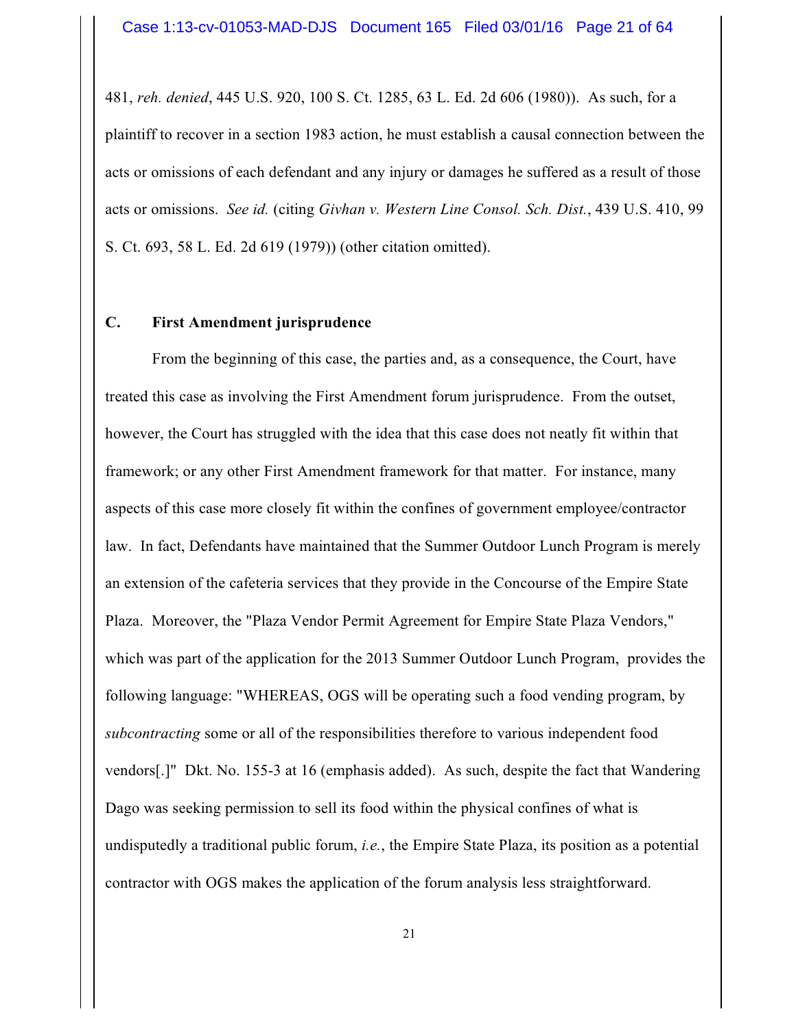481, *reh. denied*, 445 U.S. 920, 100 S. Ct. 1285, 63 L. Ed. 2d 606 (1980)). As such, for a plaintiff to recover in a section 1983 action, he must establish a causal connection between the acts or omissions of each defendant and any injury or damages he suffered as a result of those acts or omissions. *See id.* (citing *Givhan v. Western Line Consol. Sch. Dist.*, 439 U.S. 410, 99 S. Ct. 693, 58 L. Ed. 2d 619 (1979)) (other citation omitted).

### C. First Amendment jurisprudence

From the beginning of this case, the parties and, as a consequence, the Court, have treated this case as involving the First Amendment forum jurisprudence. From the outset, however, the Court has struggled with the idea that this case does not neatly fit within that framework; or any other First Amendment framework for that matter. For instance, many aspects of this case more closely fit within the confines of government employee/contractor law. In fact, Defendants have maintained that the Summer Outdoor Lunch Program is merely an extension of the cafeteria services that they provide in the Concourse of the Empire State Plaza. Moreover, the "Plaza Vendor Permit Agreement for Empire State Plaza Vendors," which was part of the application for the 2013 Summer Outdoor Lunch Program, provides the following language: "WHEREAS, OGS will be operating such a food vending program, by *subcontracting* some or all of the responsibilities therefore to various independent food vendors[.]" Dkt. No. 155-3 at 16 (emphasis added). As such, despite the fact that Wandering Dago was seeking permission to sell its food within the physical confines of what is undisputedly a traditional public forum, *i.e.*, the Empire State Plaza, its position as a potential contractor with OGS makes the application of the forum analysis less straightforward.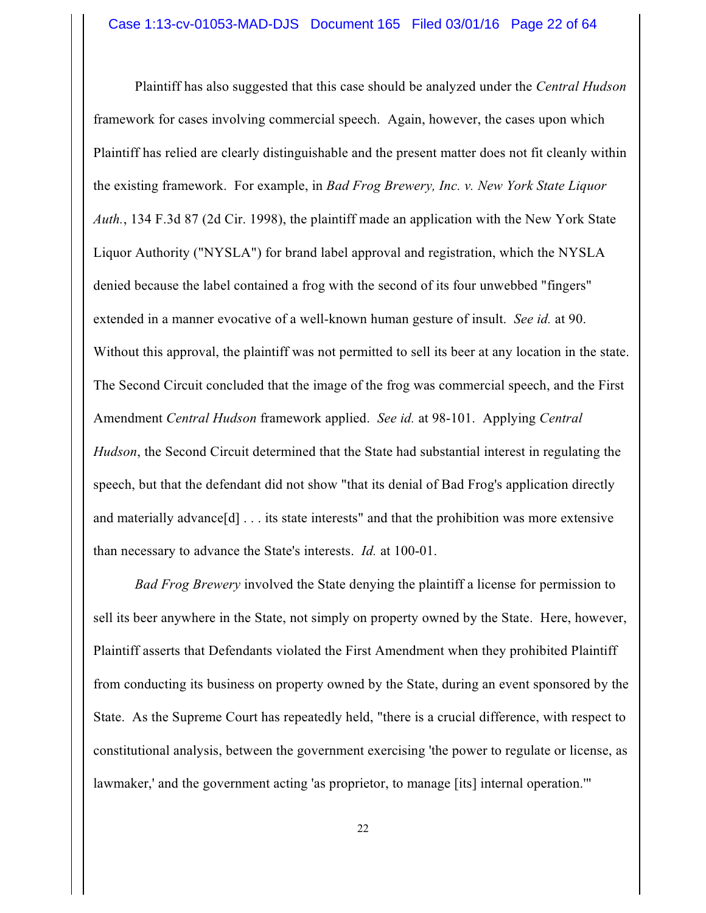Plaintiff has also suggested that this case should be analyzed under the *Central Hudson* framework for cases involving commercial speech. Again, however, the cases upon which Plaintiff has relied are clearly distinguishable and the present matter does not fit cleanly within the existing framework. For example, in *Bad Frog Brewery, Inc. v. New York State Liquor Auth.*, 134 F.3d 87 (2d Cir. 1998), the plaintiff made an application with the New York State Liquor Authority ("NYSLA") for brand label approval and registration, which the NYSLA denied because the label contained a frog with the second of its four unwebbed "fingers" extended in a manner evocative of a well-known human gesture of insult. *See id.* at 90. Without this approval, the plaintiff was not permitted to sell its beer at any location in the state. The Second Circuit concluded that the image of the frog was commercial speech, and the First Amendment *Central Hudson* framework applied. *See id.* at 98-101. Applying *Central Hudson*, the Second Circuit determined that the State had substantial interest in regulating the speech, but that the defendant did not show "that its denial of Bad Frog's application directly and materially advance[d] . . . its state interests" and that the prohibition was more extensive than necessary to advance the State's interests. *Id.* at 100-01.

*Bad Frog Brewery* involved the State denying the plaintiff a license for permission to sell its beer anywhere in the State, not simply on property owned by the State. Here, however, Plaintiff asserts that Defendants violated the First Amendment when they prohibited Plaintiff from conducting its business on property owned by the State, during an event sponsored by the State. As the Supreme Court has repeatedly held, "there is a crucial difference, with respect to constitutional analysis, between the government exercising 'the power to regulate or license, as lawmaker,' and the government acting 'as proprietor, to manage [its] internal operation.'"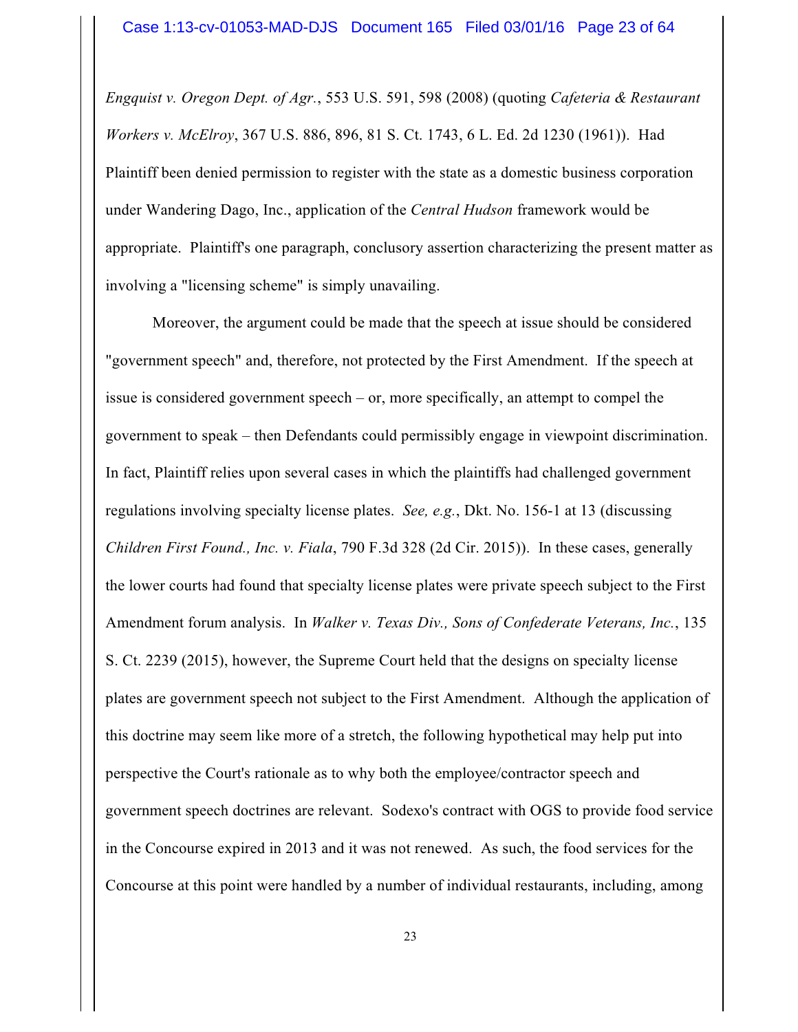*Engquist v. Oregon Dept. of Agr.*, 553 U.S. 591, 598 (2008) (quoting *Cafeteria & Restaurant Workers v. McElroy*, 367 U.S. 886, 896, 81 S. Ct. 1743, 6 L. Ed. 2d 1230 (1961)). Had Plaintiff been denied permission to register with the state as a domestic business corporation under Wandering Dago, Inc., application of the *Central Hudson* framework would be appropriate. Plaintiff's one paragraph, conclusory assertion characterizing the present matter as involving a "licensing scheme" is simply unavailing.

Moreover, the argument could be made that the speech at issue should be considered "government speech" and, therefore, not protected by the First Amendment. If the speech at issue is considered government speech – or, more specifically, an attempt to compel the government to speak – then Defendants could permissibly engage in viewpoint discrimination. In fact, Plaintiff relies upon several cases in which the plaintiffs had challenged government regulations involving specialty license plates. *See, e.g.*, Dkt. No. 156-1 at 13 (discussing *Children First Found., Inc. v. Fiala*, 790 F.3d 328 (2d Cir. 2015)). In these cases, generally the lower courts had found that specialty license plates were private speech subject to the First Amendment forum analysis. In *Walker v. Texas Div., Sons of Confederate Veterans, Inc.*, 135 S. Ct. 2239 (2015), however, the Supreme Court held that the designs on specialty license plates are government speech not subject to the First Amendment. Although the application of this doctrine may seem like more of a stretch, the following hypothetical may help put into perspective the Court's rationale as to why both the employee/contractor speech and government speech doctrines are relevant. Sodexo's contract with OGS to provide food service in the Concourse expired in 2013 and it was not renewed. As such, the food services for the Concourse at this point were handled by a number of individual restaurants, including, among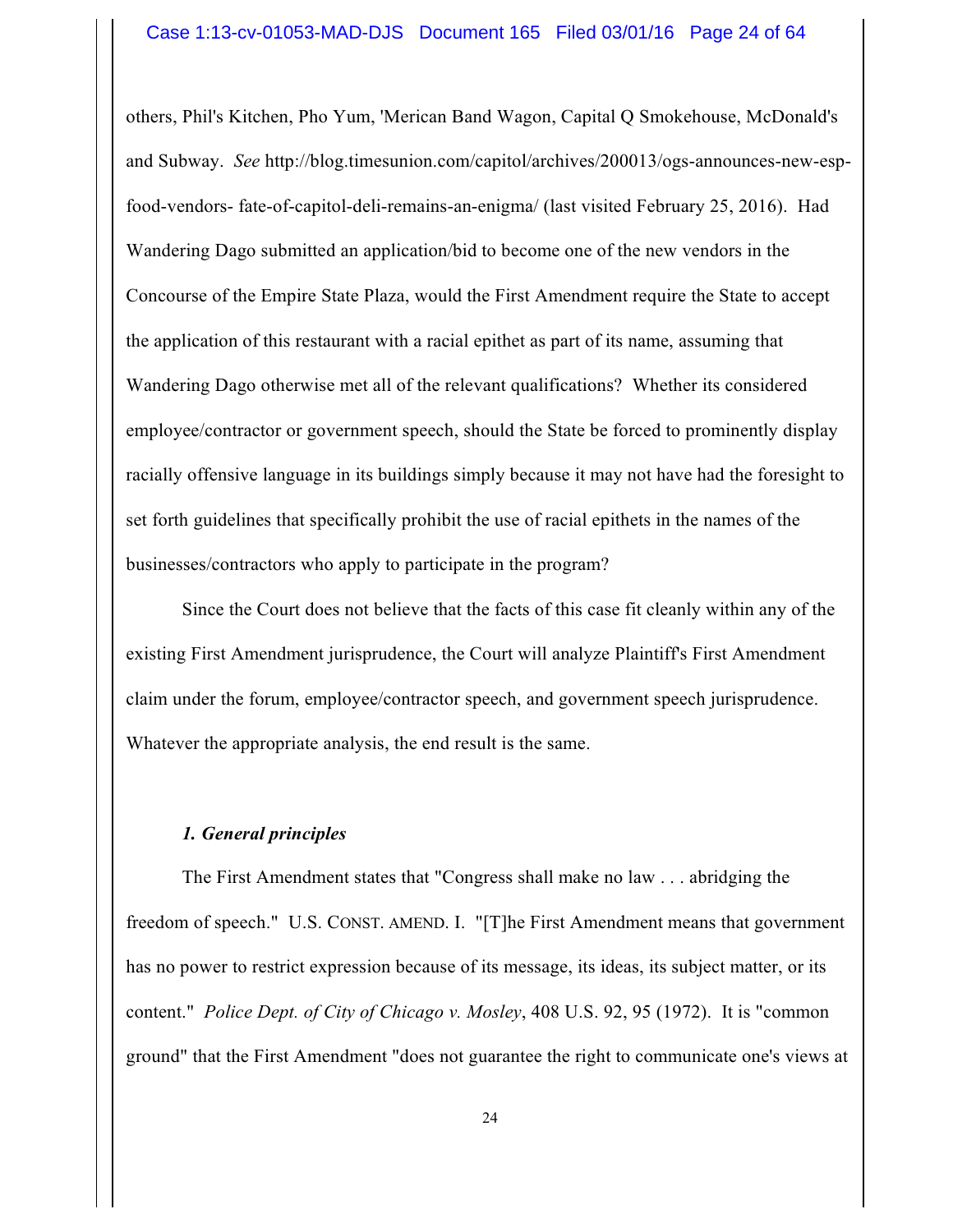others, Phil's Kitchen, Pho Yum, 'Merican Band Wagon, Capital Q Smokehouse, McDonald's and Subway. *See* http://blog.timesunion.com/capitol/archives/200013/ogs-announces-new-esp-food-vendors- fate-of-capitol-deli-remains-an-enigma/ (last visited February 25, 2016). Had Wandering Dago submitted an application/bid to become one of the new vendors in the Concourse of the Empire State Plaza, would the First Amendment require the State to accept the application of this restaurant with a racial epithet as part of its name, assuming that Wandering Dago otherwise met all of the relevant qualifications? Whether its considered employee/contractor or government speech, should the State be forced to prominently display racially offensive language in its buildings simply because it may not have had the foresight to set forth guidelines that specifically prohibit the use of racial epithets in the names of the businesses/contractors who apply to participate in the program?

Since the Court does not believe that the facts of this case fit cleanly within any of the existing First Amendment jurisprudence, the Court will analyze Plaintiff's First Amendment claim under the forum, employee/contractor speech, and government speech jurisprudence. Whatever the appropriate analysis, the end result is the same.

***1. General principles***

The First Amendment states that "Congress shall make no law . . . abridging the freedom of speech." U.S. CONST. AMEND. I. "[T]he First Amendment means that government has no power to restrict expression because of its message, its ideas, its subject matter, or its content." *Police Dept. of City of Chicago v. Mosley*, 408 U.S. 92, 95 (1972). It is "common ground" that the First Amendment "does not guarantee the right to communicate one's views at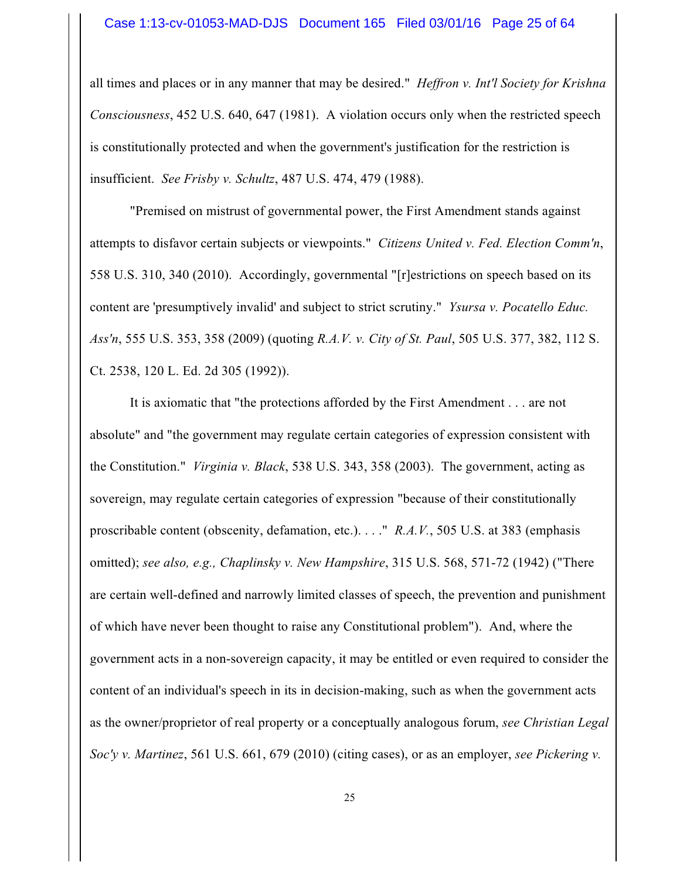all times and places or in any manner that may be desired." *Heffron v. Int'l Society for Krishna Consciousness*, 452 U.S. 640, 647 (1981). A violation occurs only when the restricted speech is constitutionally protected and when the government's justification for the restriction is insufficient. *See Frisby v. Schultz*, 487 U.S. 474, 479 (1988).

"Premised on mistrust of governmental power, the First Amendment stands against attempts to disfavor certain subjects or viewpoints." *Citizens United v. Fed. Election Comm'n*, 558 U.S. 310, 340 (2010). Accordingly, governmental "[r]estrictions on speech based on its content are 'presumptively invalid' and subject to strict scrutiny." *Ysursa v. Pocatello Educ. Ass'n*, 555 U.S. 353, 358 (2009) (quoting *R.A.V. v. City of St. Paul*, 505 U.S. 377, 382, 112 S. Ct. 2538, 120 L. Ed. 2d 305 (1992)).

It is axiomatic that "the protections afforded by the First Amendment . . . are not absolute" and "the government may regulate certain categories of expression consistent with the Constitution." *Virginia v. Black*, 538 U.S. 343, 358 (2003). The government, acting as sovereign, may regulate certain categories of expression "because of their constitutionally proscribable content (obscenity, defamation, etc.). . . ." *R.A.V.*, 505 U.S. at 383 (emphasis omitted); *see also, e.g., Chaplinsky v. New Hampshire*, 315 U.S. 568, 571-72 (1942) ("There are certain well-defined and narrowly limited classes of speech, the prevention and punishment of which have never been thought to raise any Constitutional problem"). And, where the government acts in a non-sovereign capacity, it may be entitled or even required to consider the content of an individual's speech in its in decision-making, such as when the government acts as the owner/proprietor of real property or a conceptually analogous forum, *see Christian Legal Soc'y v. Martinez*, 561 U.S. 661, 679 (2010) (citing cases), or as an employer, *see Pickering v.*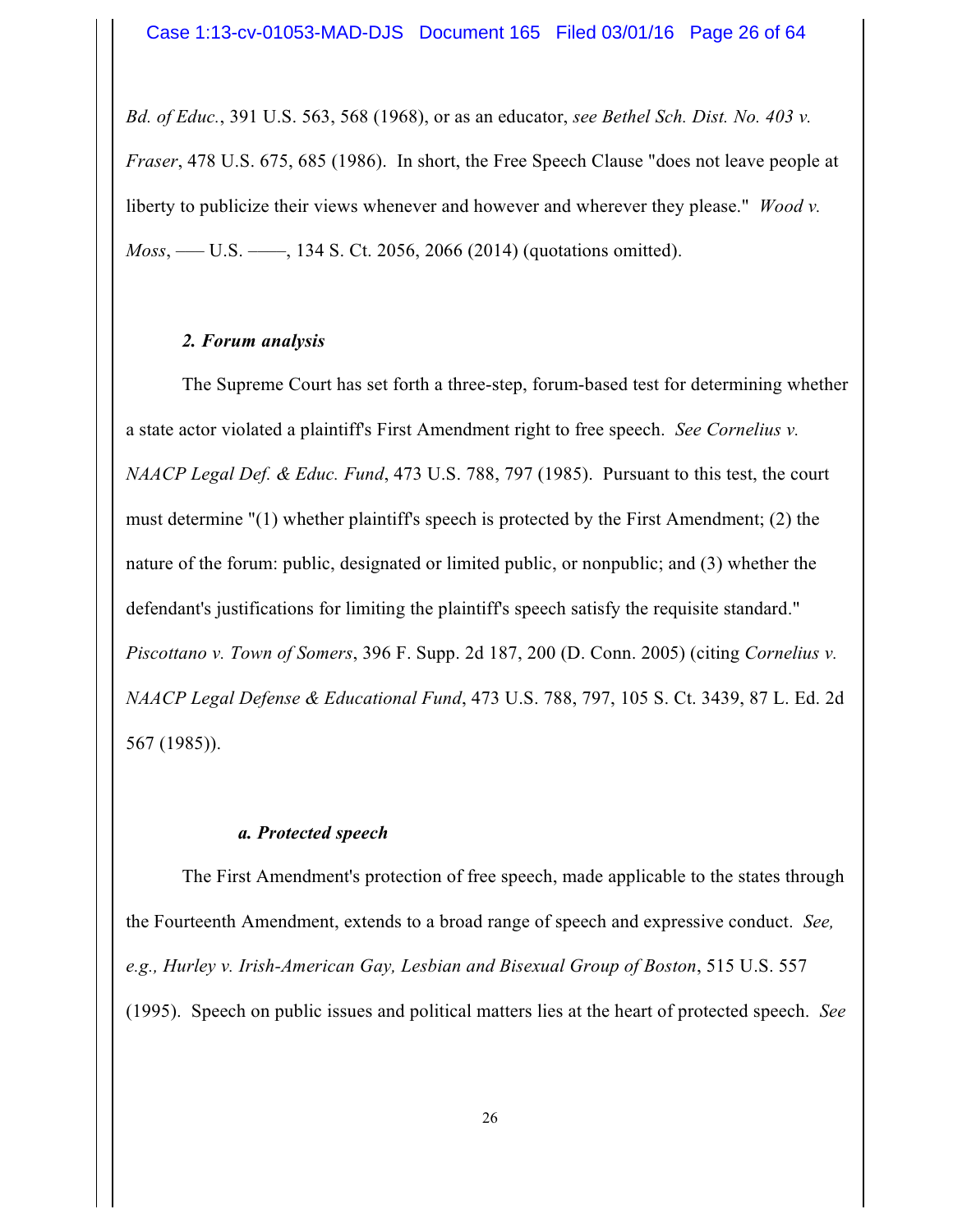*Bd. of Educ.*, 391 U.S. 563, 568 (1968), or as an educator, *see Bethel Sch. Dist. No. 403 v. Fraser*, 478 U.S. 675, 685 (1986). In short, the Free Speech Clause "does not leave people at liberty to publicize their views whenever and however and wherever they please." *Wood v. Moss*, —— U.S. ——, 134 S. Ct. 2056, 2066 (2014) (quotations omitted).

### *2. Forum analysis*

The Supreme Court has set forth a three-step, forum-based test for determining whether a state actor violated a plaintiff's First Amendment right to free speech. *See Cornelius v. NAACP Legal Def. & Educ. Fund*, 473 U.S. 788, 797 (1985). Pursuant to this test, the court must determine "(1) whether plaintiff's speech is protected by the First Amendment; (2) the nature of the forum: public, designated or limited public, or nonpublic; and (3) whether the defendant's justifications for limiting the plaintiff's speech satisfy the requisite standard." *Piscottano v. Town of Somers*, 396 F. Supp. 2d 187, 200 (D. Conn. 2005) (citing *Cornelius v. NAACP Legal Defense & Educational Fund*, 473 U.S. 788, 797, 105 S. Ct. 3439, 87 L. Ed. 2d 567 (1985)).

#### *a. Protected speech*

The First Amendment's protection of free speech, made applicable to the states through the Fourteenth Amendment, extends to a broad range of speech and expressive conduct. *See, e.g., Hurley v. Irish-American Gay, Lesbian and Bisexual Group of Boston*, 515 U.S. 557 (1995). Speech on public issues and political matters lies at the heart of protected speech. *See*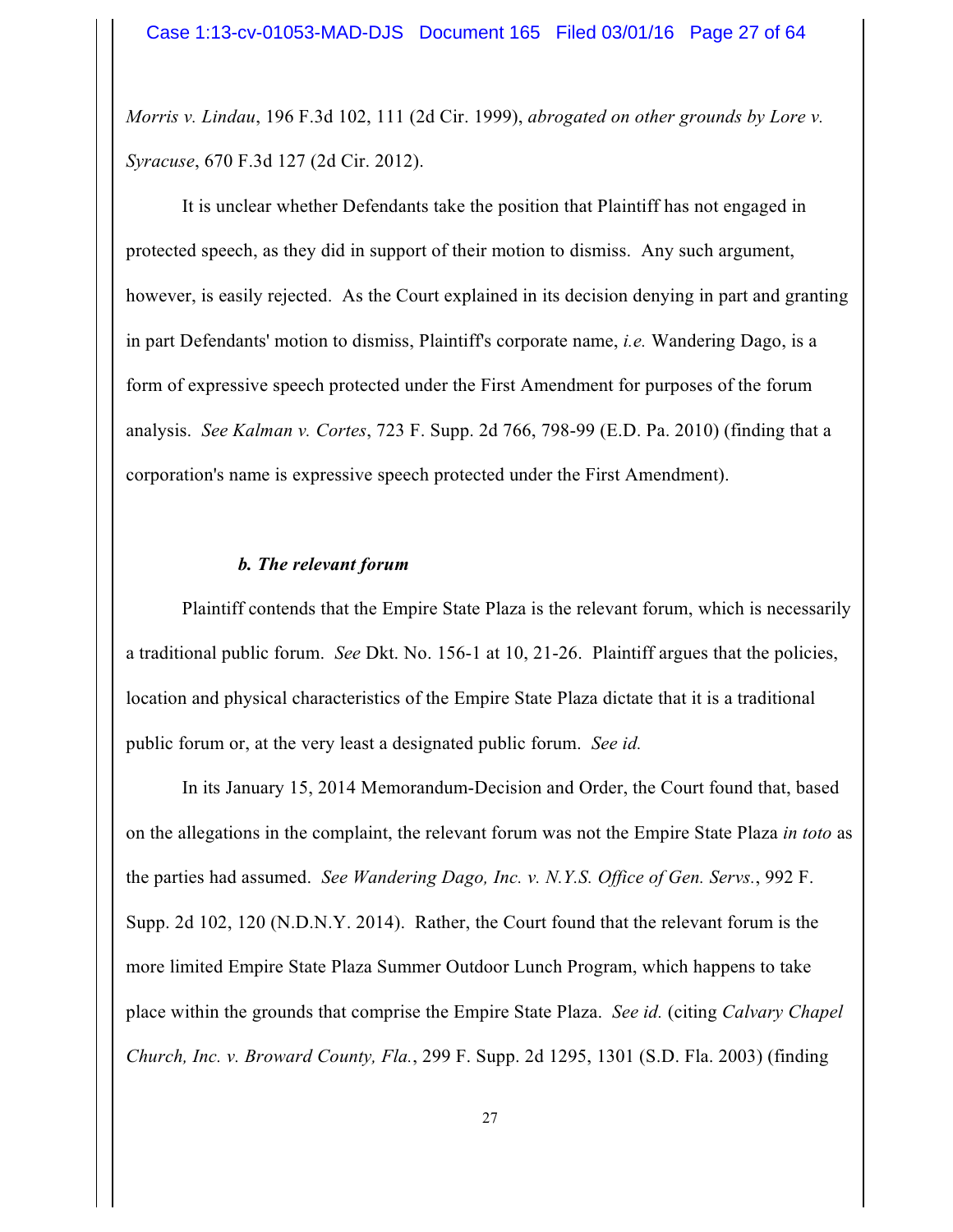*Morris v. Lindau*, 196 F.3d 102, 111 (2d Cir. 1999), *abrogated on other grounds by Lore v. Syracuse*, 670 F.3d 127 (2d Cir. 2012).

It is unclear whether Defendants take the position that Plaintiff has not engaged in protected speech, as they did in support of their motion to dismiss. Any such argument, however, is easily rejected. As the Court explained in its decision denying in part and granting in part Defendants' motion to dismiss, Plaintiff's corporate name, *i.e.* Wandering Dago, is a form of expressive speech protected under the First Amendment for purposes of the forum analysis. *See Kalman v. Cortes*, 723 F. Supp. 2d 766, 798-99 (E.D. Pa. 2010) (finding that a corporation's name is expressive speech protected under the First Amendment).

#### *b. The relevant forum*

Plaintiff contends that the Empire State Plaza is the relevant forum, which is necessarily a traditional public forum. *See* Dkt. No. 156-1 at 10, 21-26. Plaintiff argues that the policies, location and physical characteristics of the Empire State Plaza dictate that it is a traditional public forum or, at the very least a designated public forum. *See id.*

In its January 15, 2014 Memorandum-Decision and Order, the Court found that, based on the allegations in the complaint, the relevant forum was not the Empire State Plaza *in toto* as the parties had assumed. *See Wandering Dago, Inc. v. N.Y.S. Office of Gen. Servs.*, 992 F. Supp. 2d 102, 120 (N.D.N.Y. 2014). Rather, the Court found that the relevant forum is the more limited Empire State Plaza Summer Outdoor Lunch Program, which happens to take place within the grounds that comprise the Empire State Plaza. *See id.* (citing *Calvary Chapel Church, Inc. v. Broward County, Fla.*, 299 F. Supp. 2d 1295, 1301 (S.D. Fla. 2003) (finding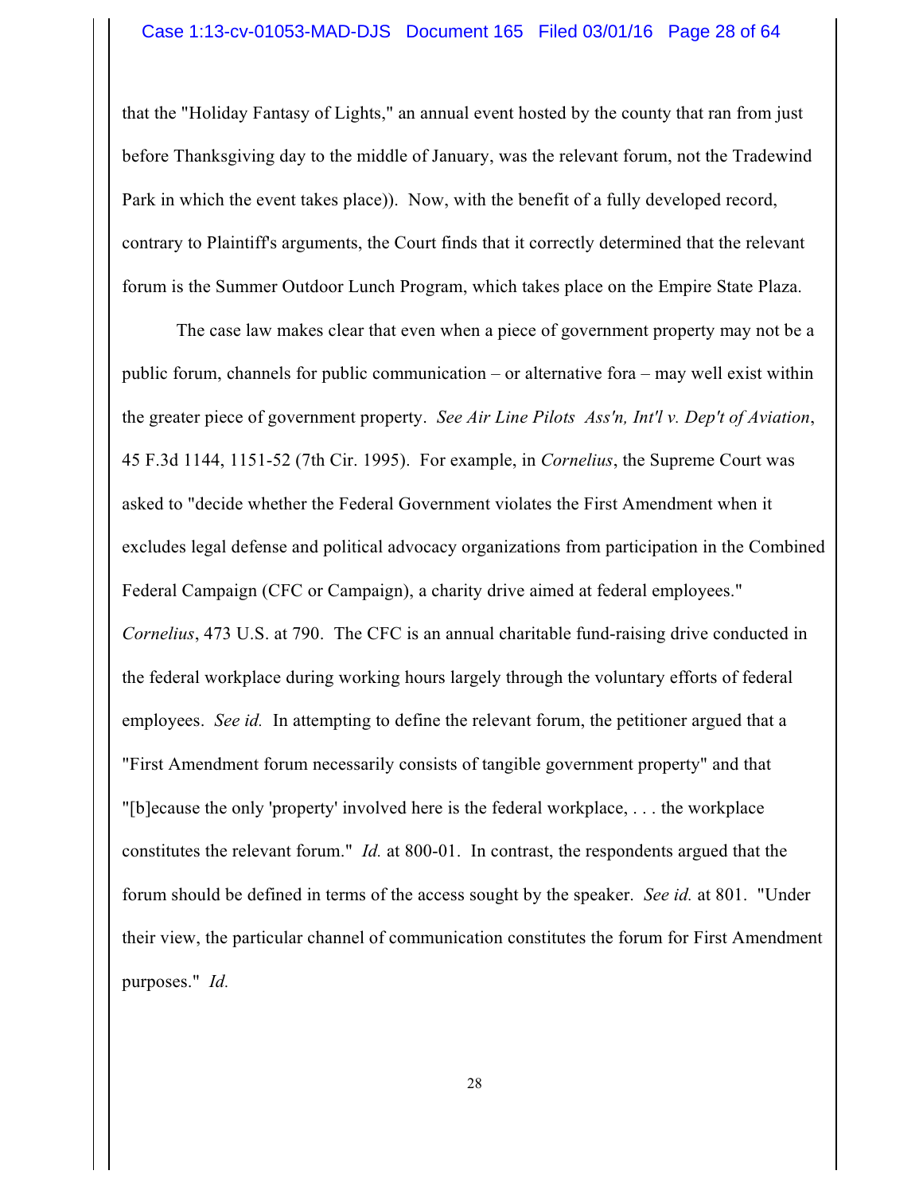that the "Holiday Fantasy of Lights," an annual event hosted by the county that ran from just before Thanksgiving day to the middle of January, was the relevant forum, not the Tradewind Park in which the event takes place)). Now, with the benefit of a fully developed record, contrary to Plaintiff's arguments, the Court finds that it correctly determined that the relevant forum is the Summer Outdoor Lunch Program, which takes place on the Empire State Plaza.

The case law makes clear that even when a piece of government property may not be a public forum, channels for public communication – or alternative fora – may well exist within the greater piece of government property. *See Air Line Pilots Ass'n, Int'l v. Dep't of Aviation*, 45 F.3d 1144, 1151-52 (7th Cir. 1995). For example, in *Cornelius*, the Supreme Court was asked to "decide whether the Federal Government violates the First Amendment when it excludes legal defense and political advocacy organizations from participation in the Combined Federal Campaign (CFC or Campaign), a charity drive aimed at federal employees." *Cornelius*, 473 U.S. at 790. The CFC is an annual charitable fund-raising drive conducted in the federal workplace during working hours largely through the voluntary efforts of federal employees. *See id.* In attempting to define the relevant forum, the petitioner argued that a "First Amendment forum necessarily consists of tangible government property" and that "[b]ecause the only 'property' involved here is the federal workplace, . . . the workplace constitutes the relevant forum." *Id.* at 800-01. In contrast, the respondents argued that the forum should be defined in terms of the access sought by the speaker. *See id.* at 801. "Under their view, the particular channel of communication constitutes the forum for First Amendment purposes." *Id.*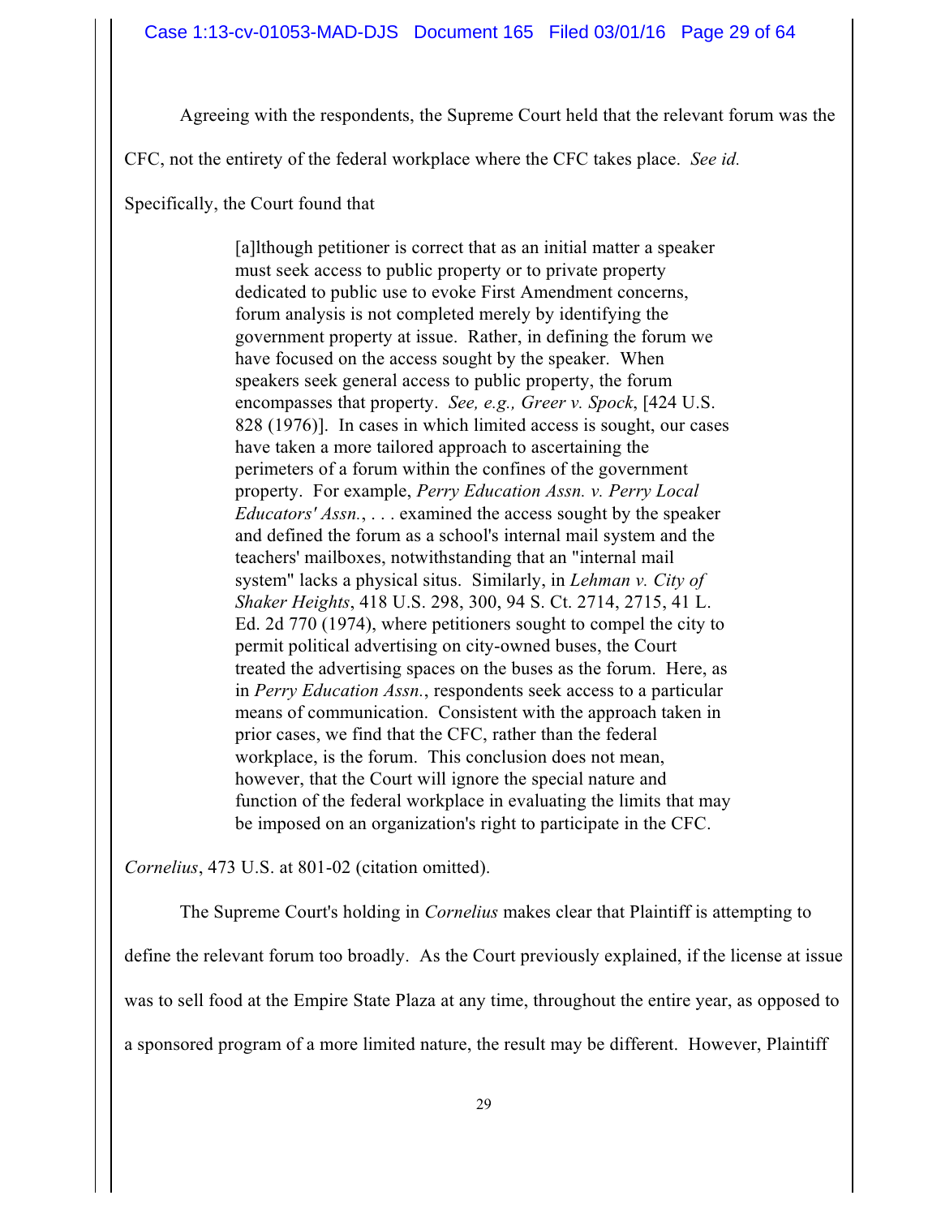Agreeing with the respondents, the Supreme Court held that the relevant forum was the CFC, not the entirety of the federal workplace where the CFC takes place. *See id.* Specifically, the Court found that

> [a]lthough petitioner is correct that as an initial matter a speaker must seek access to public property or to private property dedicated to public use to evoke First Amendment concerns, forum analysis is not completed merely by identifying the government property at issue. Rather, in defining the forum we have focused on the access sought by the speaker. When speakers seek general access to public property, the forum encompasses that property. *See, e.g., Greer v. Spock*, [424 U.S. 828 (1976)]. In cases in which limited access is sought, our cases have taken a more tailored approach to ascertaining the perimeters of a forum within the confines of the government property. For example, *Perry Education Assn. v. Perry Local Educators' Assn.*, . . . examined the access sought by the speaker and defined the forum as a school's internal mail system and the teachers' mailboxes, notwithstanding that an "internal mail system" lacks a physical situs. Similarly, in *Lehman v. City of Shaker Heights*, 418 U.S. 298, 300, 94 S. Ct. 2714, 2715, 41 L. Ed. 2d 770 (1974), where petitioners sought to compel the city to permit political advertising on city-owned buses, the Court treated the advertising spaces on the buses as the forum. Here, as in *Perry Education Assn.*, respondents seek access to a particular means of communication. Consistent with the approach taken in prior cases, we find that the CFC, rather than the federal workplace, is the forum. This conclusion does not mean, however, that the Court will ignore the special nature and function of the federal workplace in evaluating the limits that may be imposed on an organization's right to participate in the CFC.

*Cornelius*, 473 U.S. at 801-02 (citation omitted).

The Supreme Court's holding in *Cornelius* makes clear that Plaintiff is attempting to define the relevant forum too broadly. As the Court previously explained, if the license at issue was to sell food at the Empire State Plaza at any time, throughout the entire year, as opposed to a sponsored program of a more limited nature, the result may be different. However, Plaintiff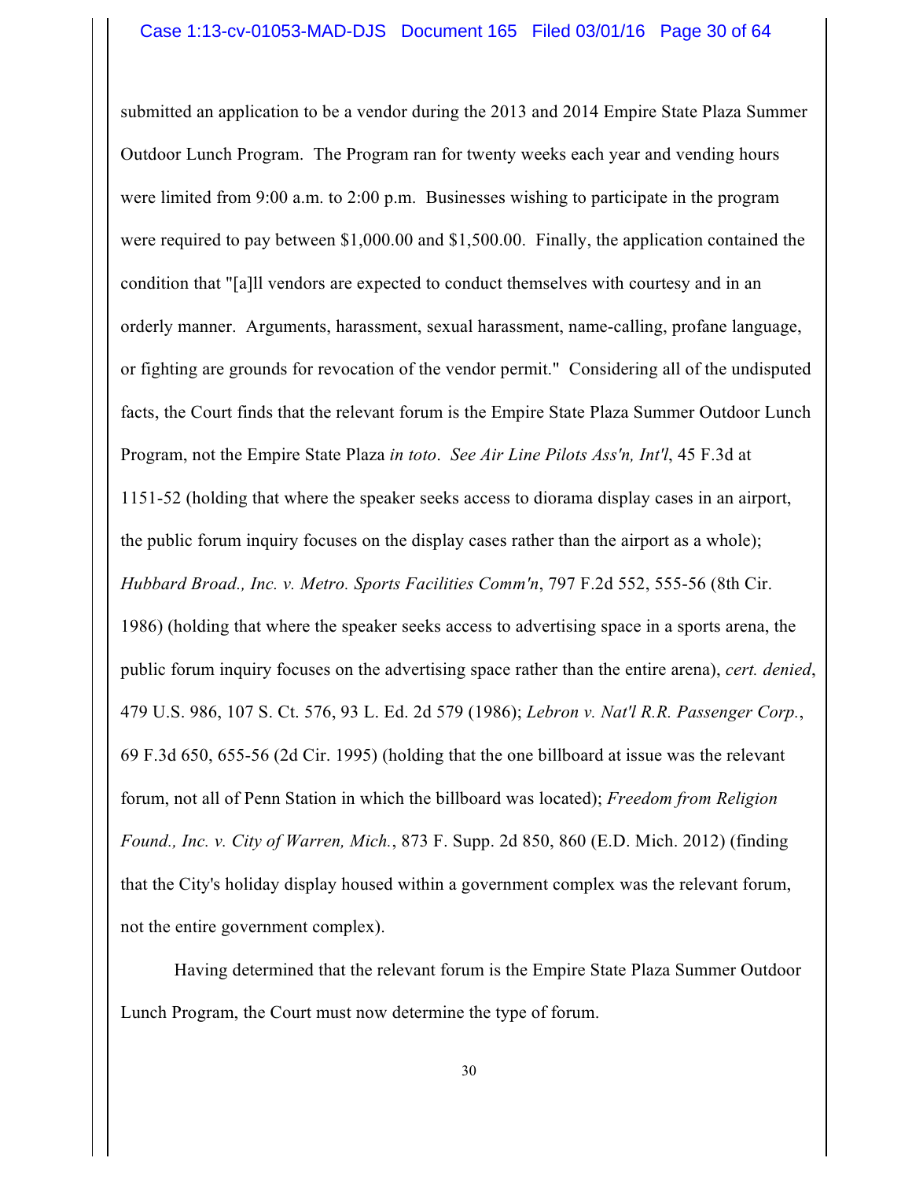submitted an application to be a vendor during the 2013 and 2014 Empire State Plaza Summer Outdoor Lunch Program. The Program ran for twenty weeks each year and vending hours were limited from 9:00 a.m. to 2:00 p.m. Businesses wishing to participate in the program were required to pay between $1,000.00 and $1,500.00. Finally, the application contained the condition that "[a]ll vendors are expected to conduct themselves with courtesy and in an orderly manner. Arguments, harassment, sexual harassment, name-calling, profane language, or fighting are grounds for revocation of the vendor permit." Considering all of the undisputed facts, the Court finds that the relevant forum is the Empire State Plaza Summer Outdoor Lunch Program, not the Empire State Plaza *in toto*. *See Air Line Pilots Ass'n, Int'l*, 45 F.3d at 1151-52 (holding that where the speaker seeks access to diorama display cases in an airport, the public forum inquiry focuses on the display cases rather than the airport as a whole); *Hubbard Broad., Inc. v. Metro. Sports Facilities Comm'n*, 797 F.2d 552, 555-56 (8th Cir. 1986) (holding that where the speaker seeks access to advertising space in a sports arena, the public forum inquiry focuses on the advertising space rather than the entire arena), *cert. denied*, 479 U.S. 986, 107 S. Ct. 576, 93 L. Ed. 2d 579 (1986); *Lebron v. Nat'l R.R. Passenger Corp.*, 69 F.3d 650, 655-56 (2d Cir. 1995) (holding that the one billboard at issue was the relevant forum, not all of Penn Station in which the billboard was located); *Freedom from Religion Found., Inc. v. City of Warren, Mich.*, 873 F. Supp. 2d 850, 860 (E.D. Mich. 2012) (finding that the City's holiday display housed within a government complex was the relevant forum, not the entire government complex).

Having determined that the relevant forum is the Empire State Plaza Summer Outdoor Lunch Program, the Court must now determine the type of forum.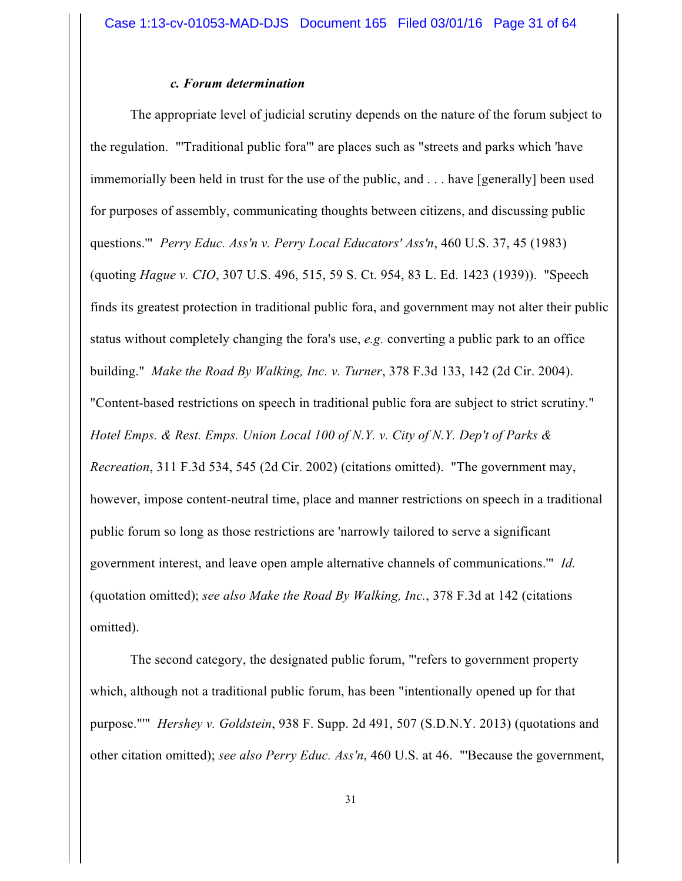#### *c. Forum determination*

The appropriate level of judicial scrutiny depends on the nature of the forum subject to the regulation. "'Traditional public fora'" are places such as "streets and parks which 'have immemorially been held in trust for the use of the public, and . . . have [generally] been used for purposes of assembly, communicating thoughts between citizens, and discussing public questions.'" *Perry Educ. Ass'n v. Perry Local Educators' Ass'n*, 460 U.S. 37, 45 (1983) (quoting *Hague v. CIO*, 307 U.S. 496, 515, 59 S. Ct. 954, 83 L. Ed. 1423 (1939)). "Speech finds its greatest protection in traditional public fora, and government may not alter their public status without completely changing the fora's use, *e.g.* converting a public park to an office building." *Make the Road By Walking, Inc. v. Turner*, 378 F.3d 133, 142 (2d Cir. 2004). "Content-based restrictions on speech in traditional public fora are subject to strict scrutiny." *Hotel Emps. & Rest. Emps. Union Local 100 of N.Y. v. City of N.Y. Dep't of Parks & Recreation*, 311 F.3d 534, 545 (2d Cir. 2002) (citations omitted). "The government may, however, impose content-neutral time, place and manner restrictions on speech in a traditional public forum so long as those restrictions are 'narrowly tailored to serve a significant government interest, and leave open ample alternative channels of communications.'" *Id.* (quotation omitted); *see also Make the Road By Walking, Inc.*, 378 F.3d at 142 (citations omitted).

The second category, the designated public forum, "'refers to government property which, although not a traditional public forum, has been "intentionally opened up for that purpose."'" *Hershey v. Goldstein*, 938 F. Supp. 2d 491, 507 (S.D.N.Y. 2013) (quotations and other citation omitted); *see also Perry Educ. Ass'n*, 460 U.S. at 46. "'Because the government,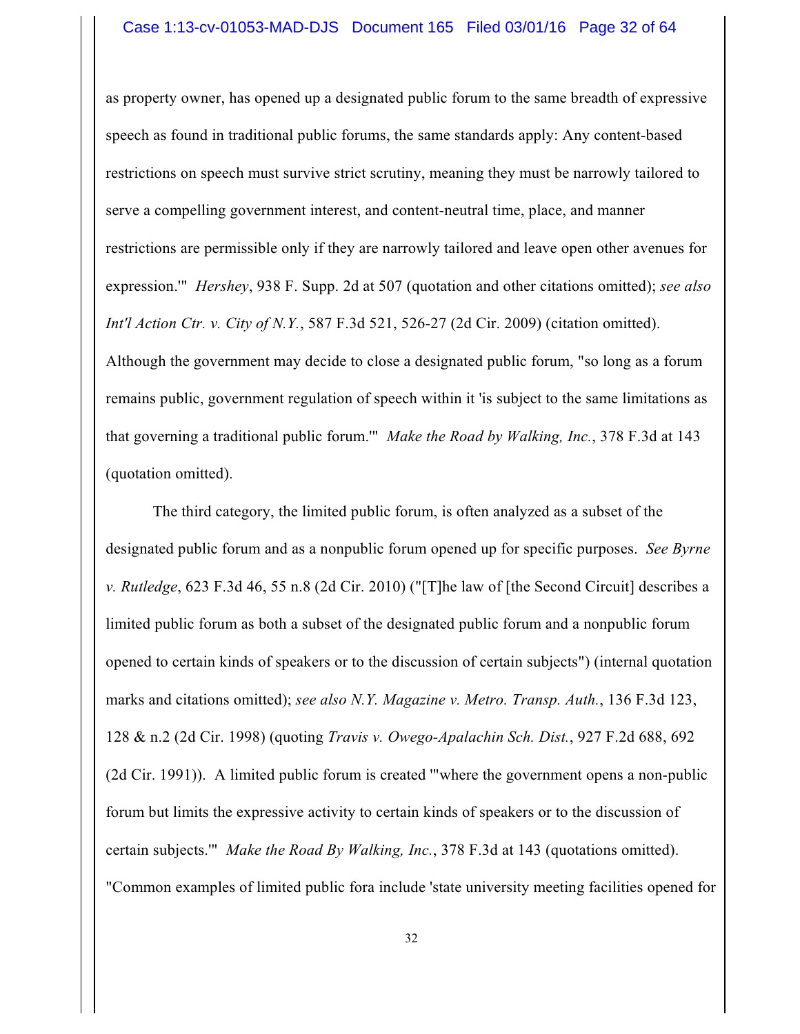as property owner, has opened up a designated public forum to the same breadth of expressive speech as found in traditional public forums, the same standards apply: Any content-based restrictions on speech must survive strict scrutiny, meaning they must be narrowly tailored to serve a compelling government interest, and content-neutral time, place, and manner restrictions are permissible only if they are narrowly tailored and leave open other avenues for expression.'" *Hershey*, 938 F. Supp. 2d at 507 (quotation and other citations omitted); *see also Int'l Action Ctr. v. City of N.Y.*, 587 F.3d 521, 526-27 (2d Cir. 2009) (citation omitted). Although the government may decide to close a designated public forum, "so long as a forum remains public, government regulation of speech within it 'is subject to the same limitations as that governing a traditional public forum.'" *Make the Road by Walking, Inc.*, 378 F.3d at 143 (quotation omitted).

The third category, the limited public forum, is often analyzed as a subset of the designated public forum and as a nonpublic forum opened up for specific purposes. *See Byrne v. Rutledge*, 623 F.3d 46, 55 n.8 (2d Cir. 2010) ("[T]he law of [the Second Circuit] describes a limited public forum as both a subset of the designated public forum and a nonpublic forum opened to certain kinds of speakers or to the discussion of certain subjects") (internal quotation marks and citations omitted); *see also N.Y. Magazine v. Metro. Transp. Auth.*, 136 F.3d 123, 128 & n.2 (2d Cir. 1998) (quoting *Travis v. Owego-Apalachin Sch. Dist.*, 927 F.2d 688, 692 (2d Cir. 1991)). A limited public forum is created "'where the government opens a non-public forum but limits the expressive activity to certain kinds of speakers or to the discussion of certain subjects.'" *Make the Road By Walking, Inc.*, 378 F.3d at 143 (quotations omitted). "Common examples of limited public fora include 'state university meeting facilities opened for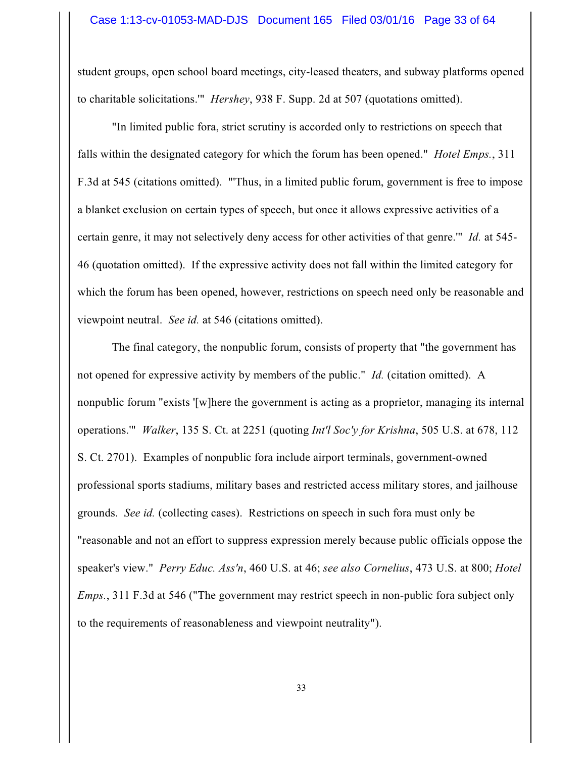student groups, open school board meetings, city-leased theaters, and subway platforms opened to charitable solicitations.'" *Hershey*, 938 F. Supp. 2d at 507 (quotations omitted).

"In limited public fora, strict scrutiny is accorded only to restrictions on speech that falls within the designated category for which the forum has been opened." *Hotel Emps.*, 311 F.3d at 545 (citations omitted). "'Thus, in a limited public forum, government is free to impose a blanket exclusion on certain types of speech, but once it allows expressive activities of a certain genre, it may not selectively deny access for other activities of that genre.'" *Id.* at 545-46 (quotation omitted). If the expressive activity does not fall within the limited category for which the forum has been opened, however, restrictions on speech need only be reasonable and viewpoint neutral. *See id.* at 546 (citations omitted).

The final category, the nonpublic forum, consists of property that "the government has not opened for expressive activity by members of the public." *Id.* (citation omitted). A nonpublic forum "exists '[w]here the government is acting as a proprietor, managing its internal operations.'" *Walker*, 135 S. Ct. at 2251 (quoting *Int'l Soc'y for Krishna*, 505 U.S. at 678, 112 S. Ct. 2701). Examples of nonpublic fora include airport terminals, government-owned professional sports stadiums, military bases and restricted access military stores, and jailhouse grounds. *See id.* (collecting cases). Restrictions on speech in such fora must only be "reasonable and not an effort to suppress expression merely because public officials oppose the speaker's view." *Perry Educ. Ass'n*, 460 U.S. at 46; *see also Cornelius*, 473 U.S. at 800; *Hotel Emps.*, 311 F.3d at 546 ("The government may restrict speech in non-public fora subject only to the requirements of reasonableness and viewpoint neutrality").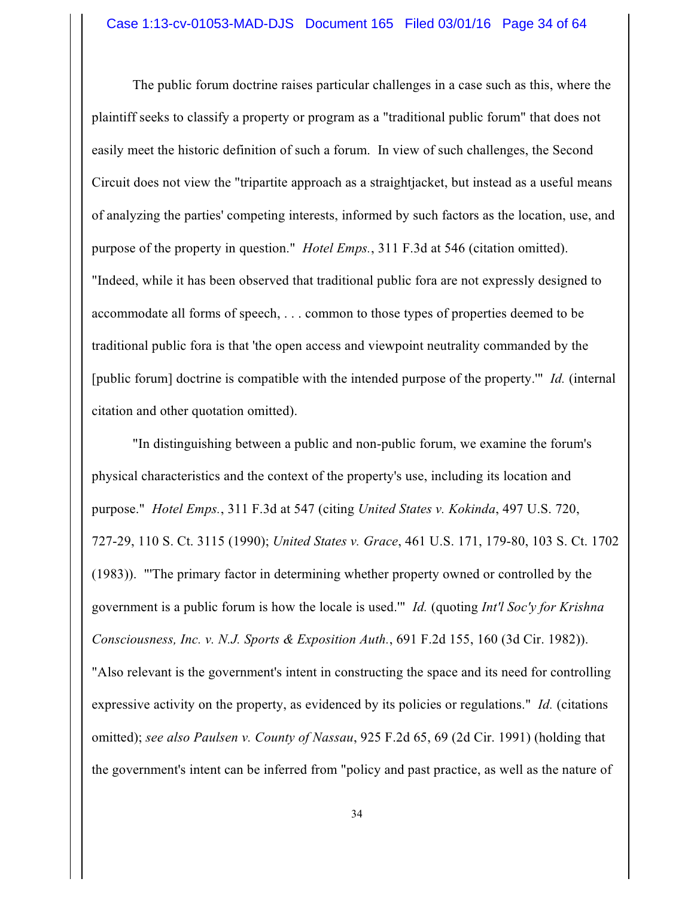The public forum doctrine raises particular challenges in a case such as this, where the plaintiff seeks to classify a property or program as a "traditional public forum" that does not easily meet the historic definition of such a forum. In view of such challenges, the Second Circuit does not view the "tripartite approach as a straightjacket, but instead as a useful means of analyzing the parties' competing interests, informed by such factors as the location, use, and purpose of the property in question." *Hotel Emps.*, 311 F.3d at 546 (citation omitted). "Indeed, while it has been observed that traditional public fora are not expressly designed to accommodate all forms of speech, . . . common to those types of properties deemed to be traditional public fora is that 'the open access and viewpoint neutrality commanded by the [public forum] doctrine is compatible with the intended purpose of the property.'" *Id.* (internal citation and other quotation omitted).

"In distinguishing between a public and non-public forum, we examine the forum's physical characteristics and the context of the property's use, including its location and purpose." *Hotel Emps.*, 311 F.3d at 547 (citing *United States v. Kokinda*, 497 U.S. 720, 727-29, 110 S. Ct. 3115 (1990); *United States v. Grace*, 461 U.S. 171, 179-80, 103 S. Ct. 1702 (1983)). "'The primary factor in determining whether property owned or controlled by the government is a public forum is how the locale is used.'" *Id.* (quoting *Int'l Soc'y for Krishna Consciousness, Inc. v. N.J. Sports & Exposition Auth.*, 691 F.2d 155, 160 (3d Cir. 1982)). "Also relevant is the government's intent in constructing the space and its need for controlling expressive activity on the property, as evidenced by its policies or regulations." *Id.* (citations omitted); *see also Paulsen v. County of Nassau*, 925 F.2d 65, 69 (2d Cir. 1991) (holding that the government's intent can be inferred from "policy and past practice, as well as the nature of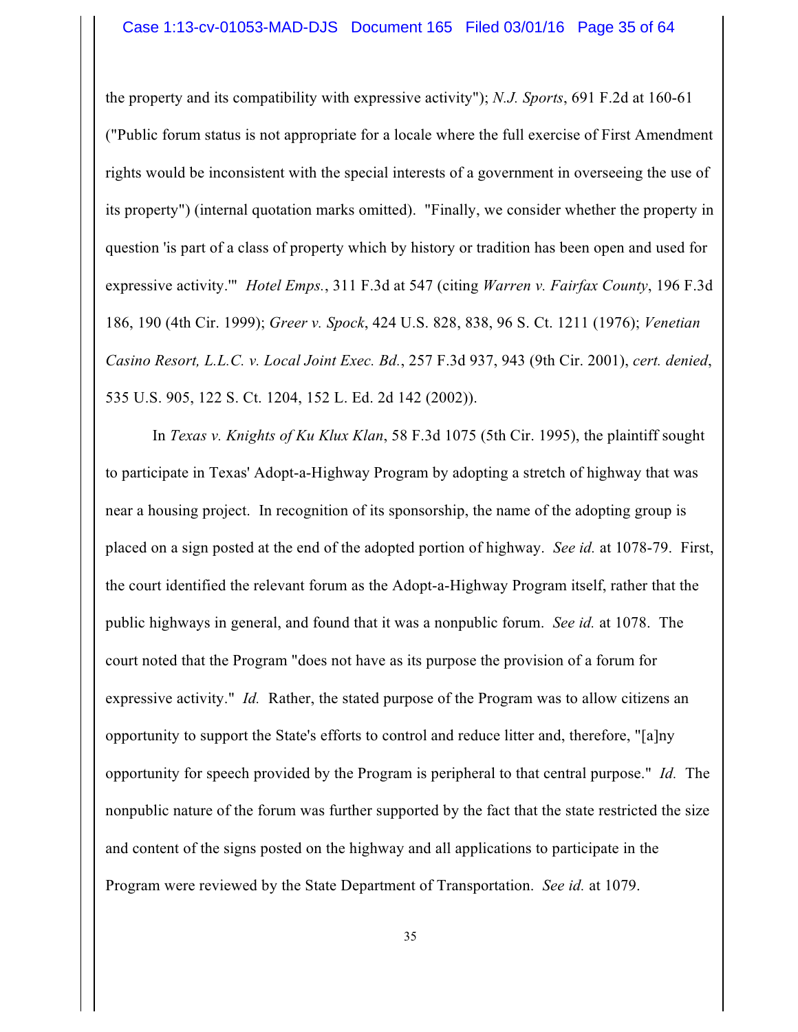the property and its compatibility with expressive activity"); *N.J. Sports*, 691 F.2d at 160-61 ("Public forum status is not appropriate for a locale where the full exercise of First Amendment rights would be inconsistent with the special interests of a government in overseeing the use of its property") (internal quotation marks omitted). "Finally, we consider whether the property in question 'is part of a class of property which by history or tradition has been open and used for expressive activity.'" *Hotel Emps.*, 311 F.3d at 547 (citing *Warren v. Fairfax County*, 196 F.3d 186, 190 (4th Cir. 1999); *Greer v. Spock*, 424 U.S. 828, 838, 96 S. Ct. 1211 (1976); *Venetian Casino Resort, L.L.C. v. Local Joint Exec. Bd.*, 257 F.3d 937, 943 (9th Cir. 2001), *cert. denied*, 535 U.S. 905, 122 S. Ct. 1204, 152 L. Ed. 2d 142 (2002)).

In *Texas v. Knights of Ku Klux Klan*, 58 F.3d 1075 (5th Cir. 1995), the plaintiff sought to participate in Texas' Adopt-a-Highway Program by adopting a stretch of highway that was near a housing project. In recognition of its sponsorship, the name of the adopting group is placed on a sign posted at the end of the adopted portion of highway. *See id.* at 1078-79. First, the court identified the relevant forum as the Adopt-a-Highway Program itself, rather that the public highways in general, and found that it was a nonpublic forum. *See id.* at 1078. The court noted that the Program "does not have as its purpose the provision of a forum for expressive activity." *Id.* Rather, the stated purpose of the Program was to allow citizens an opportunity to support the State's efforts to control and reduce litter and, therefore, "[a]ny opportunity for speech provided by the Program is peripheral to that central purpose." *Id.* The nonpublic nature of the forum was further supported by the fact that the state restricted the size and content of the signs posted on the highway and all applications to participate in the Program were reviewed by the State Department of Transportation. *See id.* at 1079.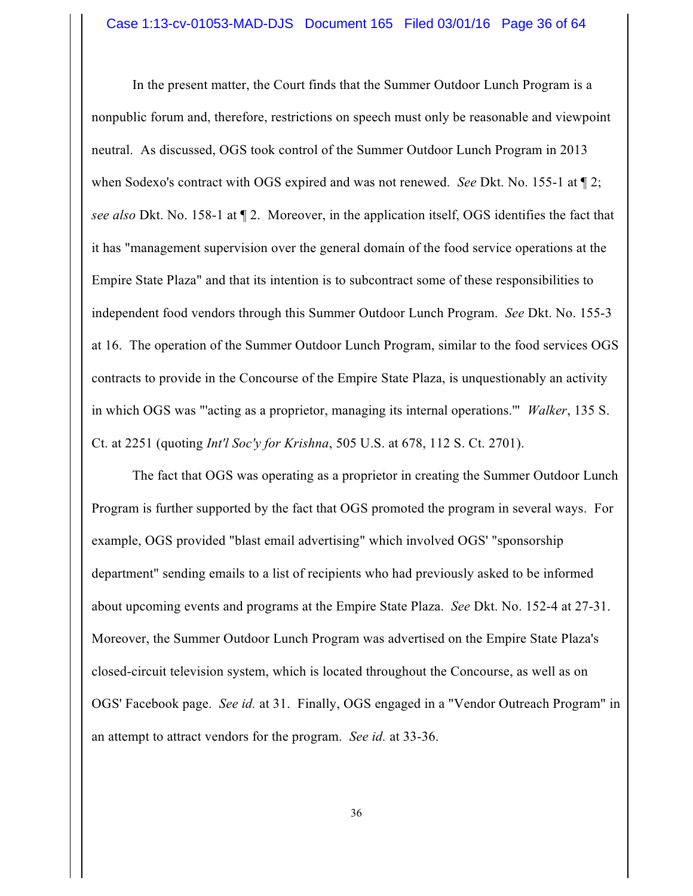In the present matter, the Court finds that the Summer Outdoor Lunch Program is a nonpublic forum and, therefore, restrictions on speech must only be reasonable and viewpoint neutral. As discussed, OGS took control of the Summer Outdoor Lunch Program in 2013 when Sodexo's contract with OGS expired and was not renewed. *See* Dkt. No. 155-1 at ¶ 2; *see also* Dkt. No. 158-1 at ¶ 2. Moreover, in the application itself, OGS identifies the fact that it has "management supervision over the general domain of the food service operations at the Empire State Plaza" and that its intention is to subcontract some of these responsibilities to independent food vendors through this Summer Outdoor Lunch Program. *See* Dkt. No. 155-3 at 16. The operation of the Summer Outdoor Lunch Program, similar to the food services OGS contracts to provide in the Concourse of the Empire State Plaza, is unquestionably an activity in which OGS was "'acting as a proprietor, managing its internal operations.'" *Walker*, 135 S. Ct. at 2251 (quoting *Int'l Soc'y for Krishna*, 505 U.S. at 678, 112 S. Ct. 2701).

The fact that OGS was operating as a proprietor in creating the Summer Outdoor Lunch Program is further supported by the fact that OGS promoted the program in several ways. For example, OGS provided "blast email advertising" which involved OGS' "sponsorship department" sending emails to a list of recipients who had previously asked to be informed about upcoming events and programs at the Empire State Plaza. *See* Dkt. No. 152-4 at 27-31. Moreover, the Summer Outdoor Lunch Program was advertised on the Empire State Plaza's closed-circuit television system, which is located throughout the Concourse, as well as on OGS' Facebook page. *See id.* at 31. Finally, OGS engaged in a "Vendor Outreach Program" in an attempt to attract vendors for the program. *See id.* at 33-36.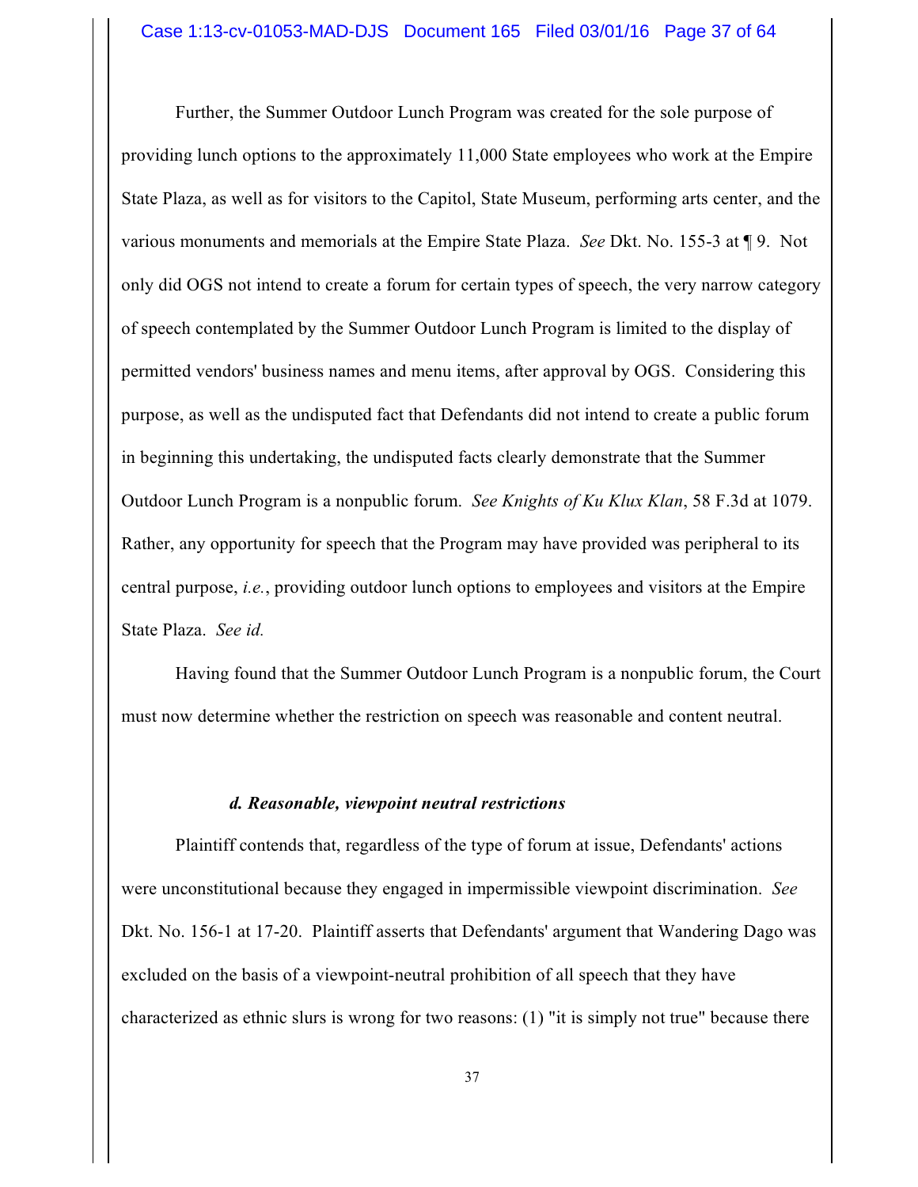Further, the Summer Outdoor Lunch Program was created for the sole purpose of providing lunch options to the approximately 11,000 State employees who work at the Empire State Plaza, as well as for visitors to the Capitol, State Museum, performing arts center, and the various monuments and memorials at the Empire State Plaza. *See* Dkt. No. 155-3 at ¶ 9. Not only did OGS not intend to create a forum for certain types of speech, the very narrow category of speech contemplated by the Summer Outdoor Lunch Program is limited to the display of permitted vendors' business names and menu items, after approval by OGS. Considering this purpose, as well as the undisputed fact that Defendants did not intend to create a public forum in beginning this undertaking, the undisputed facts clearly demonstrate that the Summer Outdoor Lunch Program is a nonpublic forum. *See Knights of Ku Klux Klan*, 58 F.3d at 1079. Rather, any opportunity for speech that the Program may have provided was peripheral to its central purpose, *i.e.*, providing outdoor lunch options to employees and visitors at the Empire State Plaza. *See id.*

Having found that the Summer Outdoor Lunch Program is a nonpublic forum, the Court must now determine whether the restriction on speech was reasonable and content neutral.

#### *d. Reasonable, viewpoint neutral restrictions*

Plaintiff contends that, regardless of the type of forum at issue, Defendants' actions were unconstitutional because they engaged in impermissible viewpoint discrimination. *See* Dkt. No. 156-1 at 17-20. Plaintiff asserts that Defendants' argument that Wandering Dago was excluded on the basis of a viewpoint-neutral prohibition of all speech that they have characterized as ethnic slurs is wrong for two reasons: (1) "it is simply not true" because there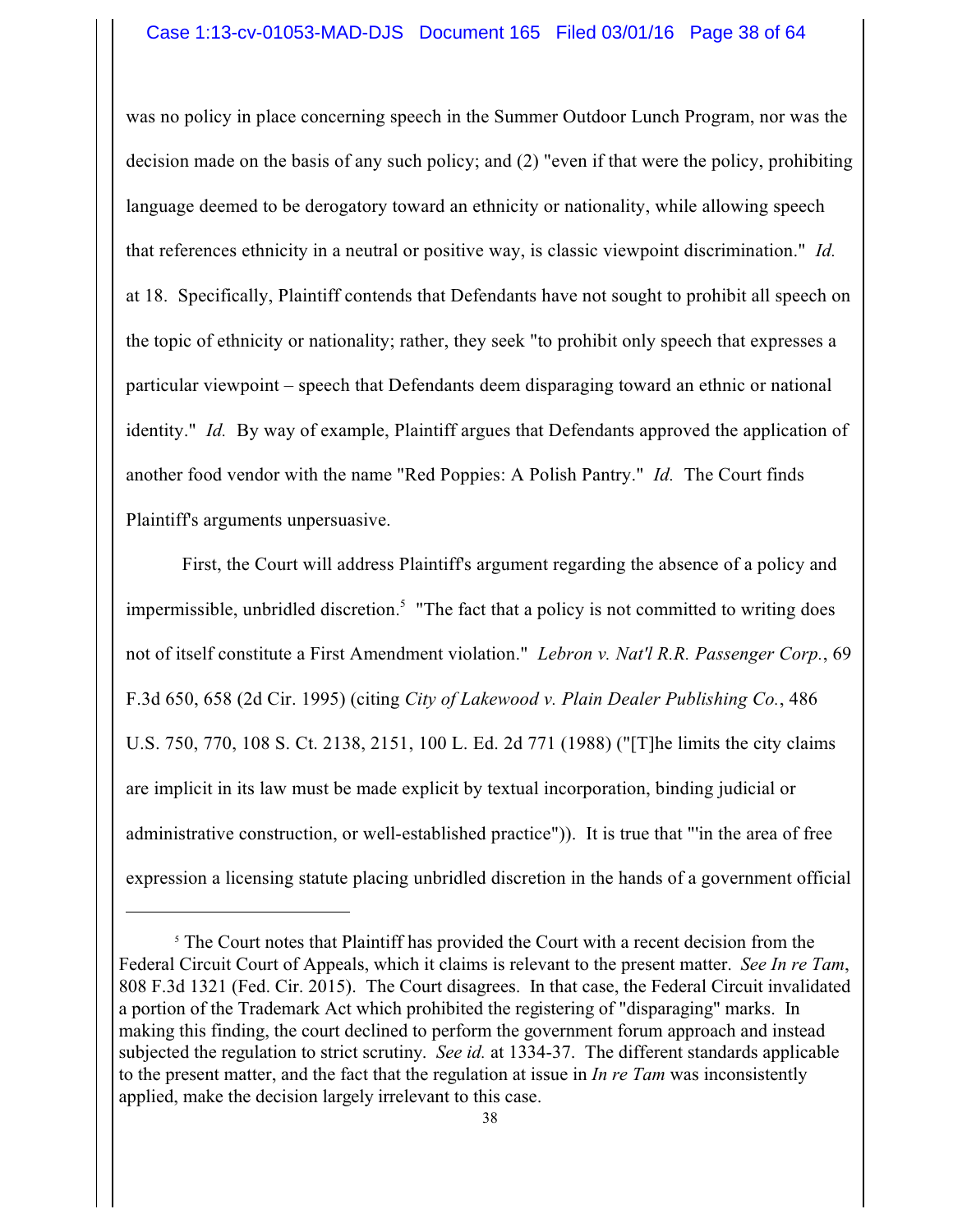was no policy in place concerning speech in the Summer Outdoor Lunch Program, nor was the decision made on the basis of any such policy; and (2) "even if that were the policy, prohibiting language deemed to be derogatory toward an ethnicity or nationality, while allowing speech that references ethnicity in a neutral or positive way, is classic viewpoint discrimination." *Id.* at 18. Specifically, Plaintiff contends that Defendants have not sought to prohibit all speech on the topic of ethnicity or nationality; rather, they seek "to prohibit only speech that expresses a particular viewpoint – speech that Defendants deem disparaging toward an ethnic or national identity." *Id.* By way of example, Plaintiff argues that Defendants approved the application of another food vendor with the name "Red Poppies: A Polish Pantry." *Id.* The Court finds Plaintiff's arguments unpersuasive.

First, the Court will address Plaintiff's argument regarding the absence of a policy and impermissible, unbridled discretion.[5] "The fact that a policy is not committed to writing does not of itself constitute a First Amendment violation." *Lebron v. Nat'l R.R. Passenger Corp.*, 69 F.3d 650, 658 (2d Cir. 1995) (citing *City of Lakewood v. Plain Dealer Publishing Co.*, 486 U.S. 750, 770, 108 S. Ct. 2138, 2151, 100 L. Ed. 2d 771 (1988) ("[T]he limits the city claims are implicit in its law must be made explicit by textual incorporation, binding judicial or administrative construction, or well-established practice")). It is true that "'in the area of free expression a licensing statute placing unbridled discretion in the hands of a government official

---

[5] The Court notes that Plaintiff has provided the Court with a recent decision from the Federal Circuit Court of Appeals, which it claims is relevant to the present matter. *See In re Tam*, 808 F.3d 1321 (Fed. Cir. 2015). The Court disagrees. In that case, the Federal Circuit invalidated a portion of the Trademark Act which prohibited the registering of "disparaging" marks. In making this finding, the court declined to perform the government forum approach and instead subjected the regulation to strict scrutiny. *See id.* at 1334-37. The different standards applicable to the present matter, and the fact that the regulation at issue in *In re Tam* was inconsistently applied, make the decision largely irrelevant to this case.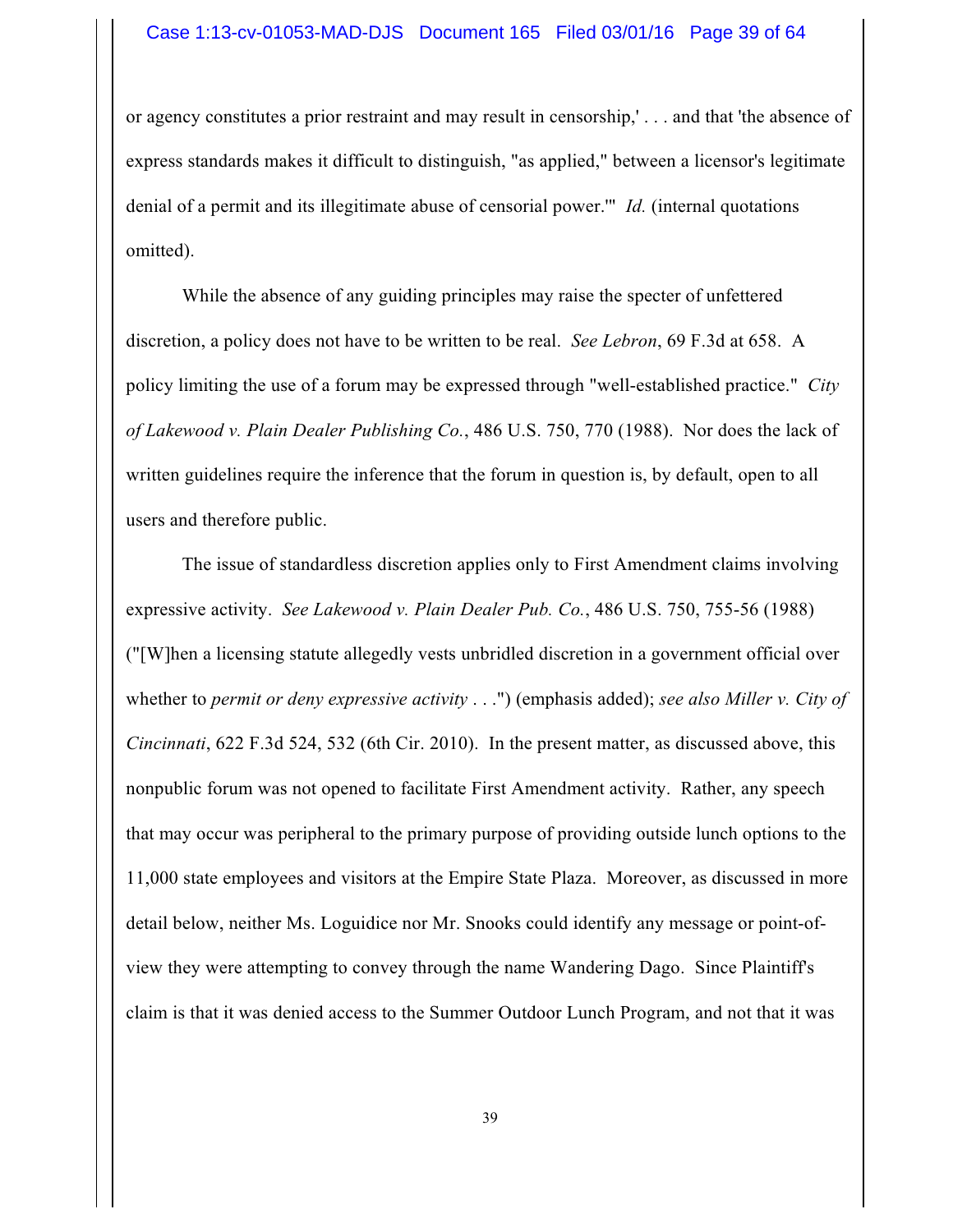or agency constitutes a prior restraint and may result in censorship,' . . . and that 'the absence of express standards makes it difficult to distinguish, "as applied," between a licensor's legitimate denial of a permit and its illegitimate abuse of censorial power.'" *Id.* (internal quotations omitted).

While the absence of any guiding principles may raise the specter of unfettered discretion, a policy does not have to be written to be real. *See Lebron*, 69 F.3d at 658. A policy limiting the use of a forum may be expressed through "well-established practice." *City of Lakewood v. Plain Dealer Publishing Co.*, 486 U.S. 750, 770 (1988). Nor does the lack of written guidelines require the inference that the forum in question is, by default, open to all users and therefore public.

The issue of standardless discretion applies only to First Amendment claims involving expressive activity. *See Lakewood v. Plain Dealer Pub. Co.*, 486 U.S. 750, 755-56 (1988) ("[W]hen a licensing statute allegedly vests unbridled discretion in a government official over whether to *permit or deny expressive activity* . . .") (emphasis added); *see also Miller v. City of Cincinnati*, 622 F.3d 524, 532 (6th Cir. 2010). In the present matter, as discussed above, this nonpublic forum was not opened to facilitate First Amendment activity. Rather, any speech that may occur was peripheral to the primary purpose of providing outside lunch options to the 11,000 state employees and visitors at the Empire State Plaza. Moreover, as discussed in more detail below, neither Ms. Loguidice nor Mr. Snooks could identify any message or point-of-view they were attempting to convey through the name Wandering Dago. Since Plaintiff's claim is that it was denied access to the Summer Outdoor Lunch Program, and not that it was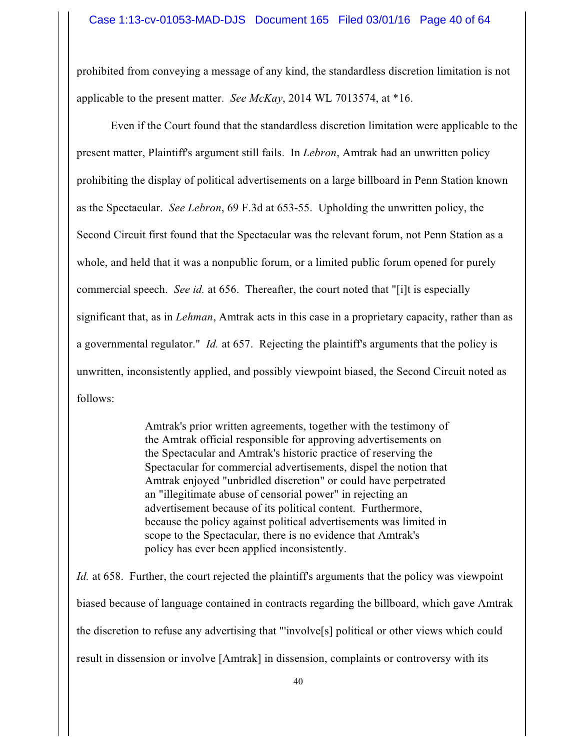prohibited from conveying a message of any kind, the standardless discretion limitation is not applicable to the present matter. *See McKay*, 2014 WL 7013574, at *16.

Even if the Court found that the standardless discretion limitation were applicable to the present matter, Plaintiff's argument still fails. In *Lebron*, Amtrak had an unwritten policy prohibiting the display of political advertisements on a large billboard in Penn Station known as the Spectacular. *See Lebron*, 69 F.3d at 653-55. Upholding the unwritten policy, the Second Circuit first found that the Spectacular was the relevant forum, not Penn Station as a whole, and held that it was a nonpublic forum, or a limited public forum opened for purely commercial speech. *See id.* at 656. Thereafter, the court noted that "[i]t is especially significant that, as in *Lehman*, Amtrak acts in this case in a proprietary capacity, rather than as a governmental regulator." *Id.* at 657. Rejecting the plaintiff's arguments that the policy is unwritten, inconsistently applied, and possibly viewpoint biased, the Second Circuit noted as follows:

> Amtrak's prior written agreements, together with the testimony of the Amtrak official responsible for approving advertisements on the Spectacular and Amtrak's historic practice of reserving the Spectacular for commercial advertisements, dispel the notion that Amtrak enjoyed "unbridled discretion" or could have perpetrated an "illegitimate abuse of censorial power" in rejecting an advertisement because of its political content. Furthermore, because the policy against political advertisements was limited in scope to the Spectacular, there is no evidence that Amtrak's policy has ever been applied inconsistently.

*Id.* at 658. Further, the court rejected the plaintiff's arguments that the policy was viewpoint biased because of language contained in contracts regarding the billboard, which gave Amtrak the discretion to refuse any advertising that "'involve[s] political or other views which could result in dissension or involve [Amtrak] in dissension, complaints or controversy with its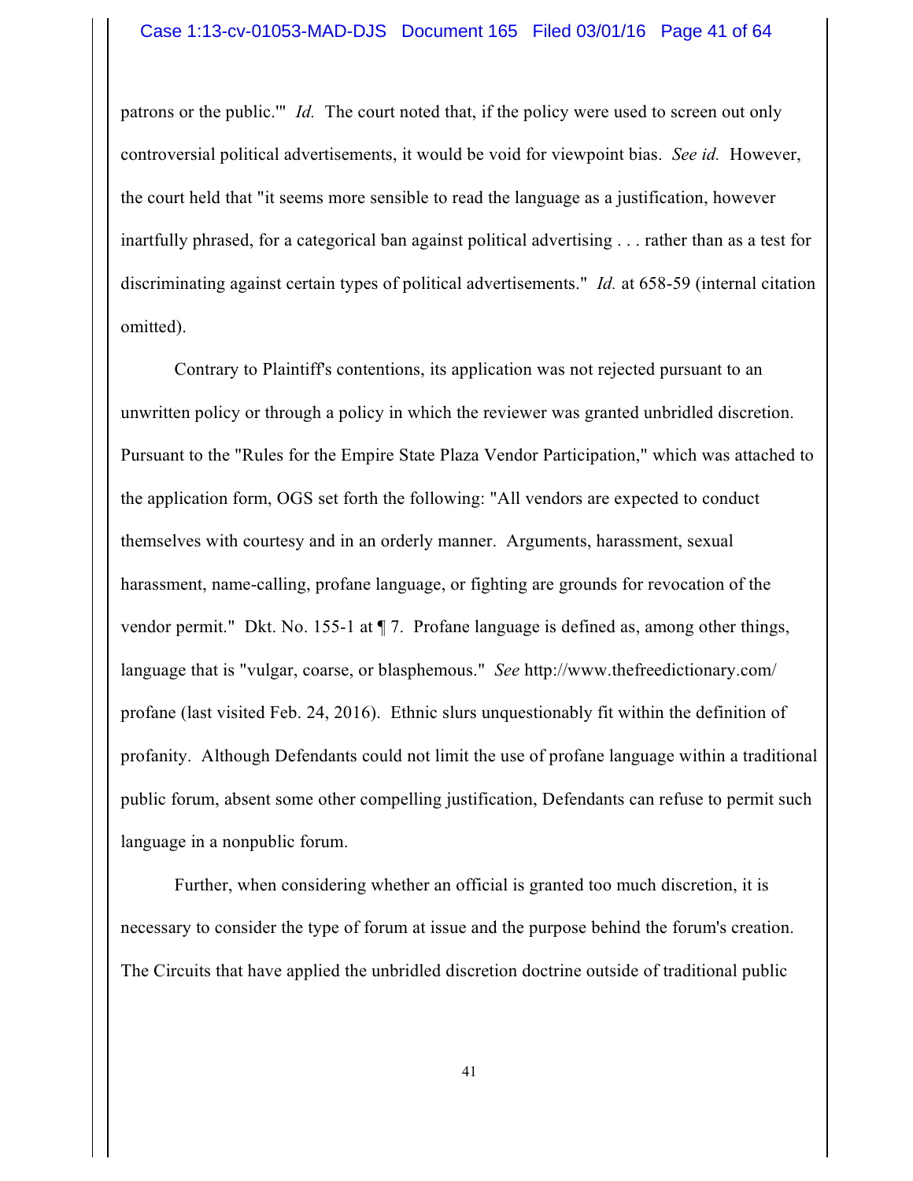patrons or the public.'" *Id.* The court noted that, if the policy were used to screen out only controversial political advertisements, it would be void for viewpoint bias. *See id.* However, the court held that "it seems more sensible to read the language as a justification, however inartfully phrased, for a categorical ban against political advertising . . . rather than as a test for discriminating against certain types of political advertisements." *Id.* at 658-59 (internal citation omitted).

Contrary to Plaintiff's contentions, its application was not rejected pursuant to an unwritten policy or through a policy in which the reviewer was granted unbridled discretion. Pursuant to the "Rules for the Empire State Plaza Vendor Participation," which was attached to the application form, OGS set forth the following: "All vendors are expected to conduct themselves with courtesy and in an orderly manner. Arguments, harassment, sexual harassment, name-calling, profane language, or fighting are grounds for revocation of the vendor permit." Dkt. No. 155-1 at ¶ 7. Profane language is defined as, among other things, language that is "vulgar, coarse, or blasphemous." *See* http://www.thefreedictionary.com/profane (last visited Feb. 24, 2016). Ethnic slurs unquestionably fit within the definition of profanity. Although Defendants could not limit the use of profane language within a traditional public forum, absent some other compelling justification, Defendants can refuse to permit such language in a nonpublic forum.

Further, when considering whether an official is granted too much discretion, it is necessary to consider the type of forum at issue and the purpose behind the forum's creation. The Circuits that have applied the unbridled discretion doctrine outside of traditional public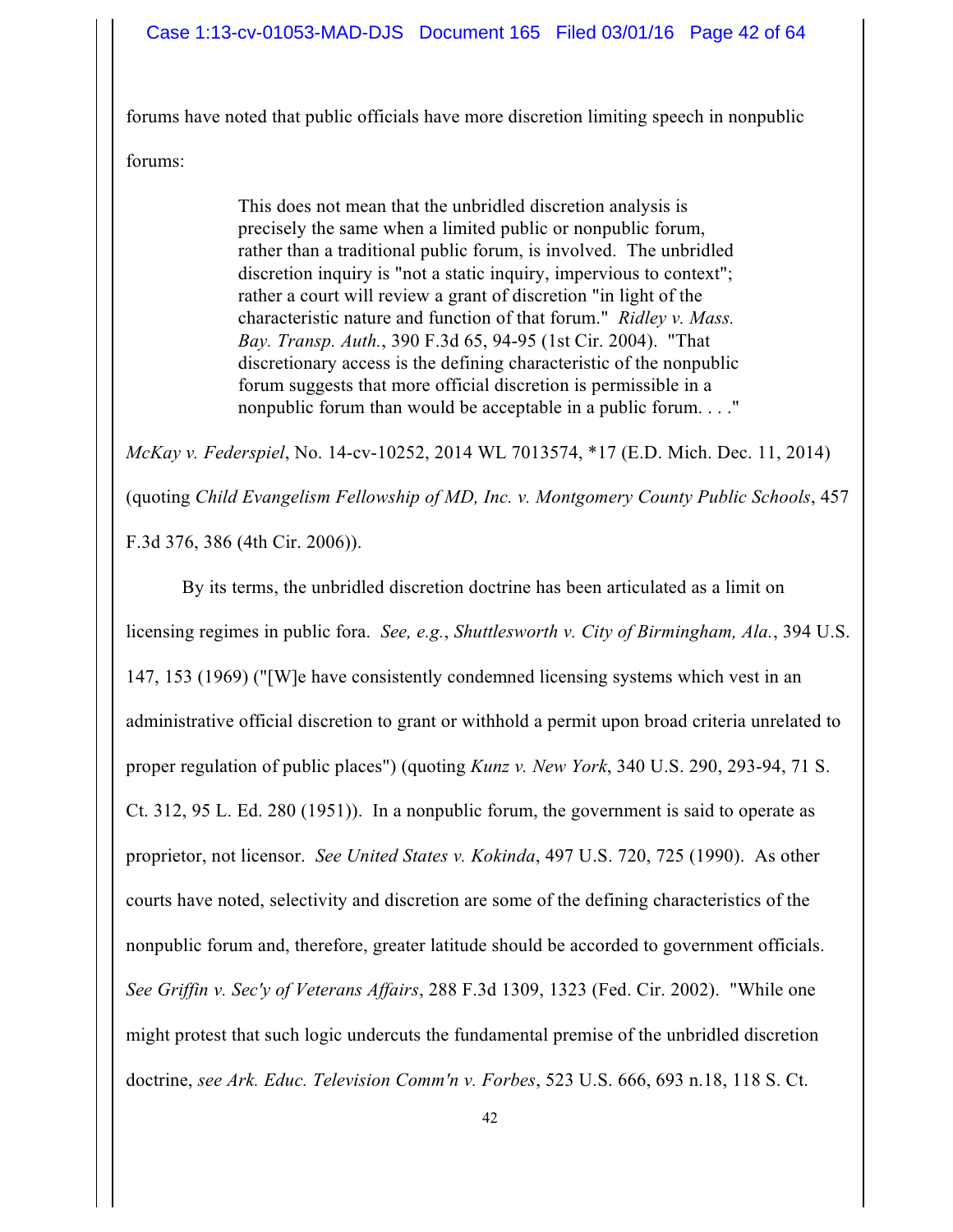forums have noted that public officials have more discretion limiting speech in nonpublic forums:

> This does not mean that the unbridled discretion analysis is precisely the same when a limited public or nonpublic forum, rather than a traditional public forum, is involved. The unbridled discretion inquiry is "not a static inquiry, impervious to context"; rather a court will review a grant of discretion "in light of the characteristic nature and function of that forum." *Ridley v. Mass. Bay. Transp. Auth.*, 390 F.3d 65, 94-95 (1st Cir. 2004). "That discretionary access is the defining characteristic of the nonpublic forum suggests that more official discretion is permissible in a nonpublic forum than would be acceptable in a public forum. . . ."

*McKay v. Federspiel*, No. 14-cv-10252, 2014 WL 7013574, *17 (E.D. Mich. Dec. 11, 2014) (quoting *Child Evangelism Fellowship of MD, Inc. v. Montgomery County Public Schools*, 457 F.3d 376, 386 (4th Cir. 2006)).

By its terms, the unbridled discretion doctrine has been articulated as a limit on licensing regimes in public fora. *See, e.g.*, *Shuttlesworth v. City of Birmingham, Ala.*, 394 U.S. 147, 153 (1969) ("[W]e have consistently condemned licensing systems which vest in an administrative official discretion to grant or withhold a permit upon broad criteria unrelated to proper regulation of public places") (quoting *Kunz v. New York*, 340 U.S. 290, 293-94, 71 S. Ct. 312, 95 L. Ed. 280 (1951)). In a nonpublic forum, the government is said to operate as proprietor, not licensor. *See United States v. Kokinda*, 497 U.S. 720, 725 (1990). As other courts have noted, selectivity and discretion are some of the defining characteristics of the nonpublic forum and, therefore, greater latitude should be accorded to government officials. *See Griffin v. Sec'y of Veterans Affairs*, 288 F.3d 1309, 1323 (Fed. Cir. 2002). "While one might protest that such logic undercuts the fundamental premise of the unbridled discretion doctrine, *see Ark. Educ. Television Comm'n v. Forbes*, 523 U.S. 666, 693 n.18, 118 S. Ct.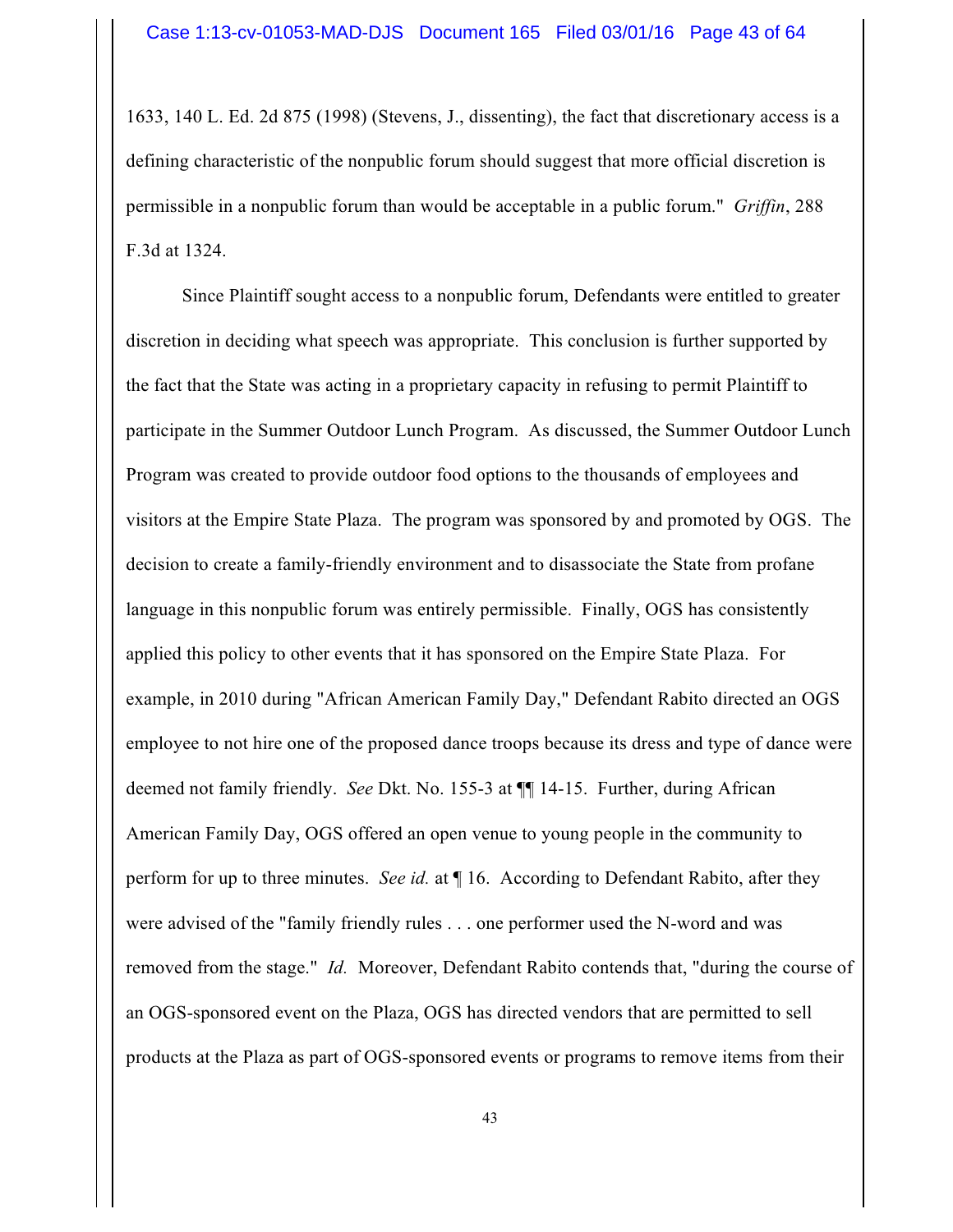1633, 140 L. Ed. 2d 875 (1998) (Stevens, J., dissenting), the fact that discretionary access is a defining characteristic of the nonpublic forum should suggest that more official discretion is permissible in a nonpublic forum than would be acceptable in a public forum." *Griffin*, 288 F.3d at 1324.

Since Plaintiff sought access to a nonpublic forum, Defendants were entitled to greater discretion in deciding what speech was appropriate. This conclusion is further supported by the fact that the State was acting in a proprietary capacity in refusing to permit Plaintiff to participate in the Summer Outdoor Lunch Program. As discussed, the Summer Outdoor Lunch Program was created to provide outdoor food options to the thousands of employees and visitors at the Empire State Plaza. The program was sponsored by and promoted by OGS. The decision to create a family-friendly environment and to disassociate the State from profane language in this nonpublic forum was entirely permissible. Finally, OGS has consistently applied this policy to other events that it has sponsored on the Empire State Plaza. For example, in 2010 during "African American Family Day," Defendant Rabito directed an OGS employee to not hire one of the proposed dance troops because its dress and type of dance were deemed not family friendly. *See* Dkt. No. 155-3 at ¶¶ 14-15. Further, during African American Family Day, OGS offered an open venue to young people in the community to perform for up to three minutes. *See id.* at ¶ 16. According to Defendant Rabito, after they were advised of the "family friendly rules . . . one performer used the N-word and was removed from the stage." *Id.* Moreover, Defendant Rabito contends that, "during the course of an OGS-sponsored event on the Plaza, OGS has directed vendors that are permitted to sell products at the Plaza as part of OGS-sponsored events or programs to remove items from their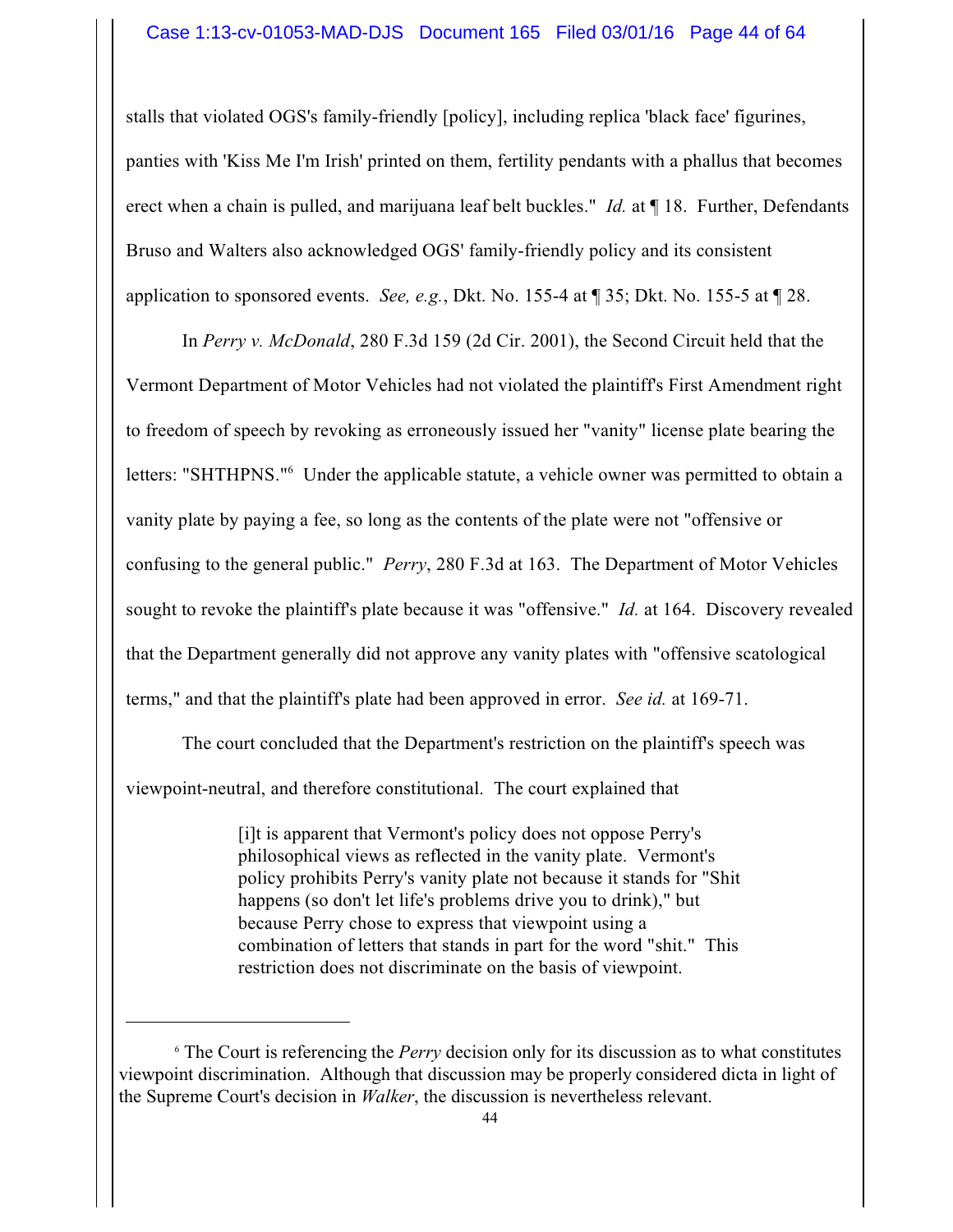stalls that violated OGS's family-friendly [policy], including replica 'black face' figurines, panties with 'Kiss Me I'm Irish' printed on them, fertility pendants with a phallus that becomes erect when a chain is pulled, and marijuana leaf belt buckles." *Id.* at ¶ 18. Further, Defendants Bruso and Walters also acknowledged OGS' family-friendly policy and its consistent application to sponsored events. *See, e.g.*, Dkt. No. 155-4 at ¶ 35; Dkt. No. 155-5 at ¶ 28.

In *Perry v. McDonald*, 280 F.3d 159 (2d Cir. 2001), the Second Circuit held that the Vermont Department of Motor Vehicles had not violated the plaintiff's First Amendment right to freedom of speech by revoking as erroneously issued her "vanity" license plate bearing the letters: "SHTHPNS."[6] Under the applicable statute, a vehicle owner was permitted to obtain a vanity plate by paying a fee, so long as the contents of the plate were not "offensive or confusing to the general public." *Perry*, 280 F.3d at 163. The Department of Motor Vehicles sought to revoke the plaintiff's plate because it was "offensive." *Id.* at 164. Discovery revealed that the Department generally did not approve any vanity plates with "offensive scatological terms," and that the plaintiff's plate had been approved in error. *See id.* at 169-71.

The court concluded that the Department's restriction on the plaintiff's speech was viewpoint-neutral, and therefore constitutional. The court explained that

> [i]t is apparent that Vermont's policy does not oppose Perry's philosophical views as reflected in the vanity plate. Vermont's policy prohibits Perry's vanity plate not because it stands for "Shit happens (so don't let life's problems drive you to drink)," but because Perry chose to express that viewpoint using a combination of letters that stands in part for the word "shit." This restriction does not discriminate on the basis of viewpoint.

---

[6] The Court is referencing the *Perry* decision only for its discussion as to what constitutes viewpoint discrimination. Although that discussion may be properly considered dicta in light of the Supreme Court's decision in *Walker*, the discussion is nevertheless relevant.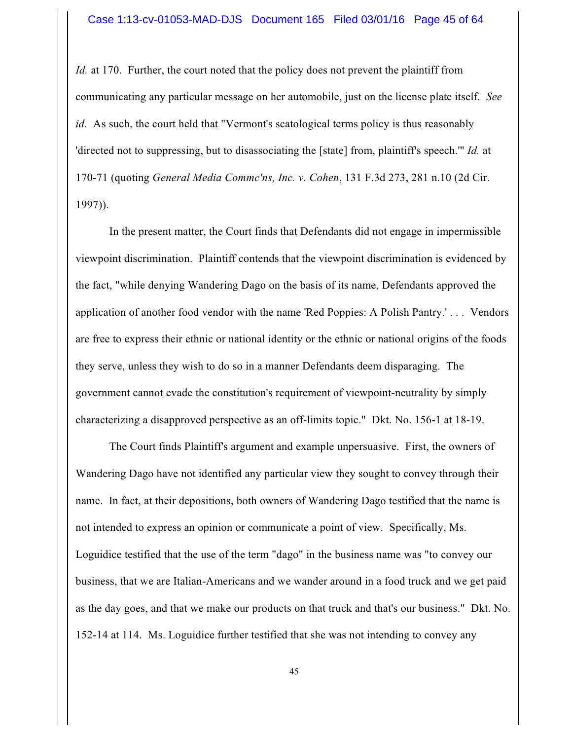*Id.* at 170. Further, the court noted that the policy does not prevent the plaintiff from communicating any particular message on her automobile, just on the license plate itself. *See id.* As such, the court held that "Vermont's scatological terms policy is thus reasonably 'directed not to suppressing, but to disassociating the [state] from, plaintiff's speech.'" *Id.* at 170-71 (quoting *General Media Commc'ns, Inc. v. Cohen*, 131 F.3d 273, 281 n.10 (2d Cir. 1997)).

In the present matter, the Court finds that Defendants did not engage in impermissible viewpoint discrimination. Plaintiff contends that the viewpoint discrimination is evidenced by the fact, "while denying Wandering Dago on the basis of its name, Defendants approved the application of another food vendor with the name 'Red Poppies: A Polish Pantry.' . . . Vendors are free to express their ethnic or national identity or the ethnic or national origins of the foods they serve, unless they wish to do so in a manner Defendants deem disparaging. The government cannot evade the constitution's requirement of viewpoint-neutrality by simply characterizing a disapproved perspective as an off-limits topic." Dkt. No. 156-1 at 18-19.

The Court finds Plaintiff's argument and example unpersuasive. First, the owners of Wandering Dago have not identified any particular view they sought to convey through their name. In fact, at their depositions, both owners of Wandering Dago testified that the name is not intended to express an opinion or communicate a point of view. Specifically, Ms. Loguidice testified that the use of the term "dago" in the business name was "to convey our business, that we are Italian-Americans and we wander around in a food truck and we get paid as the day goes, and that we make our products on that truck and that's our business." Dkt. No. 152-14 at 114. Ms. Loguidice further testified that she was not intending to convey any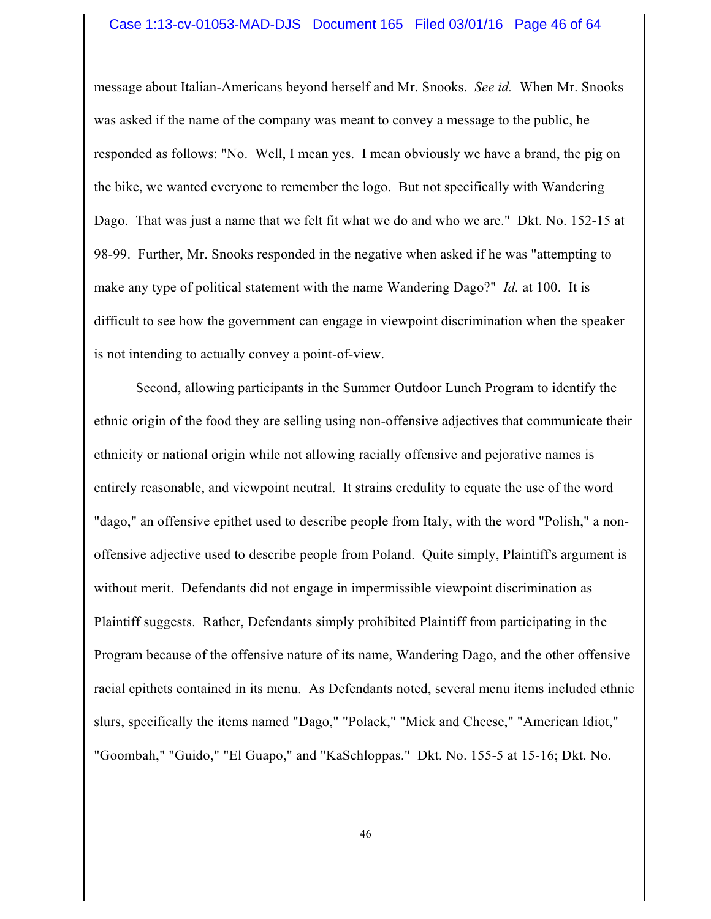message about Italian-Americans beyond herself and Mr. Snooks. *See id.* When Mr. Snooks was asked if the name of the company was meant to convey a message to the public, he responded as follows: "No. Well, I mean yes. I mean obviously we have a brand, the pig on the bike, we wanted everyone to remember the logo. But not specifically with Wandering Dago. That was just a name that we felt fit what we do and who we are." Dkt. No. 152-15 at 98-99. Further, Mr. Snooks responded in the negative when asked if he was "attempting to make any type of political statement with the name Wandering Dago?" *Id.* at 100. It is difficult to see how the government can engage in viewpoint discrimination when the speaker is not intending to actually convey a point-of-view.

Second, allowing participants in the Summer Outdoor Lunch Program to identify the ethnic origin of the food they are selling using non-offensive adjectives that communicate their ethnicity or national origin while not allowing racially offensive and pejorative names is entirely reasonable, and viewpoint neutral. It strains credulity to equate the use of the word "dago," an offensive epithet used to describe people from Italy, with the word "Polish," a non-offensive adjective used to describe people from Poland. Quite simply, Plaintiff's argument is without merit. Defendants did not engage in impermissible viewpoint discrimination as Plaintiff suggests. Rather, Defendants simply prohibited Plaintiff from participating in the Program because of the offensive nature of its name, Wandering Dago, and the other offensive racial epithets contained in its menu. As Defendants noted, several menu items included ethnic slurs, specifically the items named "Dago," "Polack," "Mick and Cheese," "American Idiot," "Goombah," "Guido," "El Guapo," and "KaSchloppas." Dkt. No. 155-5 at 15-16; Dkt. No.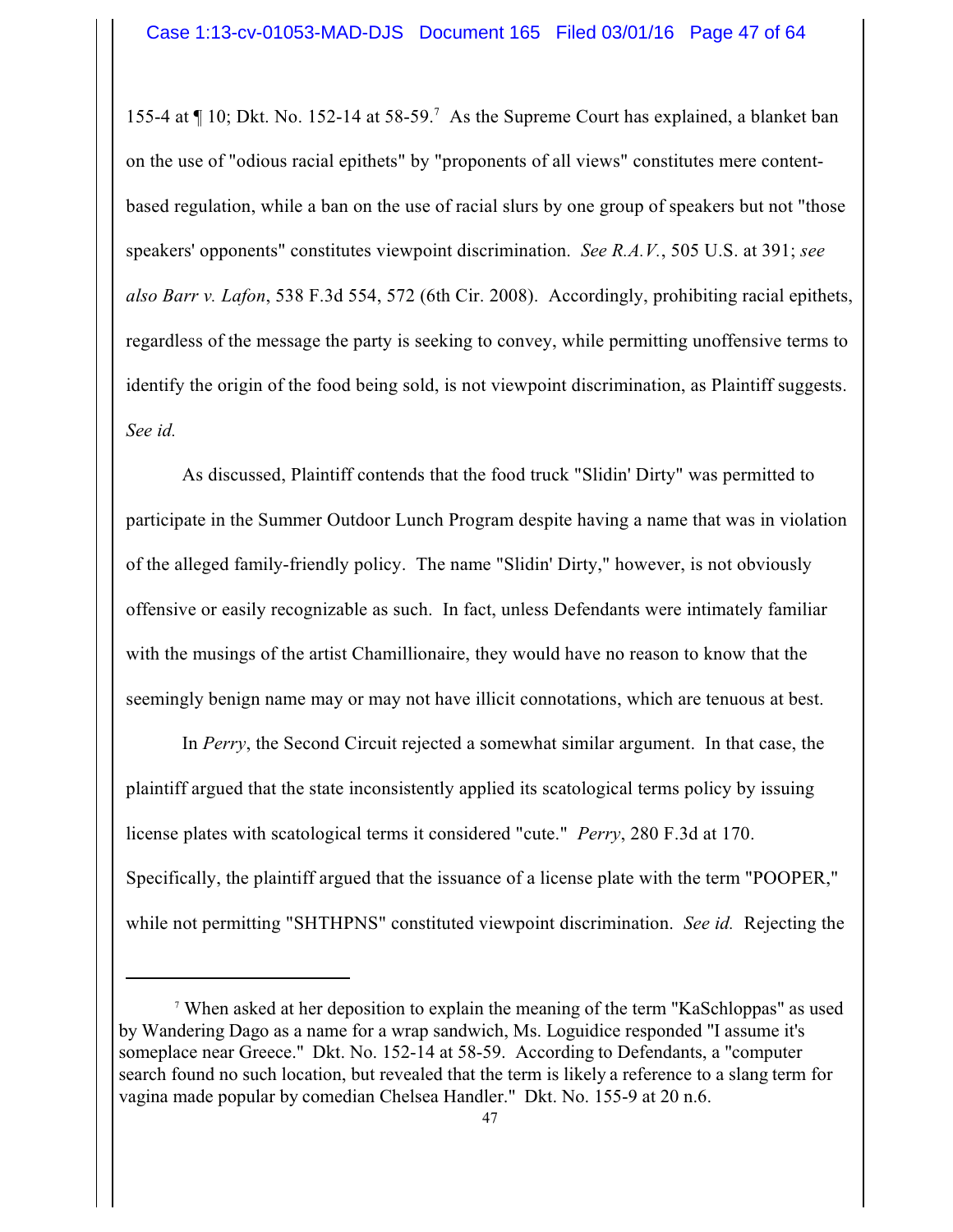155-4 at ¶ 10; Dkt. No. 152-14 at 58-59.[7] As the Supreme Court has explained, a blanket ban on the use of "odious racial epithets" by "proponents of all views" constitutes mere content-based regulation, while a ban on the use of racial slurs by one group of speakers but not "those speakers' opponents" constitutes viewpoint discrimination. *See R.A.V.*, 505 U.S. at 391; *see also Barr v. Lafon*, 538 F.3d 554, 572 (6th Cir. 2008). Accordingly, prohibiting racial epithets, regardless of the message the party is seeking to convey, while permitting unoffensive terms to identify the origin of the food being sold, is not viewpoint discrimination, as Plaintiff suggests. *See id.*

As discussed, Plaintiff contends that the food truck "Slidin' Dirty" was permitted to participate in the Summer Outdoor Lunch Program despite having a name that was in violation of the alleged family-friendly policy. The name "Slidin' Dirty," however, is not obviously offensive or easily recognizable as such. In fact, unless Defendants were intimately familiar with the musings of the artist Chamillionaire, they would have no reason to know that the seemingly benign name may or may not have illicit connotations, which are tenuous at best.

In *Perry*, the Second Circuit rejected a somewhat similar argument. In that case, the plaintiff argued that the state inconsistently applied its scatological terms policy by issuing license plates with scatological terms it considered "cute." *Perry*, 280 F.3d at 170. Specifically, the plaintiff argued that the issuance of a license plate with the term "POOPER," while not permitting "SHTHPNS" constituted viewpoint discrimination. *See id.* Rejecting the

---

[7] When asked at her deposition to explain the meaning of the term "KaSchloppas" as used by Wandering Dago as a name for a wrap sandwich, Ms. Loguidice responded "I assume it's someplace near Greece." Dkt. No. 152-14 at 58-59. According to Defendants, a "computer search found no such location, but revealed that the term is likely a reference to a slang term for vagina made popular by comedian Chelsea Handler." Dkt. No. 155-9 at 20 n.6.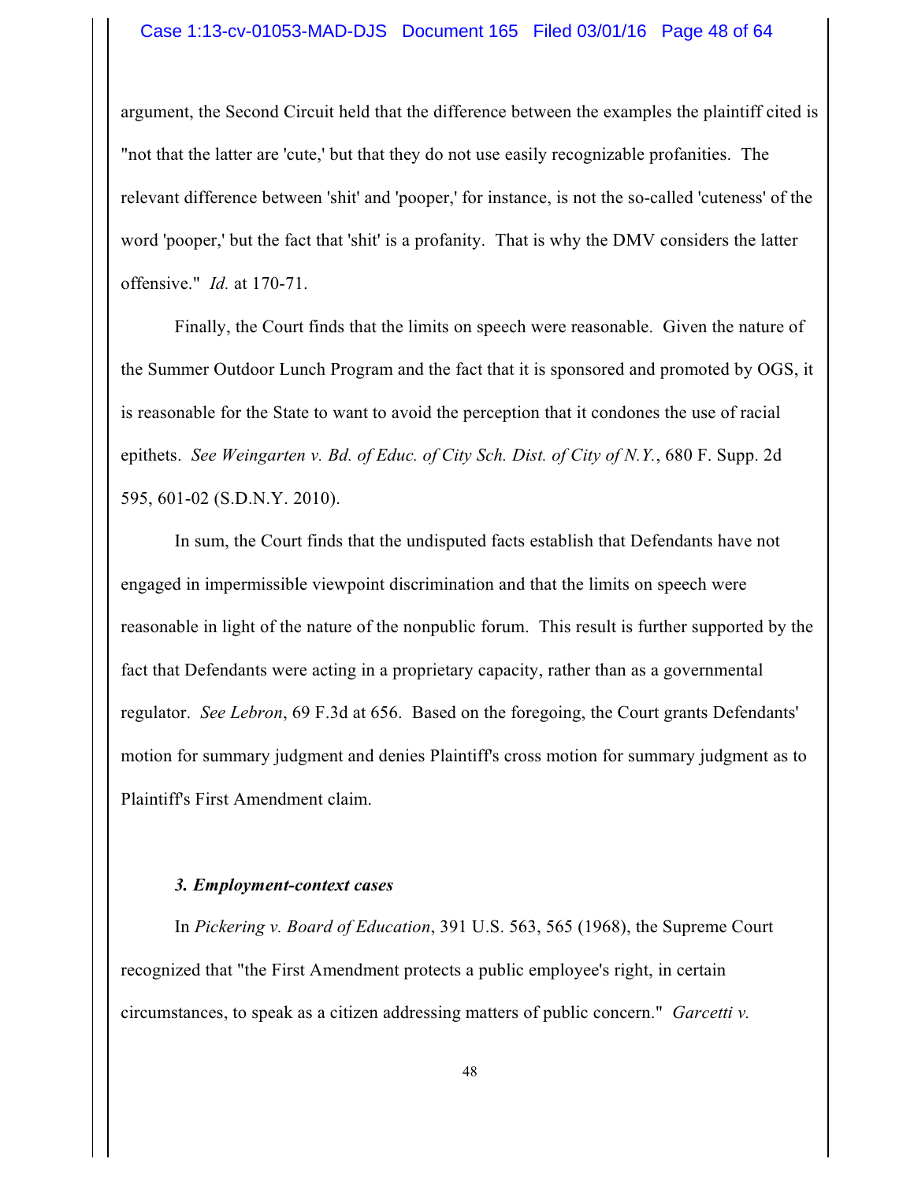argument, the Second Circuit held that the difference between the examples the plaintiff cited is "not that the latter are 'cute,' but that they do not use easily recognizable profanities. The relevant difference between 'shit' and 'pooper,' for instance, is not the so-called 'cuteness' of the word 'pooper,' but the fact that 'shit' is a profanity. That is why the DMV considers the latter offensive." *Id.* at 170-71.

Finally, the Court finds that the limits on speech were reasonable. Given the nature of the Summer Outdoor Lunch Program and the fact that it is sponsored and promoted by OGS, it is reasonable for the State to want to avoid the perception that it condones the use of racial epithets. *See Weingarten v. Bd. of Educ. of City Sch. Dist. of City of N.Y.*, 680 F. Supp. 2d 595, 601-02 (S.D.N.Y. 2010).

In sum, the Court finds that the undisputed facts establish that Defendants have not engaged in impermissible viewpoint discrimination and that the limits on speech were reasonable in light of the nature of the nonpublic forum. This result is further supported by the fact that Defendants were acting in a proprietary capacity, rather than as a governmental regulator. *See Lebron*, 69 F.3d at 656. Based on the foregoing, the Court grants Defendants' motion for summary judgment and denies Plaintiff's cross motion for summary judgment as to Plaintiff's First Amendment claim.

### *3. Employment-context cases*

In *Pickering v. Board of Education*, 391 U.S. 563, 565 (1968), the Supreme Court recognized that "the First Amendment protects a public employee's right, in certain circumstances, to speak as a citizen addressing matters of public concern." *Garcetti v.*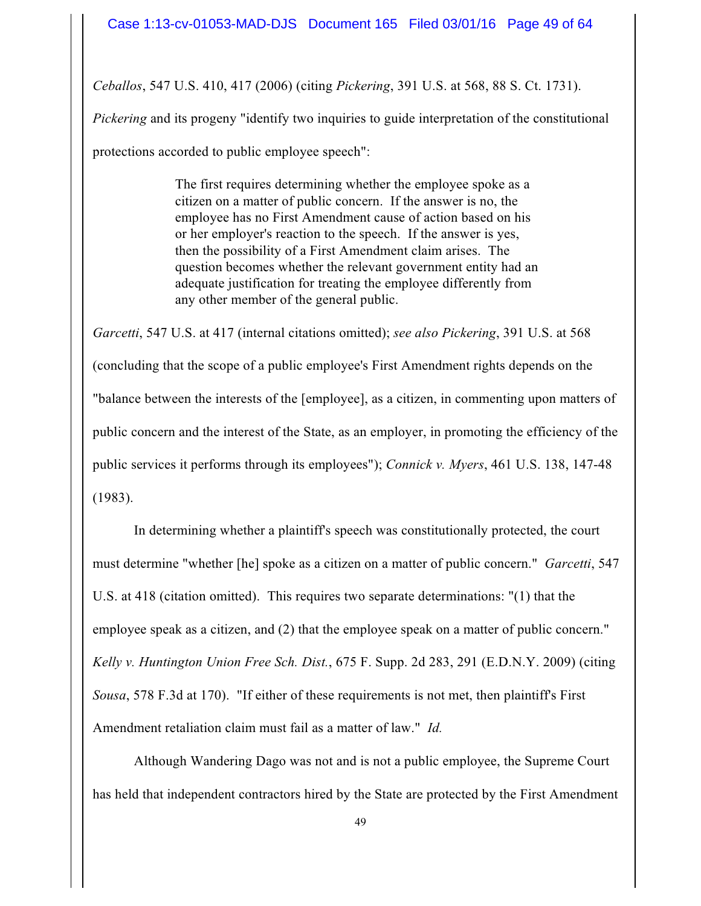*Ceballos*, 547 U.S. 410, 417 (2006) (citing *Pickering*, 391 U.S. at 568, 88 S. Ct. 1731). *Pickering* and its progeny "identify two inquiries to guide interpretation of the constitutional protections accorded to public employee speech":

> The first requires determining whether the employee spoke as a citizen on a matter of public concern. If the answer is no, the employee has no First Amendment cause of action based on his or her employer's reaction to the speech. If the answer is yes, then the possibility of a First Amendment claim arises. The question becomes whether the relevant government entity had an adequate justification for treating the employee differently from any other member of the general public.

*Garcetti*, 547 U.S. at 417 (internal citations omitted); *see also Pickering*, 391 U.S. at 568 (concluding that the scope of a public employee's First Amendment rights depends on the "balance between the interests of the [employee], as a citizen, in commenting upon matters of public concern and the interest of the State, as an employer, in promoting the efficiency of the public services it performs through its employees"); *Connick v. Myers*, 461 U.S. 138, 147-48 (1983).

In determining whether a plaintiff's speech was constitutionally protected, the court must determine "whether [he] spoke as a citizen on a matter of public concern." *Garcetti*, 547 U.S. at 418 (citation omitted). This requires two separate determinations: "(1) that the employee speak as a citizen, and (2) that the employee speak on a matter of public concern." *Kelly v. Huntington Union Free Sch. Dist.*, 675 F. Supp. 2d 283, 291 (E.D.N.Y. 2009) (citing *Sousa*, 578 F.3d at 170). "If either of these requirements is not met, then plaintiff's First Amendment retaliation claim must fail as a matter of law." *Id.*

Although Wandering Dago was not and is not a public employee, the Supreme Court has held that independent contractors hired by the State are protected by the First Amendment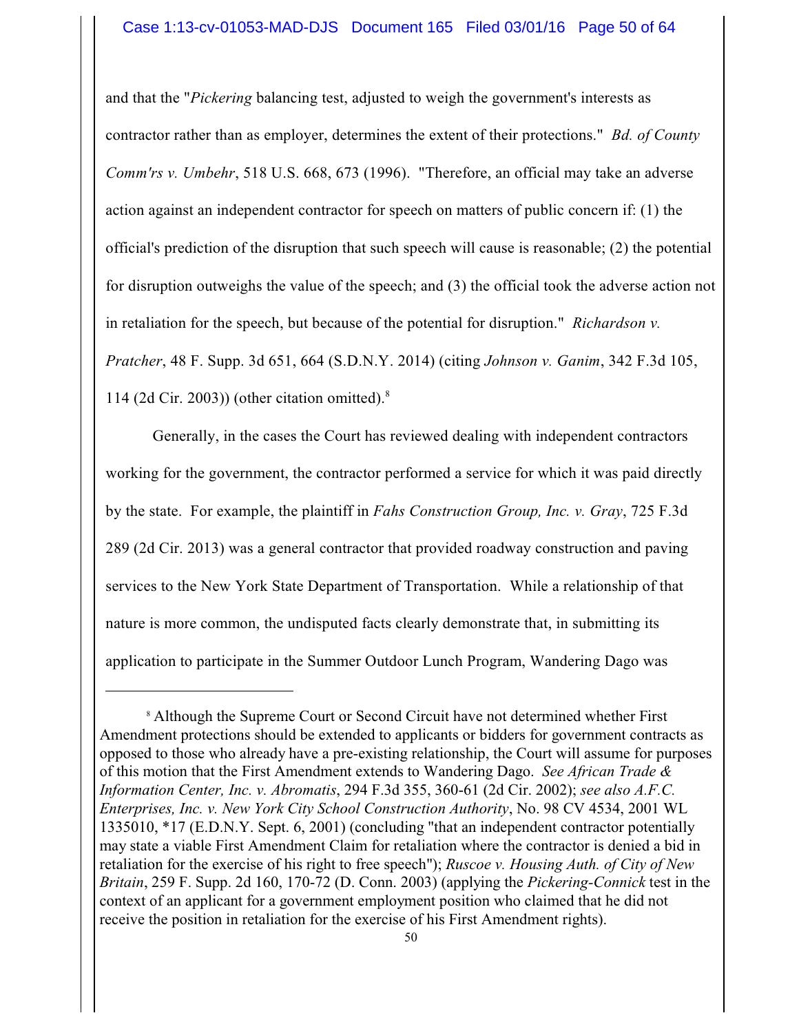and that the "*Pickering* balancing test, adjusted to weigh the government's interests as contractor rather than as employer, determines the extent of their protections." *Bd. of County Comm'rs v. Umbehr*, 518 U.S. 668, 673 (1996). "Therefore, an official may take an adverse action against an independent contractor for speech on matters of public concern if: (1) the official's prediction of the disruption that such speech will cause is reasonable; (2) the potential for disruption outweighs the value of the speech; and (3) the official took the adverse action not in retaliation for the speech, but because of the potential for disruption." *Richardson v. Pratcher*, 48 F. Supp. 3d 651, 664 (S.D.N.Y. 2014) (citing *Johnson v. Ganim*, 342 F.3d 105, 114 (2d Cir. 2003)) (other citation omitted).[8]

Generally, in the cases the Court has reviewed dealing with independent contractors working for the government, the contractor performed a service for which it was paid directly by the state. For example, the plaintiff in *Fahs Construction Group, Inc. v. Gray*, 725 F.3d 289 (2d Cir. 2013) was a general contractor that provided roadway construction and paving services to the New York State Department of Transportation. While a relationship of that nature is more common, the undisputed facts clearly demonstrate that, in submitting its application to participate in the Summer Outdoor Lunch Program, Wandering Dago was

---

[8] Although the Supreme Court or Second Circuit have not determined whether First Amendment protections should be extended to applicants or bidders for government contracts as opposed to those who already have a pre-existing relationship, the Court will assume for purposes of this motion that the First Amendment extends to Wandering Dago. *See African Trade & Information Center, Inc. v. Abromatis*, 294 F.3d 355, 360-61 (2d Cir. 2002); *see also A.F.C. Enterprises, Inc. v. New York City School Construction Authority*, No. 98 CV 4534, 2001 WL 1335010, *17 (E.D.N.Y. Sept. 6, 2001) (concluding "that an independent contractor potentially may state a viable First Amendment Claim for retaliation where the contractor is denied a bid in retaliation for the exercise of his right to free speech"); *Ruscoe v. Housing Auth. of City of New Britain*, 259 F. Supp. 2d 160, 170-72 (D. Conn. 2003) (applying the *Pickering-Connick* test in the context of an applicant for a government employment position who claimed that he did not receive the position in retaliation for the exercise of his First Amendment rights).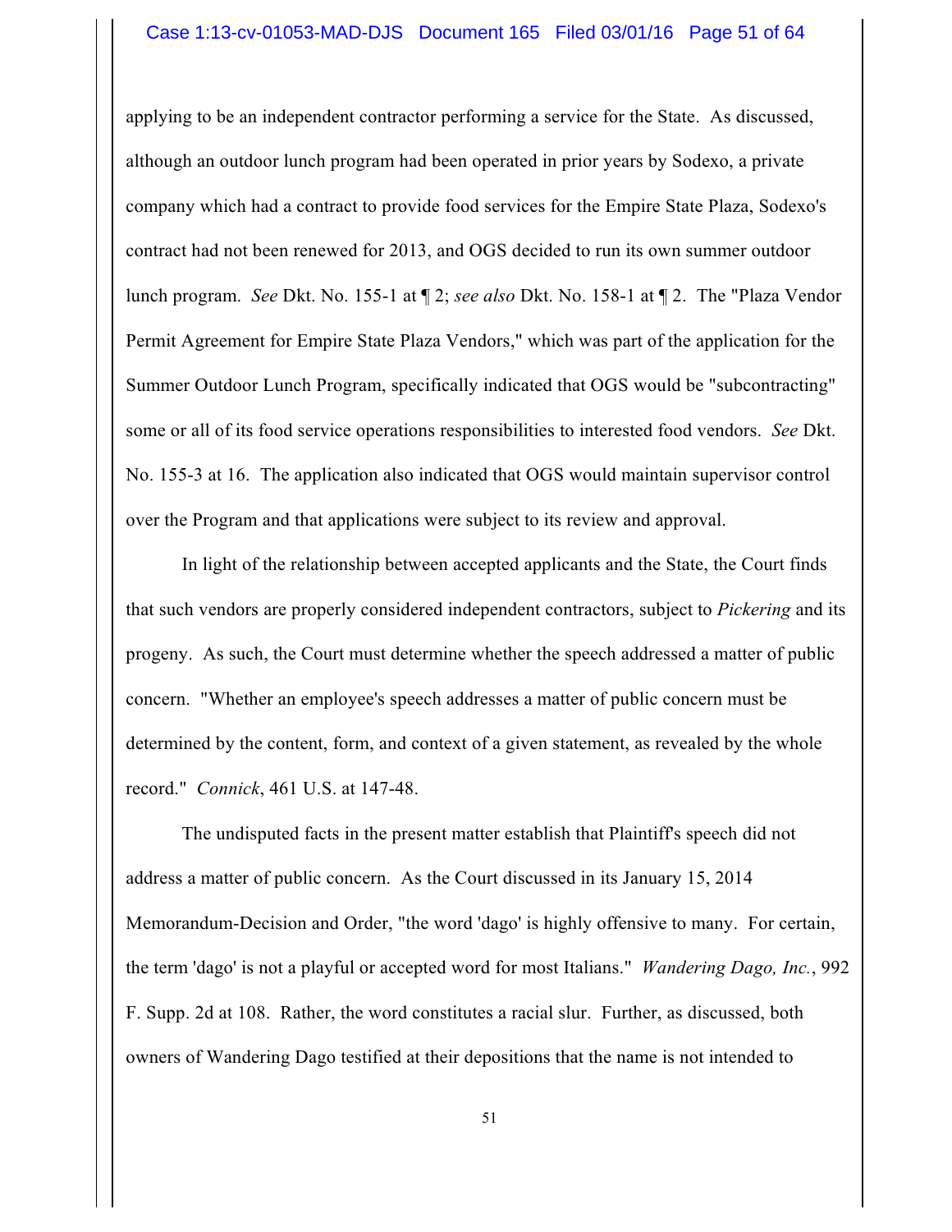applying to be an independent contractor performing a service for the State. As discussed, although an outdoor lunch program had been operated in prior years by Sodexo, a private company which had a contract to provide food services for the Empire State Plaza, Sodexo's contract had not been renewed for 2013, and OGS decided to run its own summer outdoor lunch program. *See* Dkt. No. 155-1 at ¶ 2; *see also* Dkt. No. 158-1 at ¶ 2. The "Plaza Vendor Permit Agreement for Empire State Plaza Vendors," which was part of the application for the Summer Outdoor Lunch Program, specifically indicated that OGS would be "subcontracting" some or all of its food service operations responsibilities to interested food vendors. *See* Dkt. No. 155-3 at 16. The application also indicated that OGS would maintain supervisor control over the Program and that applications were subject to its review and approval.

In light of the relationship between accepted applicants and the State, the Court finds that such vendors are properly considered independent contractors, subject to *Pickering* and its progeny. As such, the Court must determine whether the speech addressed a matter of public concern. "Whether an employee's speech addresses a matter of public concern must be determined by the content, form, and context of a given statement, as revealed by the whole record." *Connick*, 461 U.S. at 147-48.

The undisputed facts in the present matter establish that Plaintiff's speech did not address a matter of public concern. As the Court discussed in its January 15, 2014 Memorandum-Decision and Order, "the word 'dago' is highly offensive to many. For certain, the term 'dago' is not a playful or accepted word for most Italians." *Wandering Dago, Inc.*, 992 F. Supp. 2d at 108. Rather, the word constitutes a racial slur. Further, as discussed, both owners of Wandering Dago testified at their depositions that the name is not intended to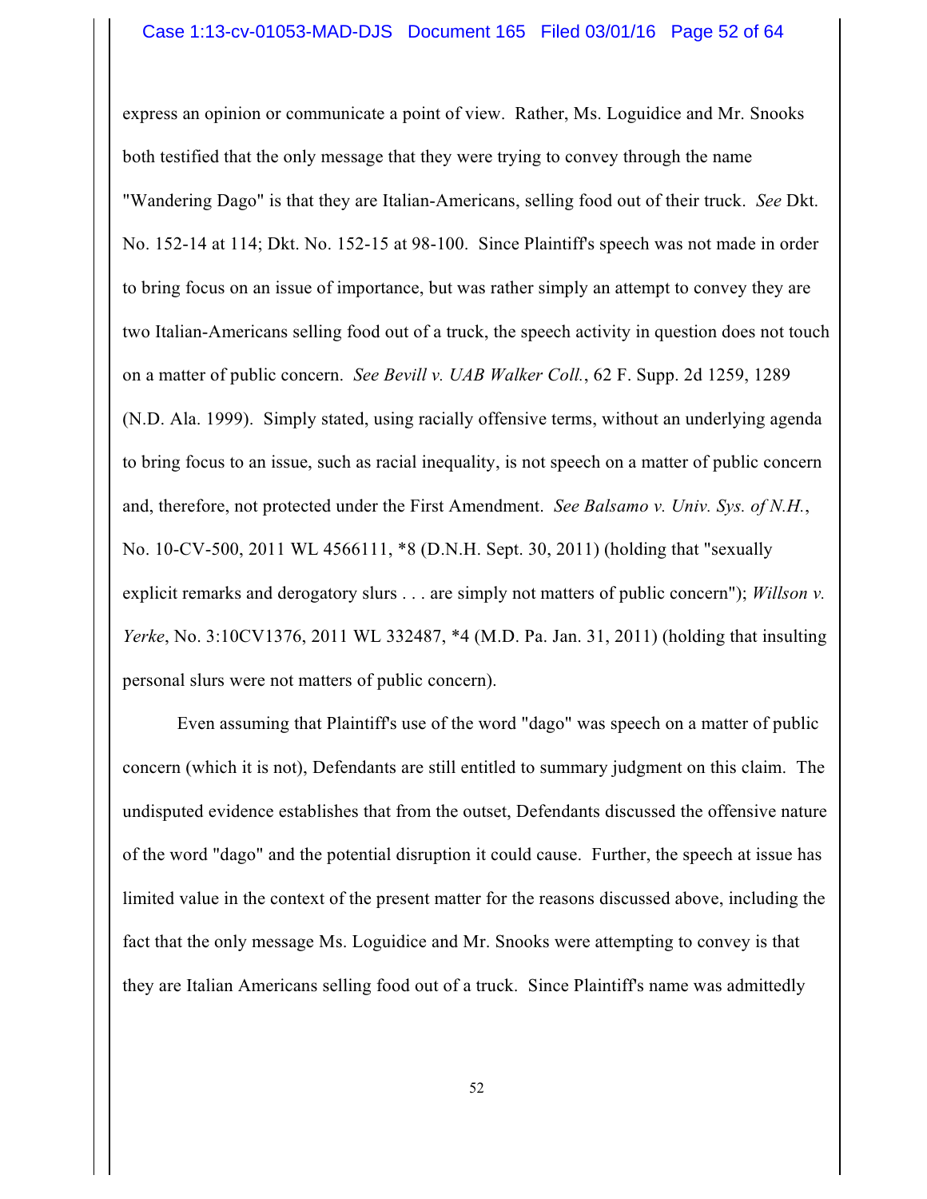express an opinion or communicate a point of view. Rather, Ms. Loguidice and Mr. Snooks both testified that the only message that they were trying to convey through the name "Wandering Dago" is that they are Italian-Americans, selling food out of their truck. *See* Dkt. No. 152-14 at 114; Dkt. No. 152-15 at 98-100. Since Plaintiff's speech was not made in order to bring focus on an issue of importance, but was rather simply an attempt to convey they are two Italian-Americans selling food out of a truck, the speech activity in question does not touch on a matter of public concern. *See Bevill v. UAB Walker Coll.*, 62 F. Supp. 2d 1259, 1289 (N.D. Ala. 1999). Simply stated, using racially offensive terms, without an underlying agenda to bring focus to an issue, such as racial inequality, is not speech on a matter of public concern and, therefore, not protected under the First Amendment. *See Balsamo v. Univ. Sys. of N.H.*, No. 10-CV-500, 2011 WL 4566111, *8 (D.N.H. Sept. 30, 2011) (holding that "sexually explicit remarks and derogatory slurs . . . are simply not matters of public concern"); *Willson v. Yerke*, No. 3:10CV1376, 2011 WL 332487, *4 (M.D. Pa. Jan. 31, 2011) (holding that insulting personal slurs were not matters of public concern).

Even assuming that Plaintiff's use of the word "dago" was speech on a matter of public concern (which it is not), Defendants are still entitled to summary judgment on this claim. The undisputed evidence establishes that from the outset, Defendants discussed the offensive nature of the word "dago" and the potential disruption it could cause. Further, the speech at issue has limited value in the context of the present matter for the reasons discussed above, including the fact that the only message Ms. Loguidice and Mr. Snooks were attempting to convey is that they are Italian Americans selling food out of a truck. Since Plaintiff's name was admittedly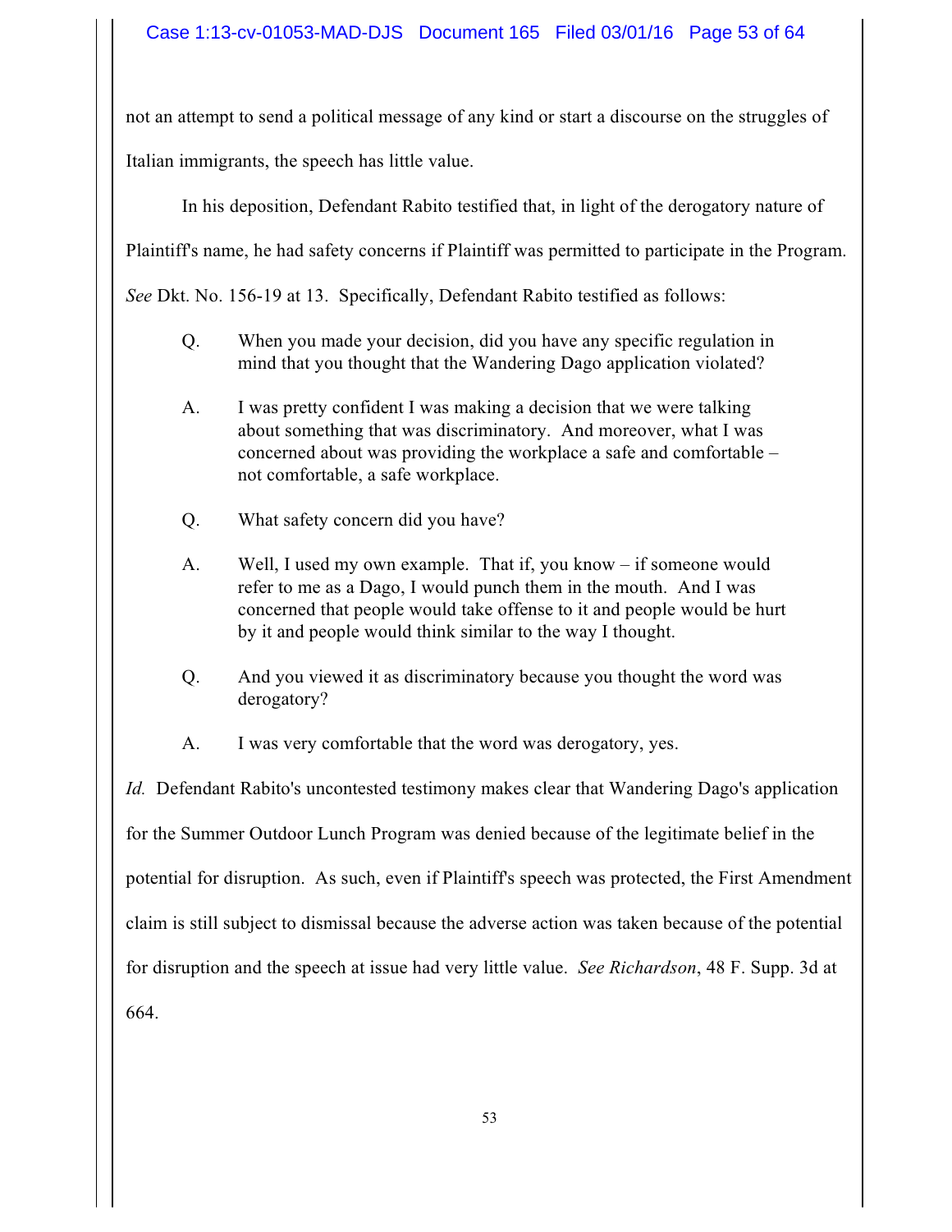not an attempt to send a political message of any kind or start a discourse on the struggles of Italian immigrants, the speech has little value.

In his deposition, Defendant Rabito testified that, in light of the derogatory nature of Plaintiff's name, he had safety concerns if Plaintiff was permitted to participate in the Program. *See* Dkt. No. 156-19 at 13. Specifically, Defendant Rabito testified as follows:

> Q. When you made your decision, did you have any specific regulation in mind that you thought that the Wandering Dago application violated?
>
> A. I was pretty confident I was making a decision that we were talking about something that was discriminatory. And moreover, what I was concerned about was providing the workplace a safe and comfortable – not comfortable, a safe workplace.
>
> Q. What safety concern did you have?
>
> A. Well, I used my own example. That if, you know – if someone would refer to me as a Dago, I would punch them in the mouth. And I was concerned that people would take offense to it and people would be hurt by it and people would think similar to the way I thought.
>
> Q. And you viewed it as discriminatory because you thought the word was derogatory?
>
> A. I was very comfortable that the word was derogatory, yes.

*Id.* Defendant Rabito's uncontested testimony makes clear that Wandering Dago's application for the Summer Outdoor Lunch Program was denied because of the legitimate belief in the potential for disruption. As such, even if Plaintiff's speech was protected, the First Amendment claim is still subject to dismissal because the adverse action was taken because of the potential for disruption and the speech at issue had very little value. *See Richardson*, 48 F. Supp. 3d at 664.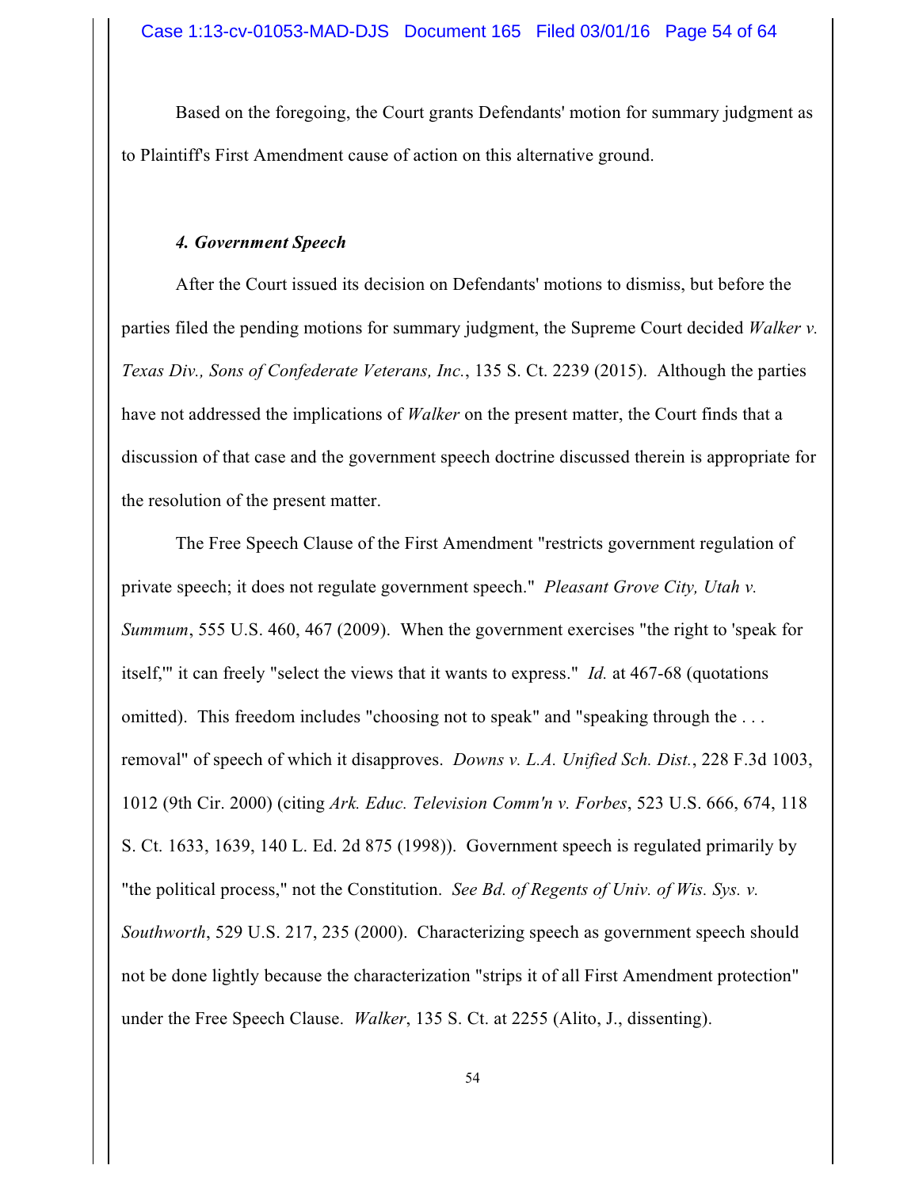Based on the foregoing, the Court grants Defendants' motion for summary judgment as to Plaintiff's First Amendment cause of action on this alternative ground.

#### *4. Government Speech*

After the Court issued its decision on Defendants' motions to dismiss, but before the parties filed the pending motions for summary judgment, the Supreme Court decided *Walker v. Texas Div., Sons of Confederate Veterans, Inc.*, 135 S. Ct. 2239 (2015). Although the parties have not addressed the implications of *Walker* on the present matter, the Court finds that a discussion of that case and the government speech doctrine discussed therein is appropriate for the resolution of the present matter.

The Free Speech Clause of the First Amendment "restricts government regulation of private speech; it does not regulate government speech." *Pleasant Grove City, Utah v. Summum*, 555 U.S. 460, 467 (2009). When the government exercises "the right to 'speak for itself,'" it can freely "select the views that it wants to express." *Id.* at 467-68 (quotations omitted). This freedom includes "choosing not to speak" and "speaking through the . . . removal" of speech of which it disapproves. *Downs v. L.A. Unified Sch. Dist.*, 228 F.3d 1003, 1012 (9th Cir. 2000) (citing *Ark. Educ. Television Comm'n v. Forbes*, 523 U.S. 666, 674, 118 S. Ct. 1633, 1639, 140 L. Ed. 2d 875 (1998)). Government speech is regulated primarily by "the political process," not the Constitution. *See Bd. of Regents of Univ. of Wis. Sys. v. Southworth*, 529 U.S. 217, 235 (2000). Characterizing speech as government speech should not be done lightly because the characterization "strips it of all First Amendment protection" under the Free Speech Clause. *Walker*, 135 S. Ct. at 2255 (Alito, J., dissenting).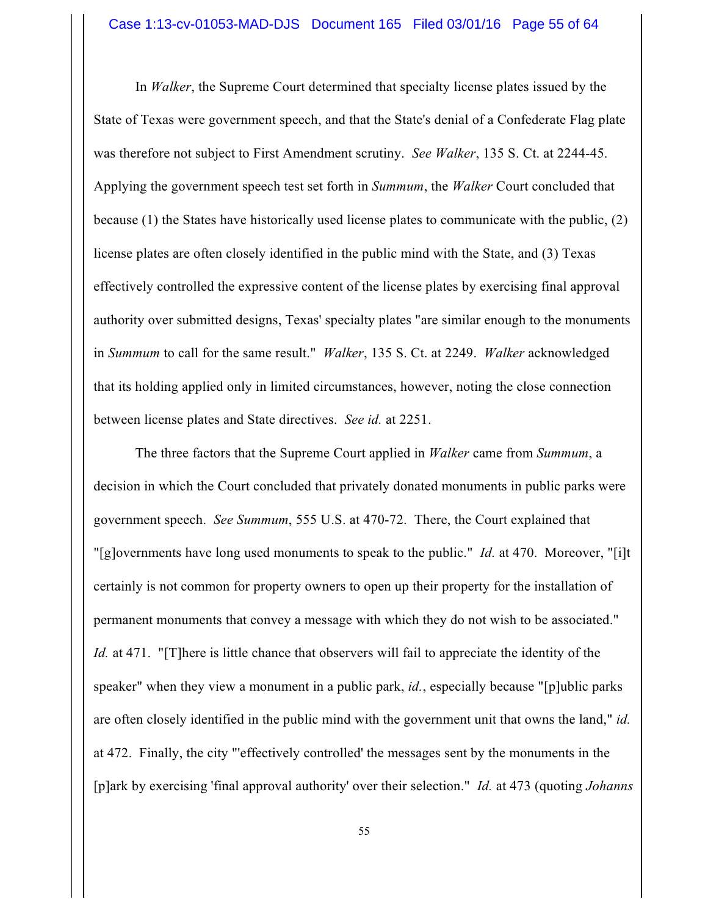In *Walker*, the Supreme Court determined that specialty license plates issued by the State of Texas were government speech, and that the State's denial of a Confederate Flag plate was therefore not subject to First Amendment scrutiny. *See Walker*, 135 S. Ct. at 2244-45. Applying the government speech test set forth in *Summum*, the *Walker* Court concluded that because (1) the States have historically used license plates to communicate with the public, (2) license plates are often closely identified in the public mind with the State, and (3) Texas effectively controlled the expressive content of the license plates by exercising final approval authority over submitted designs, Texas' specialty plates "are similar enough to the monuments in *Summum* to call for the same result." *Walker*, 135 S. Ct. at 2249. *Walker* acknowledged that its holding applied only in limited circumstances, however, noting the close connection between license plates and State directives. *See id.* at 2251.

The three factors that the Supreme Court applied in *Walker* came from *Summum*, a decision in which the Court concluded that privately donated monuments in public parks were government speech. *See Summum*, 555 U.S. at 470-72. There, the Court explained that "[g]overnments have long used monuments to speak to the public." *Id.* at 470. Moreover, "[i]t certainly is not common for property owners to open up their property for the installation of permanent monuments that convey a message with which they do not wish to be associated." *Id.* at 471. "[T]here is little chance that observers will fail to appreciate the identity of the speaker" when they view a monument in a public park, *id.*, especially because "[p]ublic parks are often closely identified in the public mind with the government unit that owns the land," *id.* at 472. Finally, the city "'effectively controlled' the messages sent by the monuments in the [p]ark by exercising 'final approval authority' over their selection." *Id.* at 473 (quoting *Johanns*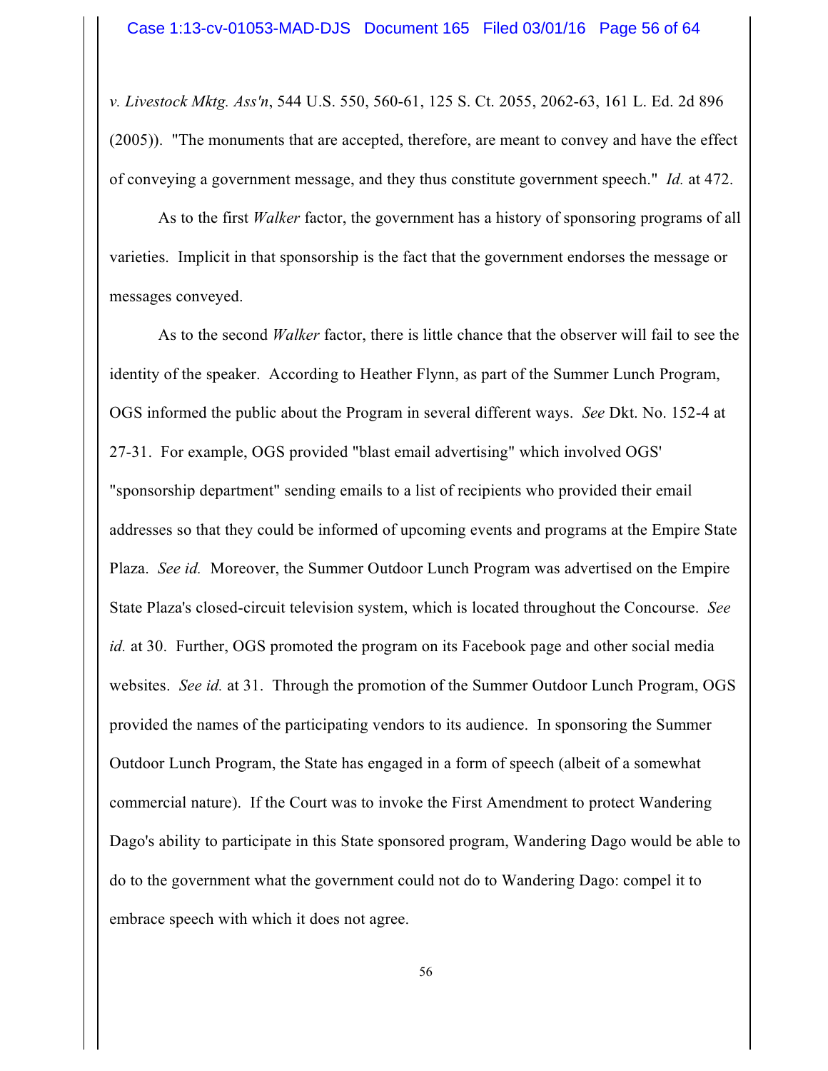*v. Livestock Mktg. Ass'n*, 544 U.S. 550, 560-61, 125 S. Ct. 2055, 2062-63, 161 L. Ed. 2d 896 (2005)). "The monuments that are accepted, therefore, are meant to convey and have the effect of conveying a government message, and they thus constitute government speech." *Id.* at 472.

As to the first *Walker* factor, the government has a history of sponsoring programs of all varieties. Implicit in that sponsorship is the fact that the government endorses the message or messages conveyed.

As to the second *Walker* factor, there is little chance that the observer will fail to see the identity of the speaker. According to Heather Flynn, as part of the Summer Lunch Program, OGS informed the public about the Program in several different ways. *See* Dkt. No. 152-4 at 27-31. For example, OGS provided "blast email advertising" which involved OGS' "sponsorship department" sending emails to a list of recipients who provided their email addresses so that they could be informed of upcoming events and programs at the Empire State Plaza. *See id.* Moreover, the Summer Outdoor Lunch Program was advertised on the Empire State Plaza's closed-circuit television system, which is located throughout the Concourse. *See id.* at 30. Further, OGS promoted the program on its Facebook page and other social media websites. *See id.* at 31. Through the promotion of the Summer Outdoor Lunch Program, OGS provided the names of the participating vendors to its audience. In sponsoring the Summer Outdoor Lunch Program, the State has engaged in a form of speech (albeit of a somewhat commercial nature). If the Court was to invoke the First Amendment to protect Wandering Dago's ability to participate in this State sponsored program, Wandering Dago would be able to do to the government what the government could not do to Wandering Dago: compel it to embrace speech with which it does not agree.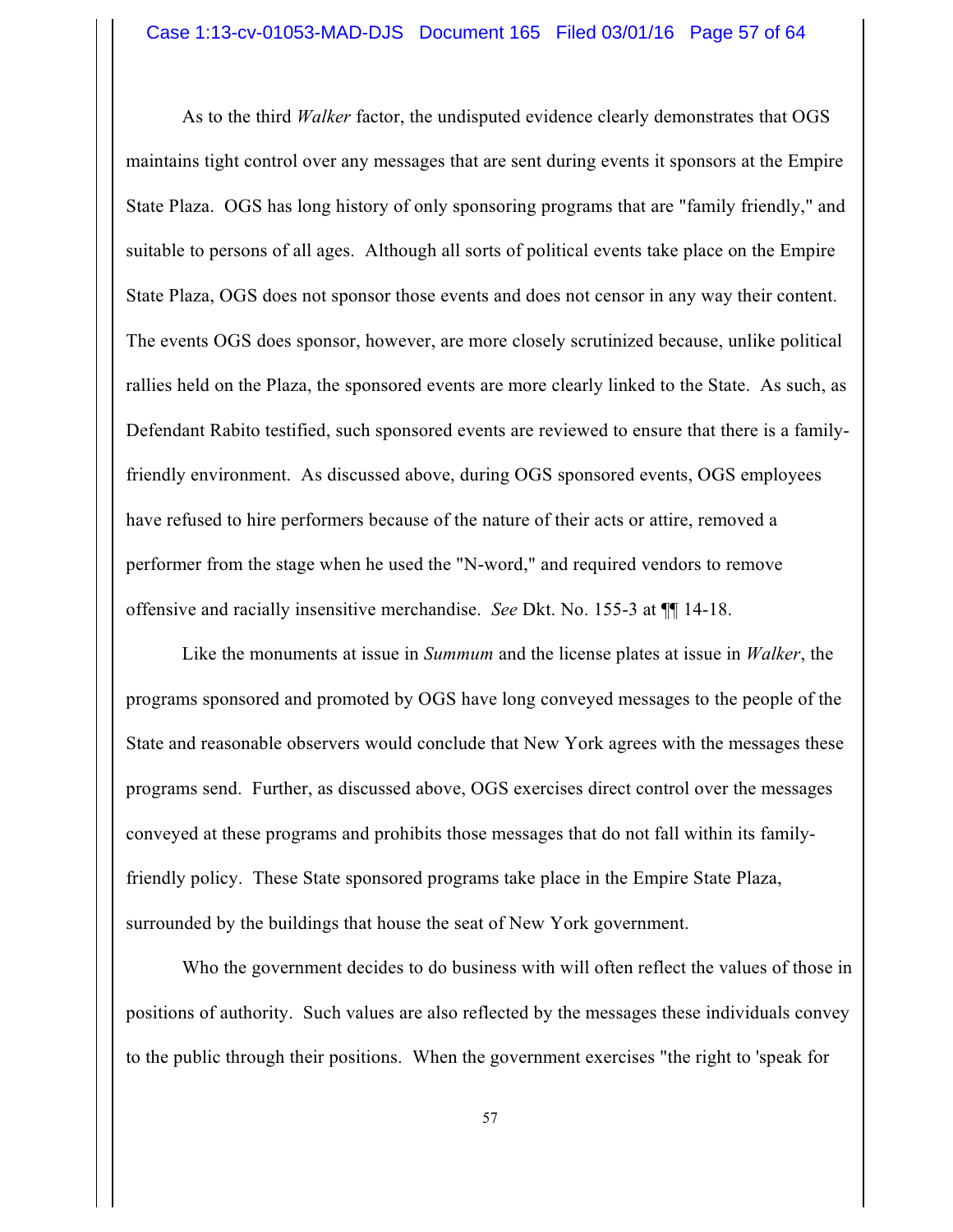As to the third *Walker* factor, the undisputed evidence clearly demonstrates that OGS maintains tight control over any messages that are sent during events it sponsors at the Empire State Plaza. OGS has long history of only sponsoring programs that are "family friendly," and suitable to persons of all ages. Although all sorts of political events take place on the Empire State Plaza, OGS does not sponsor those events and does not censor in any way their content. The events OGS does sponsor, however, are more closely scrutinized because, unlike political rallies held on the Plaza, the sponsored events are more clearly linked to the State. As such, as Defendant Rabito testified, such sponsored events are reviewed to ensure that there is a family-friendly environment. As discussed above, during OGS sponsored events, OGS employees have refused to hire performers because of the nature of their acts or attire, removed a performer from the stage when he used the "N-word," and required vendors to remove offensive and racially insensitive merchandise. *See* Dkt. No. 155-3 at ¶¶ 14-18.

Like the monuments at issue in *Summum* and the license plates at issue in *Walker*, the programs sponsored and promoted by OGS have long conveyed messages to the people of the State and reasonable observers would conclude that New York agrees with the messages these programs send. Further, as discussed above, OGS exercises direct control over the messages conveyed at these programs and prohibits those messages that do not fall within its family-friendly policy. These State sponsored programs take place in the Empire State Plaza, surrounded by the buildings that house the seat of New York government.

Who the government decides to do business with will often reflect the values of those in positions of authority. Such values are also reflected by the messages these individuals convey to the public through their positions. When the government exercises "the right to 'speak for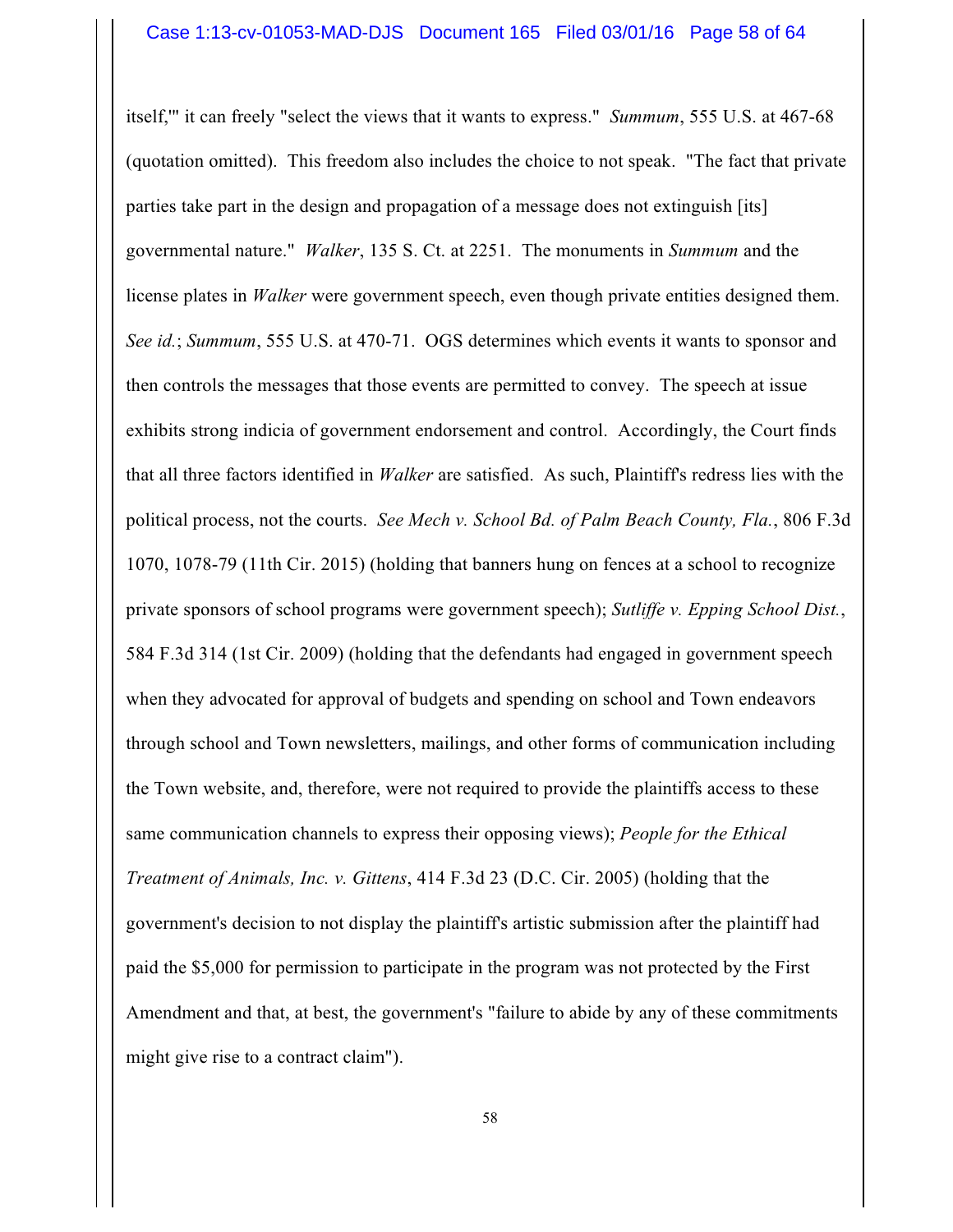itself,'" it can freely "select the views that it wants to express." *Summum*, 555 U.S. at 467-68 (quotation omitted). This freedom also includes the choice to not speak. "The fact that private parties take part in the design and propagation of a message does not extinguish [its] governmental nature." *Walker*, 135 S. Ct. at 2251. The monuments in *Summum* and the license plates in *Walker* were government speech, even though private entities designed them. *See id.*; *Summum*, 555 U.S. at 470-71. OGS determines which events it wants to sponsor and then controls the messages that those events are permitted to convey. The speech at issue exhibits strong indicia of government endorsement and control. Accordingly, the Court finds that all three factors identified in *Walker* are satisfied. As such, Plaintiff's redress lies with the political process, not the courts. *See Mech v. School Bd. of Palm Beach County, Fla.*, 806 F.3d 1070, 1078-79 (11th Cir. 2015) (holding that banners hung on fences at a school to recognize private sponsors of school programs were government speech); *Sutliffe v. Epping School Dist.*, 584 F.3d 314 (1st Cir. 2009) (holding that the defendants had engaged in government speech when they advocated for approval of budgets and spending on school and Town endeavors through school and Town newsletters, mailings, and other forms of communication including the Town website, and, therefore, were not required to provide the plaintiffs access to these same communication channels to express their opposing views); *People for the Ethical Treatment of Animals, Inc. v. Gittens*, 414 F.3d 23 (D.C. Cir. 2005) (holding that the government's decision to not display the plaintiff's artistic submission after the plaintiff had paid the $5,000 for permission to participate in the program was not protected by the First Amendment and that, at best, the government's "failure to abide by any of these commitments might give rise to a contract claim").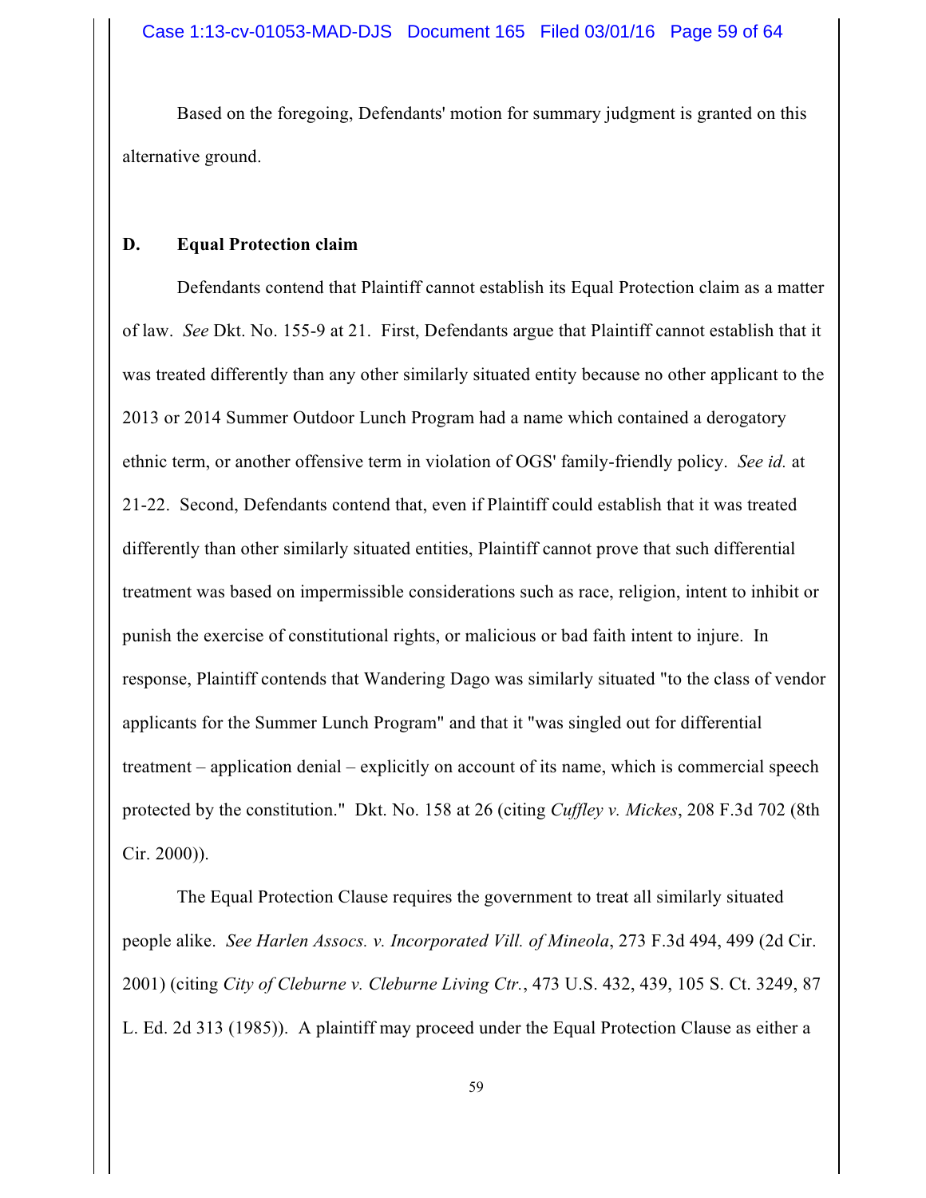Based on the foregoing, Defendants' motion for summary judgment is granted on this alternative ground.

### D. Equal Protection claim

Defendants contend that Plaintiff cannot establish its Equal Protection claim as a matter of law. *See* Dkt. No. 155-9 at 21. First, Defendants argue that Plaintiff cannot establish that it was treated differently than any other similarly situated entity because no other applicant to the 2013 or 2014 Summer Outdoor Lunch Program had a name which contained a derogatory ethnic term, or another offensive term in violation of OGS' family-friendly policy. *See id.* at 21-22. Second, Defendants contend that, even if Plaintiff could establish that it was treated differently than other similarly situated entities, Plaintiff cannot prove that such differential treatment was based on impermissible considerations such as race, religion, intent to inhibit or punish the exercise of constitutional rights, or malicious or bad faith intent to injure. In response, Plaintiff contends that Wandering Dago was similarly situated "to the class of vendor applicants for the Summer Lunch Program" and that it "was singled out for differential treatment – application denial – explicitly on account of its name, which is commercial speech protected by the constitution." Dkt. No. 158 at 26 (citing *Cuffley v. Mickes*, 208 F.3d 702 (8th Cir. 2000)).

The Equal Protection Clause requires the government to treat all similarly situated people alike. *See Harlen Assocs. v. Incorporated Vill. of Mineola*, 273 F.3d 494, 499 (2d Cir. 2001) (citing *City of Cleburne v. Cleburne Living Ctr.*, 473 U.S. 432, 439, 105 S. Ct. 3249, 87 L. Ed. 2d 313 (1985)). A plaintiff may proceed under the Equal Protection Clause as either a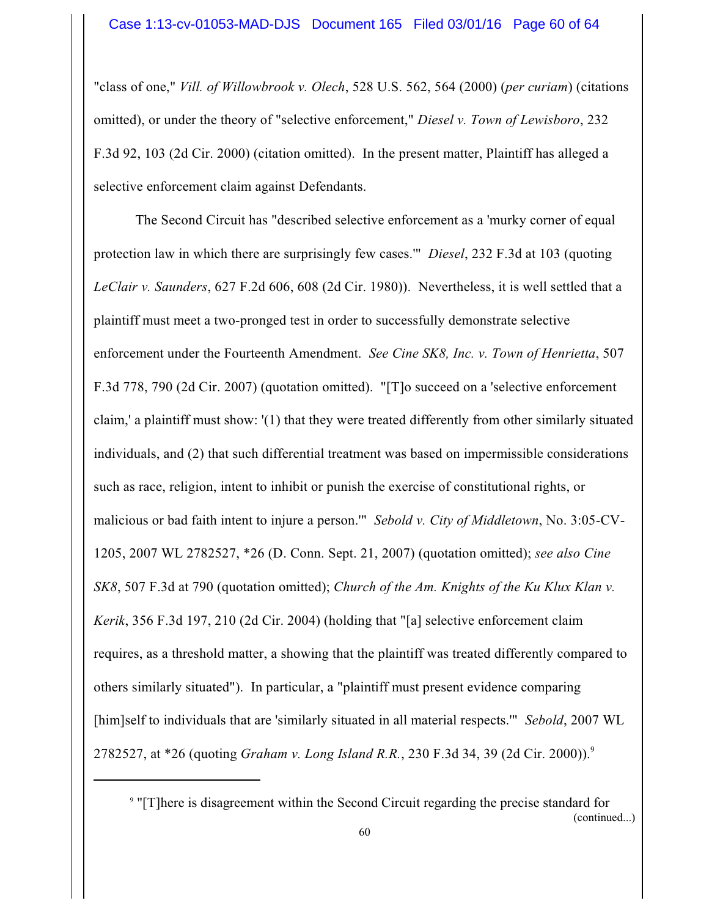"class of one," *Vill. of Willowbrook v. Olech*, 528 U.S. 562, 564 (2000) (*per curiam*) (citations omitted), or under the theory of "selective enforcement," *Diesel v. Town of Lewisboro*, 232 F.3d 92, 103 (2d Cir. 2000) (citation omitted). In the present matter, Plaintiff has alleged a selective enforcement claim against Defendants.

The Second Circuit has "described selective enforcement as a 'murky corner of equal protection law in which there are surprisingly few cases.'" *Diesel*, 232 F.3d at 103 (quoting *LeClair v. Saunders*, 627 F.2d 606, 608 (2d Cir. 1980)). Nevertheless, it is well settled that a plaintiff must meet a two-pronged test in order to successfully demonstrate selective enforcement under the Fourteenth Amendment. *See Cine SK8, Inc. v. Town of Henrietta*, 507 F.3d 778, 790 (2d Cir. 2007) (quotation omitted). "[T]o succeed on a 'selective enforcement claim,' a plaintiff must show: '(1) that they were treated differently from other similarly situated individuals, and (2) that such differential treatment was based on impermissible considerations such as race, religion, intent to inhibit or punish the exercise of constitutional rights, or malicious or bad faith intent to injure a person.'" *Sebold v. City of Middletown*, No. 3:05-CV-1205, 2007 WL 2782527, *26 (D. Conn. Sept. 21, 2007) (quotation omitted); *see also Cine SK8*, 507 F.3d at 790 (quotation omitted); *Church of the Am. Knights of the Ku Klux Klan v. Kerik*, 356 F.3d 197, 210 (2d Cir. 2004) (holding that "[a] selective enforcement claim requires, as a threshold matter, a showing that the plaintiff was treated differently compared to others similarly situated"). In particular, a "plaintiff must present evidence comparing [him]self to individuals that are 'similarly situated in all material respects.'" *Sebold*, 2007 WL 2782527, at *26 (quoting *Graham v. Long Island R.R.*, 230 F.3d 34, 39 (2d Cir. 2000)).[9]

---

[9] "[T]here is disagreement within the Second Circuit regarding the precise standard for (continued...)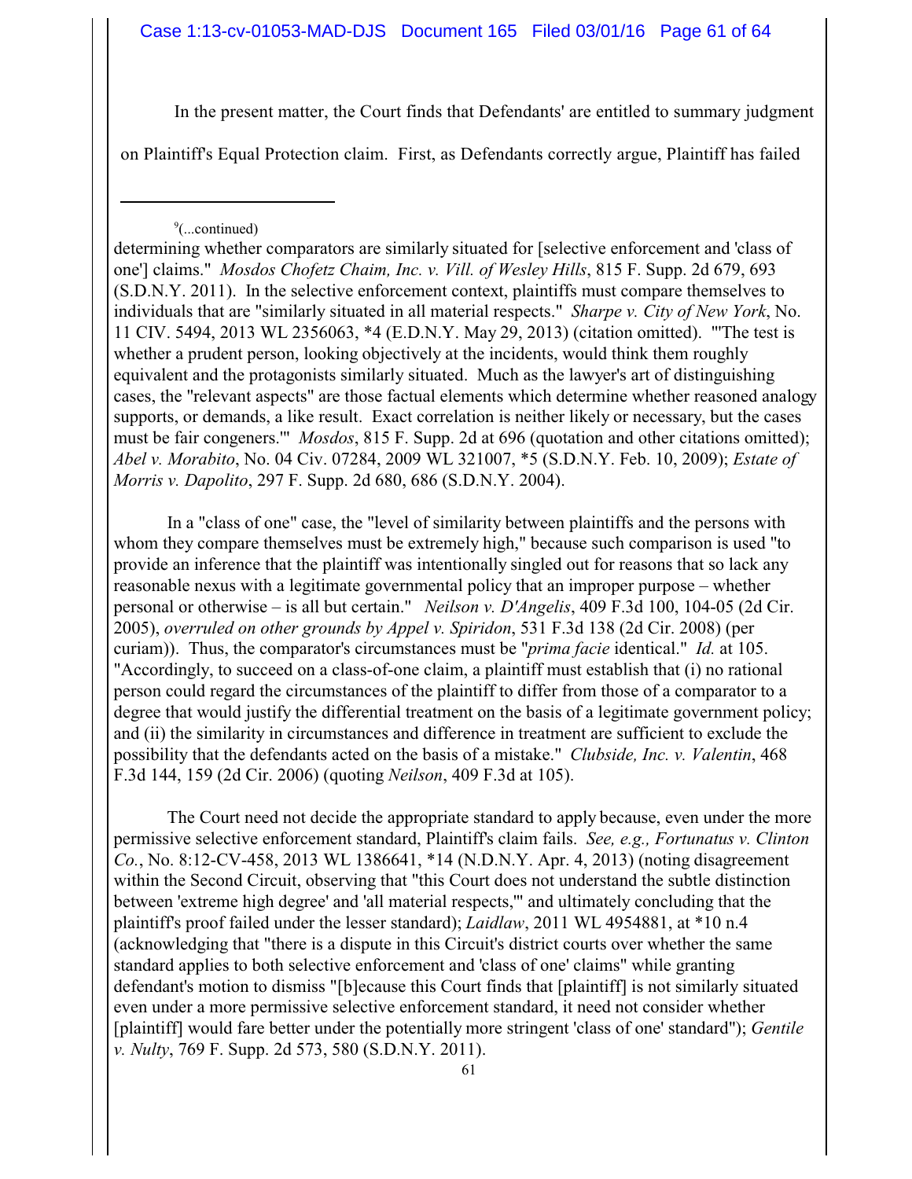In the present matter, the Court finds that Defendants' are entitled to summary judgment on Plaintiff's Equal Protection claim. First, as Defendants correctly argue, Plaintiff has failed

---

[9](...continued)
determining whether comparators are similarly situated for [selective enforcement and 'class of one'] claims." *Mosdos Chofetz Chaim, Inc. v. Vill. of Wesley Hills*, 815 F. Supp. 2d 679, 693 (S.D.N.Y. 2011). In the selective enforcement context, plaintiffs must compare themselves to individuals that are "similarly situated in all material respects." *Sharpe v. City of New York*, No. 11 CIV. 5494, 2013 WL 2356063, *4 (E.D.N.Y. May 29, 2013) (citation omitted). "'The test is whether a prudent person, looking objectively at the incidents, would think them roughly equivalent and the protagonists similarly situated. Much as the lawyer's art of distinguishing cases, the "relevant aspects" are those factual elements which determine whether reasoned analogy supports, or demands, a like result. Exact correlation is neither likely or necessary, but the cases must be fair congeners.'" *Mosdos*, 815 F. Supp. 2d at 696 (quotation and other citations omitted); *Abel v. Morabito*, No. 04 Civ. 07284, 2009 WL 321007, *5 (S.D.N.Y. Feb. 10, 2009); *Estate of Morris v. Dapolito*, 297 F. Supp. 2d 680, 686 (S.D.N.Y. 2004).

In a "class of one" case, the "level of similarity between plaintiffs and the persons with whom they compare themselves must be extremely high," because such comparison is used "to provide an inference that the plaintiff was intentionally singled out for reasons that so lack any reasonable nexus with a legitimate governmental policy that an improper purpose – whether personal or otherwise – is all but certain." *Neilson v. D'Angelis*, 409 F.3d 100, 104-05 (2d Cir. 2005), *overruled on other grounds by Appel v. Spiridon*, 531 F.3d 138 (2d Cir. 2008) (per curiam)). Thus, the comparator's circumstances must be "*prima facie* identical." *Id.* at 105. "Accordingly, to succeed on a class-of-one claim, a plaintiff must establish that (i) no rational person could regard the circumstances of the plaintiff to differ from those of a comparator to a degree that would justify the differential treatment on the basis of a legitimate government policy; and (ii) the similarity in circumstances and difference in treatment are sufficient to exclude the possibility that the defendants acted on the basis of a mistake." *Clubside, Inc. v. Valentin*, 468 F.3d 144, 159 (2d Cir. 2006) (quoting *Neilson*, 409 F.3d at 105).

The Court need not decide the appropriate standard to apply because, even under the more permissive selective enforcement standard, Plaintiff's claim fails. *See, e.g., Fortunatus v. Clinton Co.*, No. 8:12-CV-458, 2013 WL 1386641, *14 (N.D.N.Y. Apr. 4, 2013) (noting disagreement within the Second Circuit, observing that "this Court does not understand the subtle distinction between 'extreme high degree' and 'all material respects,'" and ultimately concluding that the plaintiff's proof failed under the lesser standard); *Laidlaw*, 2011 WL 4954881, at *10 n.4 (acknowledging that "there is a dispute in this Circuit's district courts over whether the same standard applies to both selective enforcement and 'class of one' claims" while granting defendant's motion to dismiss "[b]ecause this Court finds that [plaintiff] is not similarly situated even under a more permissive selective enforcement standard, it need not consider whether [plaintiff] would fare better under the potentially more stringent 'class of one' standard"); *Gentile v. Nulty*, 769 F. Supp. 2d 573, 580 (S.D.N.Y. 2011).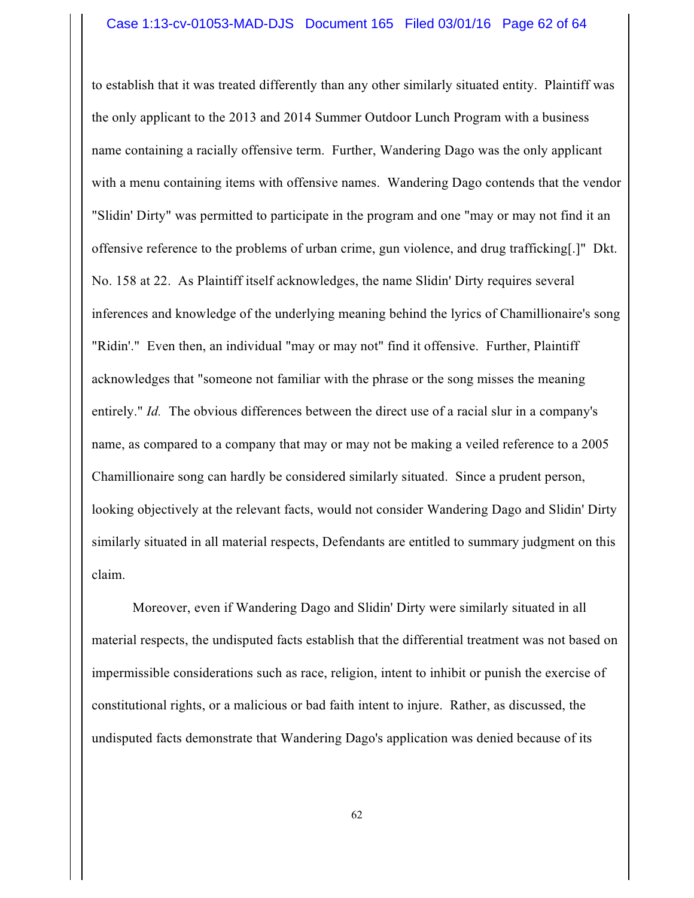to establish that it was treated differently than any other similarly situated entity. Plaintiff was the only applicant to the 2013 and 2014 Summer Outdoor Lunch Program with a business name containing a racially offensive term. Further, Wandering Dago was the only applicant with a menu containing items with offensive names. Wandering Dago contends that the vendor "Slidin' Dirty" was permitted to participate in the program and one "may or may not find it an offensive reference to the problems of urban crime, gun violence, and drug trafficking[.]" Dkt. No. 158 at 22. As Plaintiff itself acknowledges, the name Slidin' Dirty requires several inferences and knowledge of the underlying meaning behind the lyrics of Chamillionaire's song "Ridin'." Even then, an individual "may or may not" find it offensive. Further, Plaintiff acknowledges that "someone not familiar with the phrase or the song misses the meaning entirely." *Id.* The obvious differences between the direct use of a racial slur in a company's name, as compared to a company that may or may not be making a veiled reference to a 2005 Chamillionaire song can hardly be considered similarly situated. Since a prudent person, looking objectively at the relevant facts, would not consider Wandering Dago and Slidin' Dirty similarly situated in all material respects, Defendants are entitled to summary judgment on this claim.

Moreover, even if Wandering Dago and Slidin' Dirty were similarly situated in all material respects, the undisputed facts establish that the differential treatment was not based on impermissible considerations such as race, religion, intent to inhibit or punish the exercise of constitutional rights, or a malicious or bad faith intent to injure. Rather, as discussed, the undisputed facts demonstrate that Wandering Dago's application was denied because of its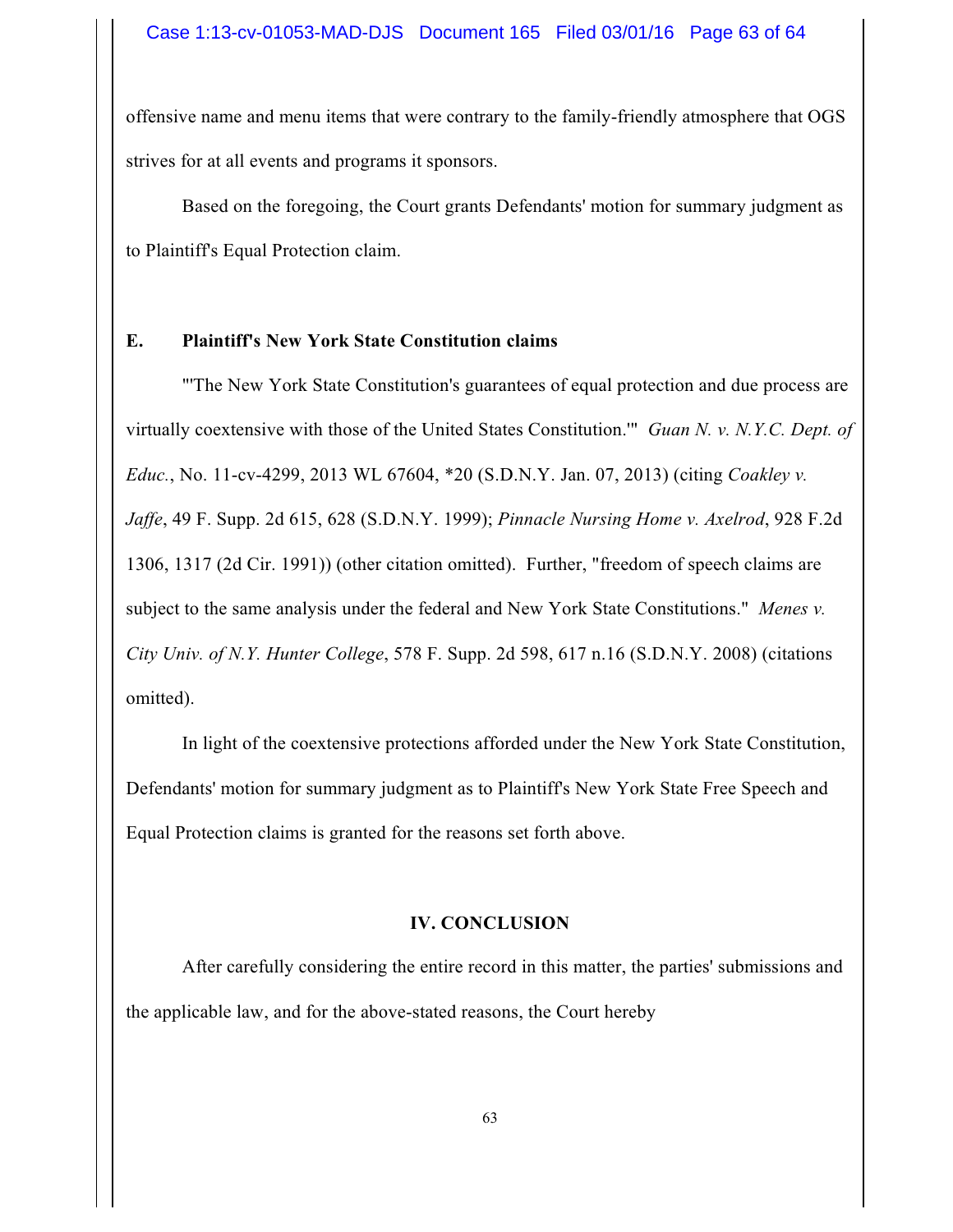offensive name and menu items that were contrary to the family-friendly atmosphere that OGS strives for at all events and programs it sponsors.

Based on the foregoing, the Court grants Defendants' motion for summary judgment as to Plaintiff's Equal Protection claim.

### E. Plaintiff's New York State Constitution claims

"'The New York State Constitution's guarantees of equal protection and due process are virtually coextensive with those of the United States Constitution.'" *Guan N. v. N.Y.C. Dept. of Educ.*, No. 11-cv-4299, 2013 WL 67604, *20 (S.D.N.Y. Jan. 07, 2013) (citing *Coakley v. Jaffe*, 49 F. Supp. 2d 615, 628 (S.D.N.Y. 1999); *Pinnacle Nursing Home v. Axelrod*, 928 F.2d 1306, 1317 (2d Cir. 1991)) (other citation omitted). Further, "freedom of speech claims are subject to the same analysis under the federal and New York State Constitutions." *Menes v. City Univ. of N.Y. Hunter College*, 578 F. Supp. 2d 598, 617 n.16 (S.D.N.Y. 2008) (citations omitted).

In light of the coextensive protections afforded under the New York State Constitution, Defendants' motion for summary judgment as to Plaintiff's New York State Free Speech and Equal Protection claims is granted for the reasons set forth above.

## IV. CONCLUSION

After carefully considering the entire record in this matter, the parties' submissions and the applicable law, and for the above-stated reasons, the Court hereby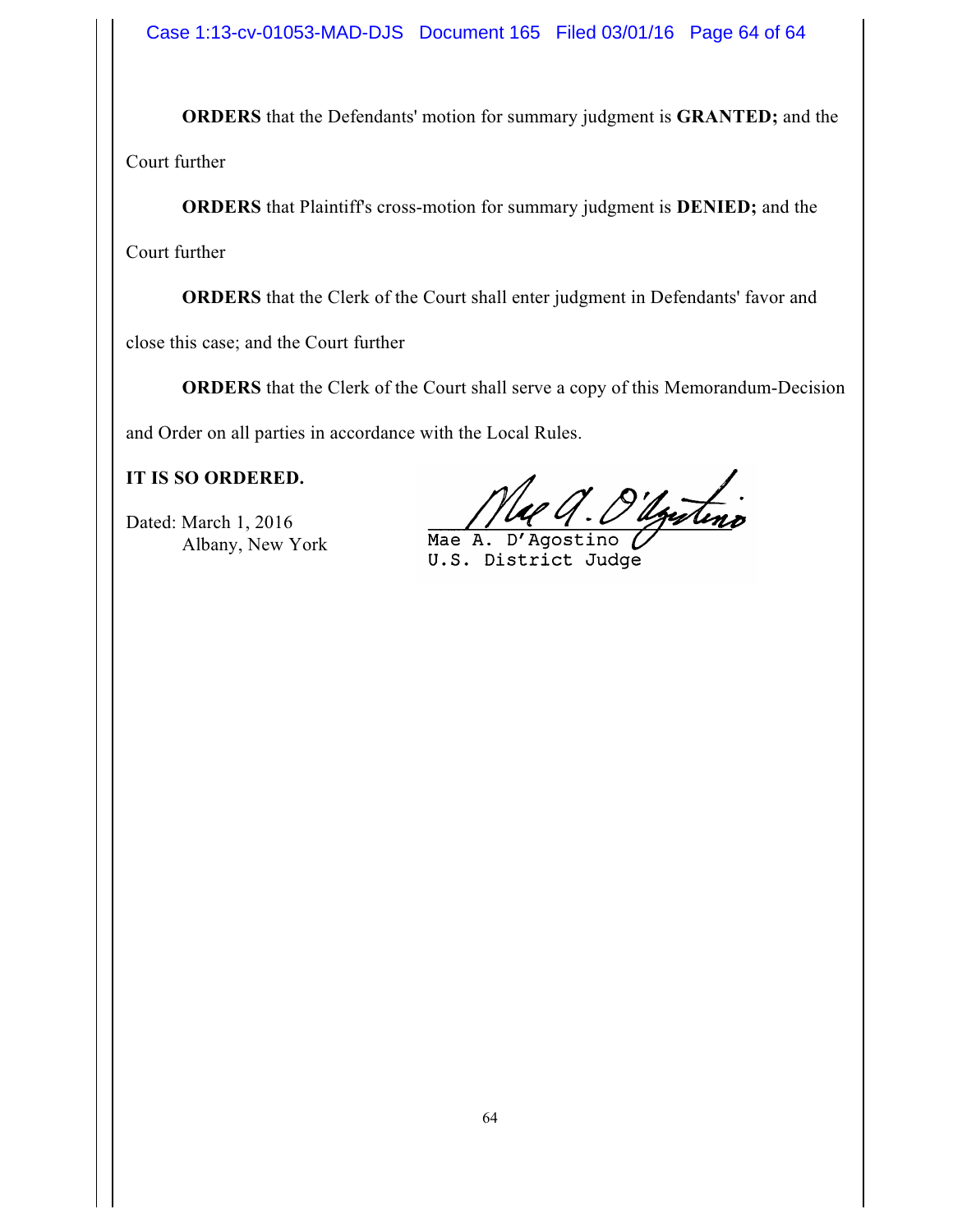**ORDERS** that the Defendants' motion for summary judgment is **GRANTED;** and the Court further

**ORDERS** that Plaintiff's cross-motion for summary judgment is **DENIED;** and the Court further

**ORDERS** that the Clerk of the Court shall enter judgment in Defendants' favor and close this case; and the Court further

**ORDERS** that the Clerk of the Court shall serve a copy of this Memorandum-Decision and Order on all parties in accordance with the Local Rules.

**IT IS SO ORDERED.**

Dated: March 1, 2016
Albany, New York

Mae A. D'Agostino
U.S. District Judge